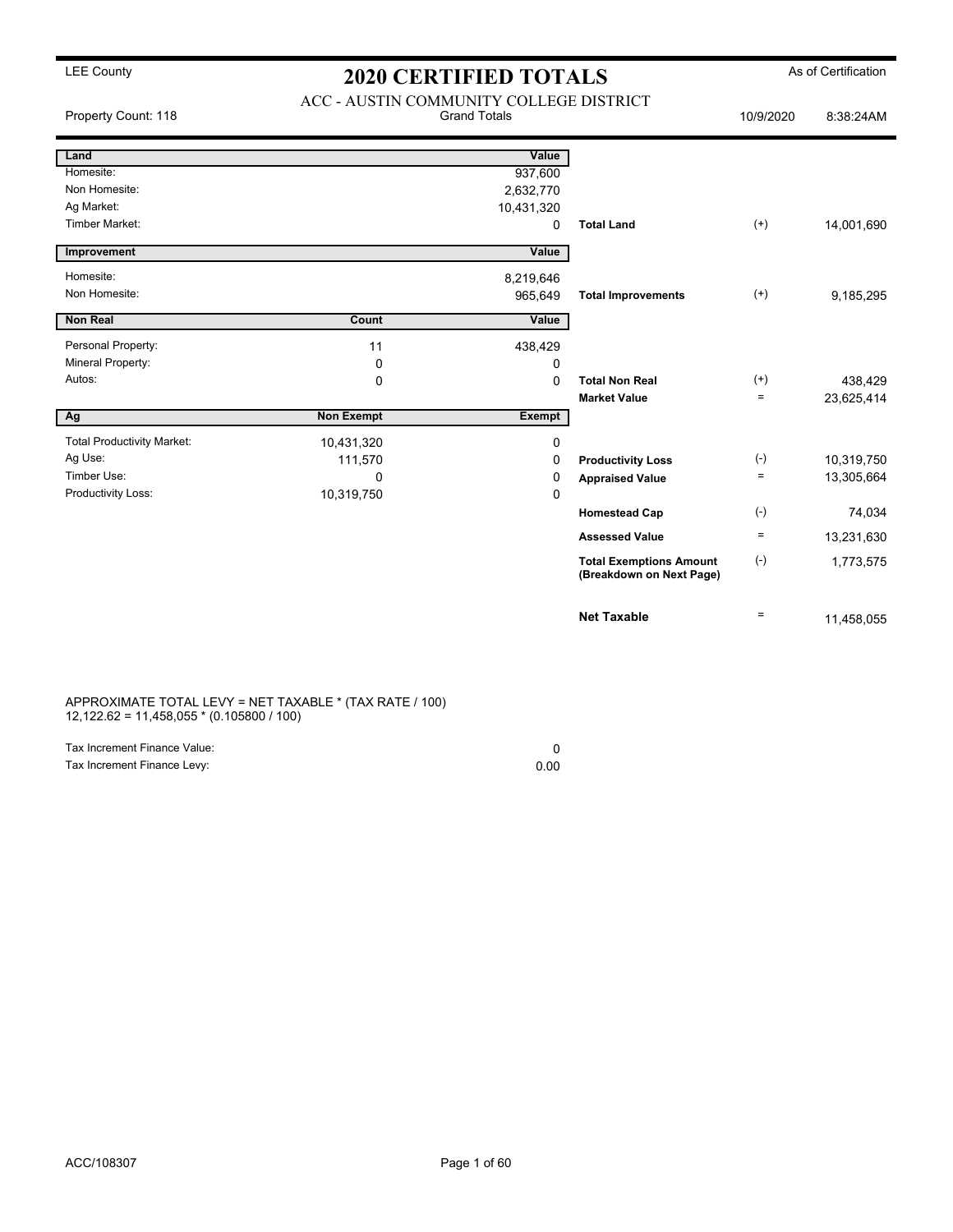LEE County

# 2020 CERTIFIED TOTALS

As of Certification

ACC - AUSTIN COMMUNITY COLLEGE DISTRICT

Property Count: 118 | Grand Totals | 10/9/2020 | 8:38:24AM

| Land | | Value | | | |
|---|---|---|---|---|---|
| Homesite: | | 937,600 | | | |
| Non Homesite: | | 2,632,770 | | | |
| Ag Market: | | 10,431,320 | | | |
| Timber Market: | | 0 | **Total Land** | (+) | 14,001,690 |

| Improvement | | Value | | | |
|---|---|---|---|---|---|
| Homesite: | | 8,219,646 | | | |
| Non Homesite: | | 965,649 | **Total Improvements** | (+) | 9,185,295 |

| Non Real | Count | Value | | | |
|---|---|---|---|---|---|
| Personal Property: | 11 | 438,429 | | | |
| Mineral Property: | 0 | 0 | | | |
| Autos: | 0 | 0 | **Total Non Real** | (+) | 438,429 |
| | | | **Market Value** | = | 23,625,414 |

| Ag | Non Exempt | Exempt | | | |
|---|---|---|---|---|---|
| Total Productivity Market: | 10,431,320 | 0 | | | |
| Ag Use: | 111,570 | 0 | **Productivity Loss** | (-) | 10,319,750 |
| Timber Use: | 0 | 0 | **Appraised Value** | = | 13,305,664 |
| Productivity Loss: | 10,319,750 | 0 | | | |
| | | | **Homestead Cap** | (-) | 74,034 |
| | | | **Assessed Value** | = | 13,231,630 |
| | | | **Total Exemptions Amount (Breakdown on Next Page)** | (-) | 1,773,575 |
| | | | **Net Taxable** | = | 11,458,055 |

APPROXIMATE TOTAL LEVY = NET TAXABLE * (TAX RATE / 100)
12,122.62 = 11,458,055 * (0.105800 / 100)

| | |
|---|---|
| Tax Increment Finance Value: | 0 |
| Tax Increment Finance Levy: | 0.00 |

ACC/108307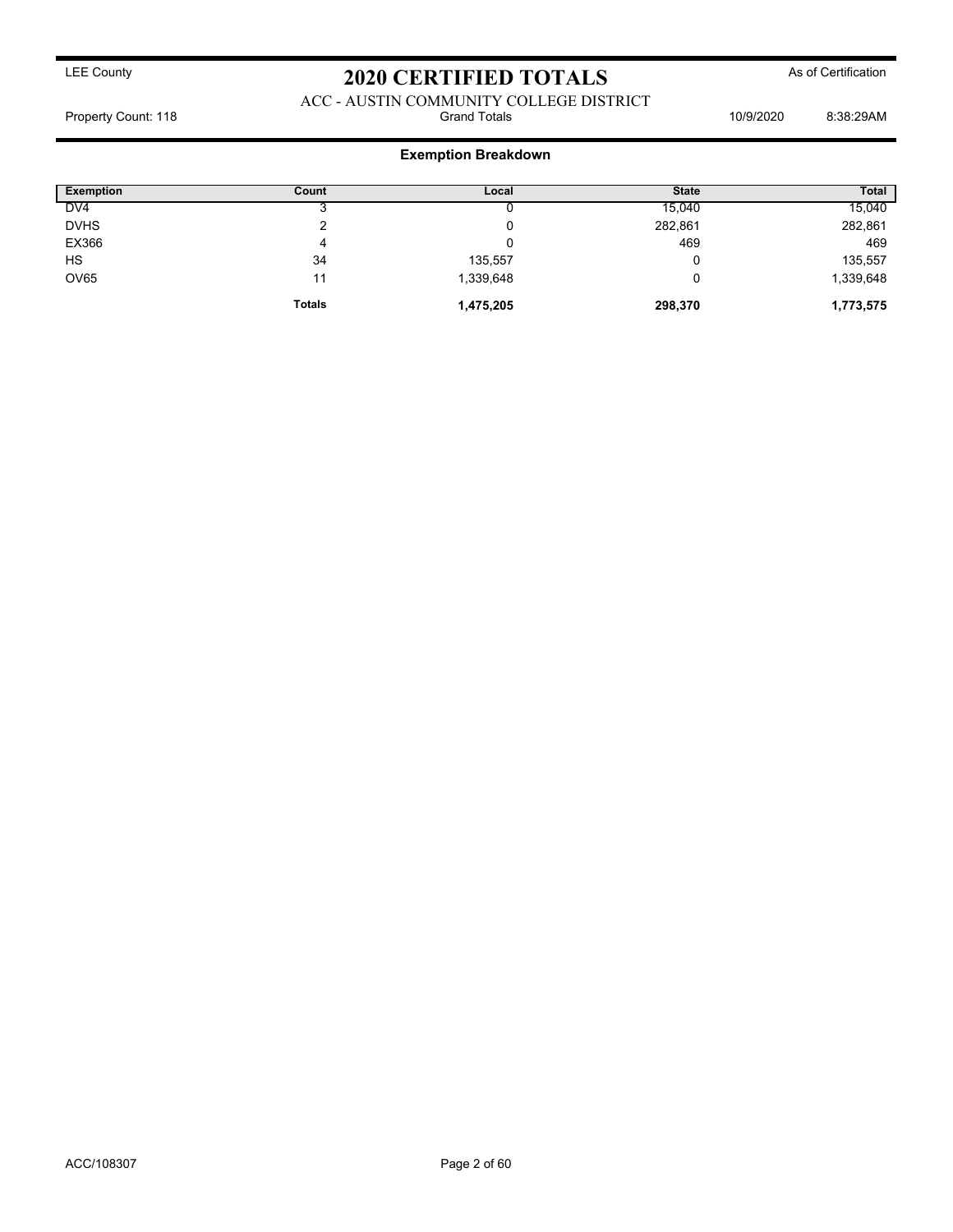LEE County

# 2020 CERTIFIED TOTALS

As of Certification

ACC - AUSTIN COMMUNITY COLLEGE DISTRICT

Property Count: 118 | Grand Totals | 10/9/2020 8:38:29AM

## Exemption Breakdown

| Exemption | Count | Local | State | Total |
|---|---|---|---|---|
| DV4 | 3 | 0 | 15,040 | 15,040 |
| DVHS | 2 | 0 | 282,861 | 282,861 |
| EX366 | 4 | 0 | 469 | 469 |
| HS | 34 | 135,557 | 0 | 135,557 |
| OV65 | 11 | 1,339,648 | 0 | 1,339,648 |
| | **Totals** | **1,475,205** | **298,370** | **1,773,575** |

ACC/108307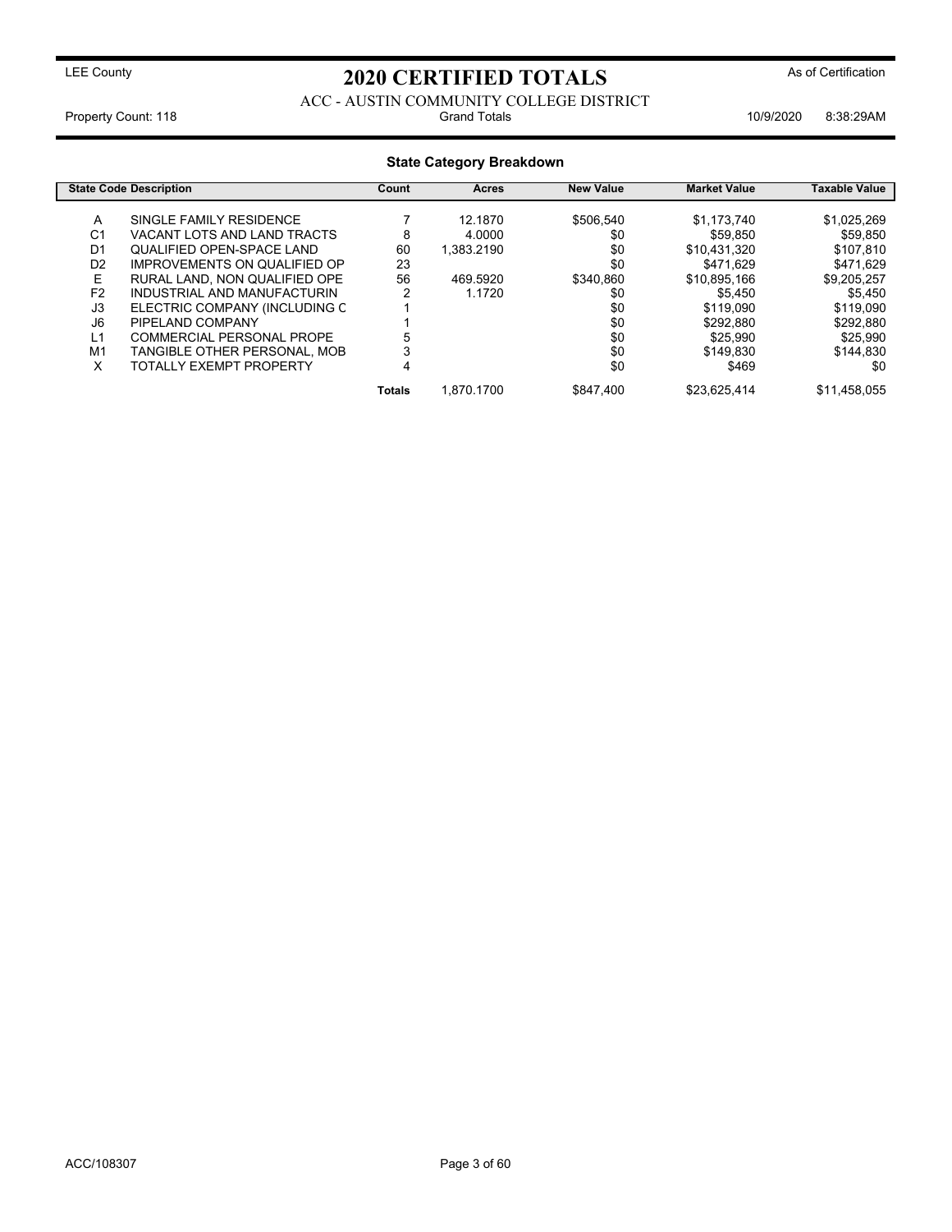LEE County

# 2020 CERTIFIED TOTALS

As of Certification

ACC - AUSTIN COMMUNITY COLLEGE DISTRICT

Property Count: 118 | Grand Totals | 10/9/2020 8:38:29AM

## State Category Breakdown

| State Code | Description | Count | Acres | New Value | Market Value | Taxable Value |
|---|---|---|---|---|---|---|
| A | SINGLE FAMILY RESIDENCE | 7 | 12.1870 | $506,540 | $1,173,740 | $1,025,269 |
| C1 | VACANT LOTS AND LAND TRACTS | 8 | 4.0000 | $0 | $59,850 | $59,850 |
| D1 | QUALIFIED OPEN-SPACE LAND | 60 | 1,383.2190 | $0 | $10,431,320 | $107,810 |
| D2 | IMPROVEMENTS ON QUALIFIED OP | 23 | | $0 | $471,629 | $471,629 |
| E | RURAL LAND, NON QUALIFIED OPE | 56 | 469.5920 | $340,860 | $10,895,166 | $9,205,257 |
| F2 | INDUSTRIAL AND MANUFACTURIN | 2 | 1.1720 | $0 | $5,450 | $5,450 |
| J3 | ELECTRIC COMPANY (INCLUDING C | 1 | | $0 | $119,090 | $119,090 |
| J6 | PIPELAND COMPANY | 1 | | $0 | $292,880 | $292,880 |
| L1 | COMMERCIAL PERSONAL PROPE | 5 | | $0 | $25,990 | $25,990 |
| M1 | TANGIBLE OTHER PERSONAL, MOB | 3 | | $0 | $149,830 | $144,830 |
| X | TOTALLY EXEMPT PROPERTY | 4 | | $0 | $469 | $0 |
| | | **Totals** | 1,870.1700 | $847,400 | $23,625,414 | $11,458,055 |

ACC/108307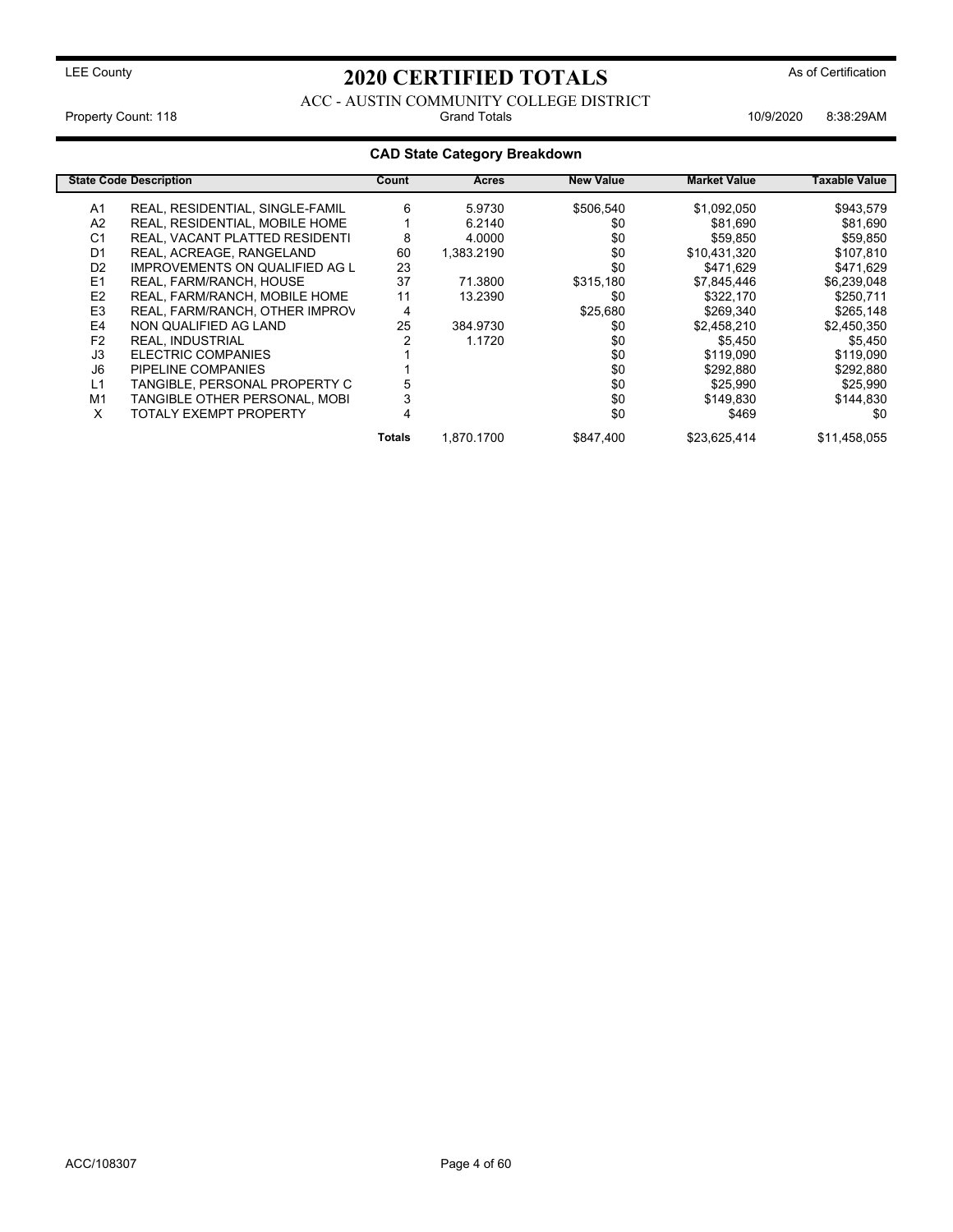LEE County

# 2020 CERTIFIED TOTALS

As of Certification

ACC - AUSTIN COMMUNITY COLLEGE DISTRICT

Property Count: 118 | Grand Totals | 10/9/2020 8:38:29AM

## CAD State Category Breakdown

| State Code | Description | Count | Acres | New Value | Market Value | Taxable Value |
|---|---|---|---|---|---|---|
| A1 | REAL, RESIDENTIAL, SINGLE-FAMIL | 6 | 5.9730 | $506,540 | $1,092,050 | $943,579 |
| A2 | REAL, RESIDENTIAL, MOBILE HOME | 1 | 6.2140 | $0 | $81,690 | $81,690 |
| C1 | REAL, VACANT PLATTED RESIDENTI | 8 | 4.0000 | $0 | $59,850 | $59,850 |
| D1 | REAL, ACREAGE, RANGELAND | 60 | 1,383.2190 | $0 | $10,431,320 | $107,810 |
| D2 | IMPROVEMENTS ON QUALIFIED AG L | 23 | | $0 | $471,629 | $471,629 |
| E1 | REAL, FARM/RANCH, HOUSE | 37 | 71.3800 | $315,180 | $7,845,446 | $6,239,048 |
| E2 | REAL, FARM/RANCH, MOBILE HOME | 11 | 13.2390 | $0 | $322,170 | $250,711 |
| E3 | REAL, FARM/RANCH, OTHER IMPROV | 4 | | $25,680 | $269,340 | $265,148 |
| E4 | NON QUALIFIED AG LAND | 25 | 384.9730 | $0 | $2,458,210 | $2,450,350 |
| F2 | REAL, INDUSTRIAL | 2 | 1.1720 | $0 | $5,450 | $5,450 |
| J3 | ELECTRIC COMPANIES | 1 | | $0 | $119,090 | $119,090 |
| J6 | PIPELINE COMPANIES | 1 | | $0 | $292,880 | $292,880 |
| L1 | TANGIBLE, PERSONAL PROPERTY C | 5 | | $0 | $25,990 | $25,990 |
| M1 | TANGIBLE OTHER PERSONAL, MOBI | 3 | | $0 | $149,830 | $144,830 |
| X | TOTALY EXEMPT PROPERTY | 4 | | $0 | $469 | $0 |
| | | **Totals** | 1,870.1700 | $847,400 | $23,625,414 | $11,458,055 |

ACC/108307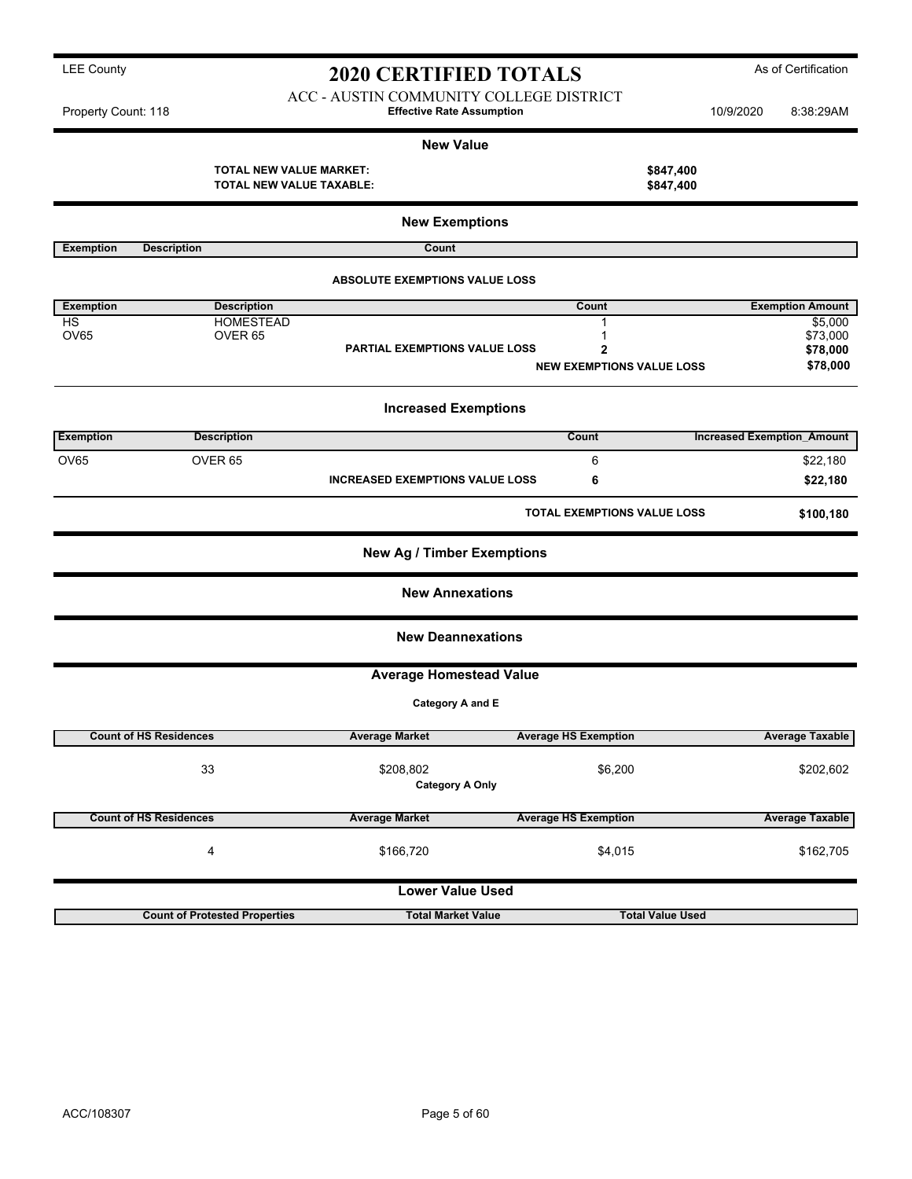LEE County

# 2020 CERTIFIED TOTALS

As of Certification

ACC - AUSTIN COMMUNITY COLLEGE DISTRICT

Property Count: 118 — **Effective Rate Assumption** — 10/9/2020 8:38:29AM

## New Value

| | |
|---|---|
| **TOTAL NEW VALUE MARKET:** | **$847,400** |
| **TOTAL NEW VALUE TAXABLE:** | **$847,400** |

## New Exemptions

| Exemption | Description | Count |
|---|---|---|

**ABSOLUTE EXEMPTIONS VALUE LOSS**

| Exemption | Description | | Count | Exemption Amount |
|---|---|---|---|---|
| HS | HOMESTEAD | | 1 | $5,000 |
| OV65 | OVER 65 | | 1 | $73,000 |
| | | **PARTIAL EXEMPTIONS VALUE LOSS** | **2** | **$78,000** |
| | | | **NEW EXEMPTIONS VALUE LOSS** | **$78,000** |

## Increased Exemptions

| Exemption | Description | | Count | Increased Exemption_Amount |
|---|---|---|---|---|
| OV65 | OVER 65 | | 6 | $22,180 |
| | | **INCREASED EXEMPTIONS VALUE LOSS** | **6** | **$22,180** |
| | | | **TOTAL EXEMPTIONS VALUE LOSS** | **$100,180** |

## New Ag / Timber Exemptions

## New Annexations

## New Deannexations

## Average Homestead Value

**Category A and E**

| Count of HS Residences | Average Market | Average HS Exemption | Average Taxable |
|---|---|---|---|
| 33 | $208,802 | $6,200 | $202,602 |

**Category A Only**

| Count of HS Residences | Average Market | Average HS Exemption | Average Taxable |
|---|---|---|---|
| 4 | $166,720 | $4,015 | $162,705 |

## Lower Value Used

| Count of Protested Properties | Total Market Value | Total Value Used |
|---|---|---|

ACC/108307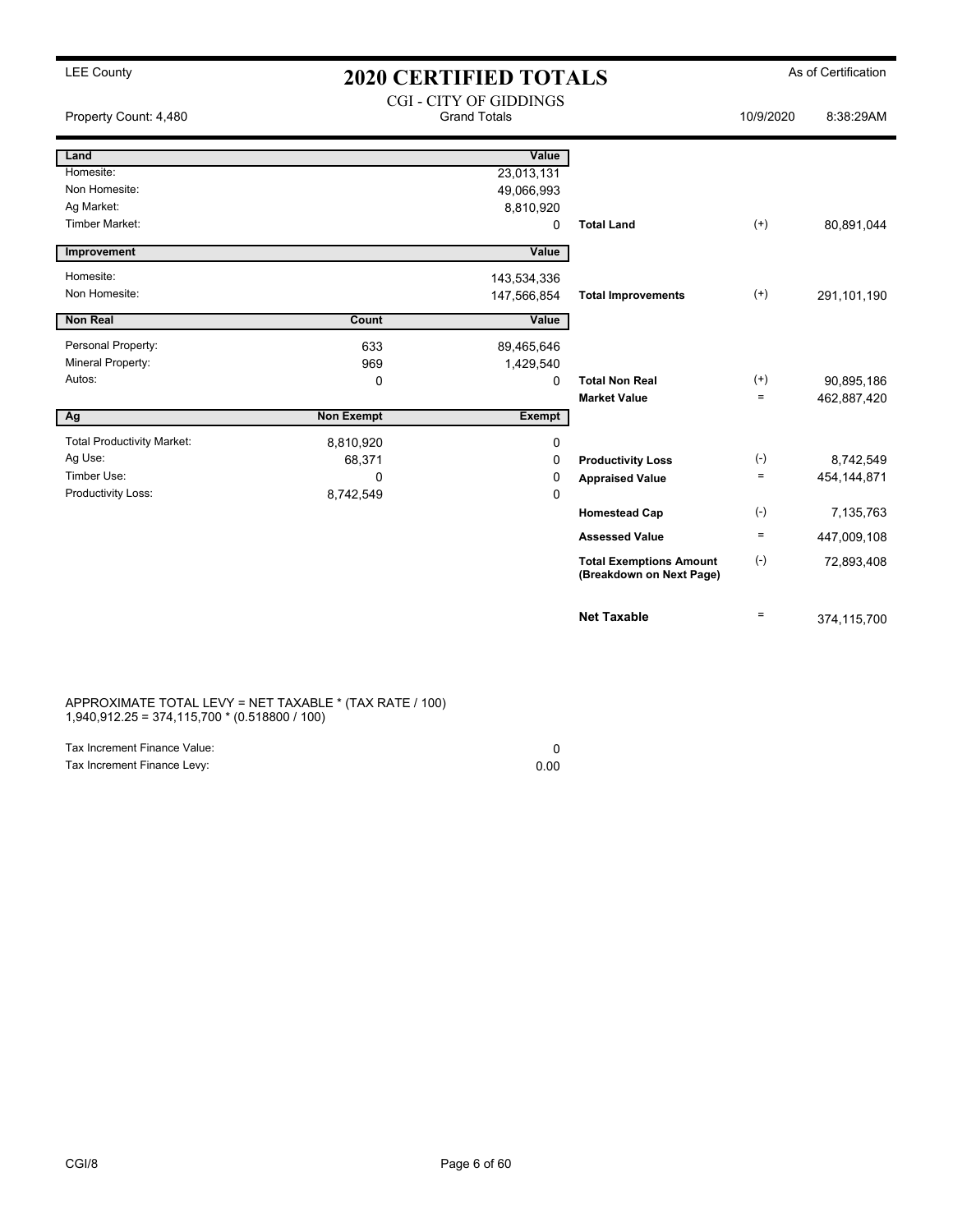LEE County

# 2020 CERTIFIED TOTALS

As of Certification

Property Count: 4,480

CGI - CITY OF GIDDINGS
Grand Totals

10/9/2020 8:38:29AM

| Land | | Value | | | |
|---|---|---|---|---|---|
| Homesite: | | 23,013,131 | | | |
| Non Homesite: | | 49,066,993 | | | |
| Ag Market: | | 8,810,920 | | | |
| Timber Market: | | 0 | **Total Land** | (+) | 80,891,044 |

| Improvement | | Value | | | |
|---|---|---|---|---|---|
| Homesite: | | 143,534,336 | | | |
| Non Homesite: | | 147,566,854 | **Total Improvements** | (+) | 291,101,190 |

| Non Real | Count | Value | | | |
|---|---|---|---|---|---|
| Personal Property: | 633 | 89,465,646 | | | |
| Mineral Property: | 969 | 1,429,540 | | | |
| Autos: | 0 | 0 | **Total Non Real** | (+) | 90,895,186 |
| | | | **Market Value** | = | 462,887,420 |

| Ag | Non Exempt | Exempt | | | |
|---|---|---|---|---|---|
| Total Productivity Market: | 8,810,920 | 0 | | | |
| Ag Use: | 68,371 | 0 | **Productivity Loss** | (-) | 8,742,549 |
| Timber Use: | 0 | 0 | **Appraised Value** | = | 454,144,871 |
| Productivity Loss: | 8,742,549 | 0 | | | |
| | | | **Homestead Cap** | (-) | 7,135,763 |
| | | | **Assessed Value** | = | 447,009,108 |
| | | | **Total Exemptions Amount (Breakdown on Next Page)** | (-) | 72,893,408 |
| | | | **Net Taxable** | = | 374,115,700 |

APPROXIMATE TOTAL LEVY = NET TAXABLE * (TAX RATE / 100)
1,940,912.25 = 374,115,700 * (0.518800 / 100)

| | |
|---|---|
| Tax Increment Finance Value: | 0 |
| Tax Increment Finance Levy: | 0.00 |

CGI/8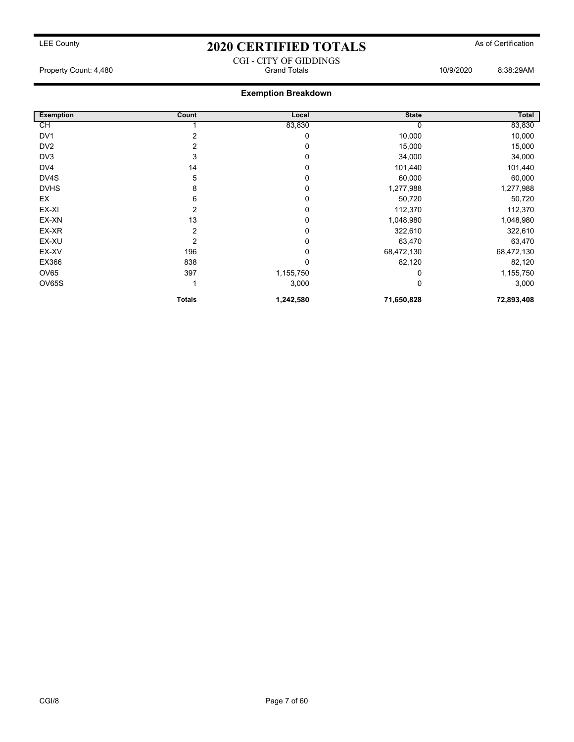LEE County

# 2020 CERTIFIED TOTALS

As of Certification

CGI - CITY OF GIDDINGS
Grand Totals

Property Count: 4,480

10/9/2020 8:38:29AM

## Exemption Breakdown

| Exemption | Count | Local | State | Total |
|---|---|---|---|---|
| CH | 1 | 83,830 | 0 | 83,830 |
| DV1 | 2 | 0 | 10,000 | 10,000 |
| DV2 | 2 | 0 | 15,000 | 15,000 |
| DV3 | 3 | 0 | 34,000 | 34,000 |
| DV4 | 14 | 0 | 101,440 | 101,440 |
| DV4S | 5 | 0 | 60,000 | 60,000 |
| DVHS | 8 | 0 | 1,277,988 | 1,277,988 |
| EX | 6 | 0 | 50,720 | 50,720 |
| EX-XI | 2 | 0 | 112,370 | 112,370 |
| EX-XN | 13 | 0 | 1,048,980 | 1,048,980 |
| EX-XR | 2 | 0 | 322,610 | 322,610 |
| EX-XU | 2 | 0 | 63,470 | 63,470 |
| EX-XV | 196 | 0 | 68,472,130 | 68,472,130 |
| EX366 | 838 | 0 | 82,120 | 82,120 |
| OV65 | 397 | 1,155,750 | 0 | 1,155,750 |
| OV65S | 1 | 3,000 | 0 | 3,000 |
| | **Totals** | **1,242,580** | **71,650,828** | **72,893,408** |

CGI/8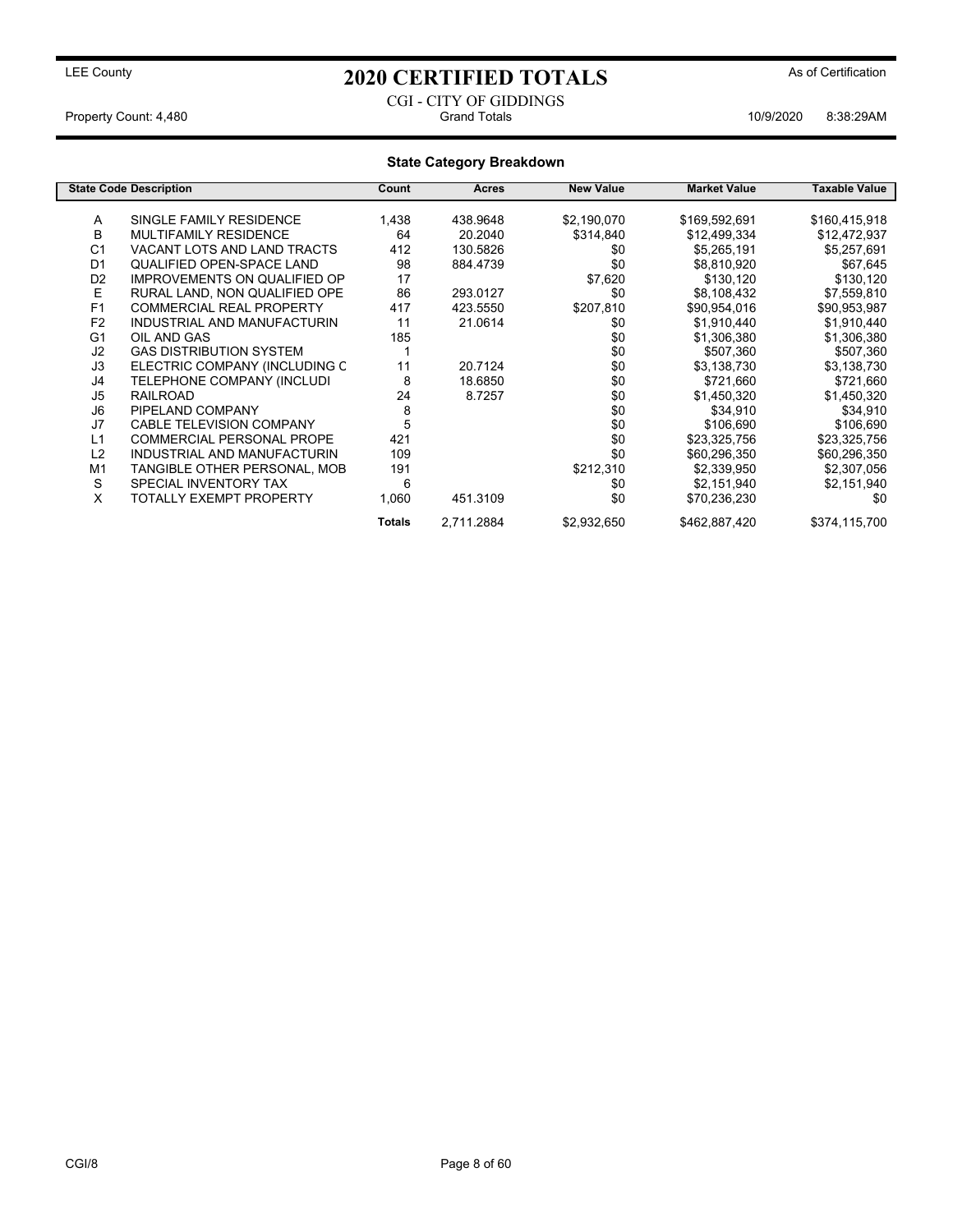LEE County

# 2020 CERTIFIED TOTALS

As of Certification

CGI - CITY OF GIDDINGS

Property Count: 4,480 Grand Totals 10/9/2020 8:38:29AM

## State Category Breakdown

| State Code | Description | Count | Acres | New Value | Market Value | Taxable Value |
|---|---|---|---|---|---|---|
| A | SINGLE FAMILY RESIDENCE | 1,438 | 438.9648 | $2,190,070 | $169,592,691 | $160,415,918 |
| B | MULTIFAMILY RESIDENCE | 64 | 20.2040 | $314,840 | $12,499,334 | $12,472,937 |
| C1 | VACANT LOTS AND LAND TRACTS | 412 | 130.5826 | $0 | $5,265,191 | $5,257,691 |
| D1 | QUALIFIED OPEN-SPACE LAND | 98 | 884.4739 | $0 | $8,810,920 | $67,645 |
| D2 | IMPROVEMENTS ON QUALIFIED OP | 17 | | $7,620 | $130,120 | $130,120 |
| E | RURAL LAND, NON QUALIFIED OPE | 86 | 293.0127 | $0 | $8,108,432 | $7,559,810 |
| F1 | COMMERCIAL REAL PROPERTY | 417 | 423.5550 | $207,810 | $90,954,016 | $90,953,987 |
| F2 | INDUSTRIAL AND MANUFACTURIN | 11 | 21.0614 | $0 | $1,910,440 | $1,910,440 |
| G1 | OIL AND GAS | 185 | | $0 | $1,306,380 | $1,306,380 |
| J2 | GAS DISTRIBUTION SYSTEM | 1 | | $0 | $507,360 | $507,360 |
| J3 | ELECTRIC COMPANY (INCLUDING C | 11 | 20.7124 | $0 | $3,138,730 | $3,138,730 |
| J4 | TELEPHONE COMPANY (INCLUDI | 8 | 18.6850 | $0 | $721,660 | $721,660 |
| J5 | RAILROAD | 24 | 8.7257 | $0 | $1,450,320 | $1,450,320 |
| J6 | PIPELAND COMPANY | 8 | | $0 | $34,910 | $34,910 |
| J7 | CABLE TELEVISION COMPANY | 5 | | $0 | $106,690 | $106,690 |
| L1 | COMMERCIAL PERSONAL PROPE | 421 | | $0 | $23,325,756 | $23,325,756 |
| L2 | INDUSTRIAL AND MANUFACTURIN | 109 | | $0 | $60,296,350 | $60,296,350 |
| M1 | TANGIBLE OTHER PERSONAL, MOB | 191 | | $212,310 | $2,339,950 | $2,307,056 |
| S | SPECIAL INVENTORY TAX | 6 | | $0 | $2,151,940 | $2,151,940 |
| X | TOTALLY EXEMPT PROPERTY | 1,060 | 451.3109 | $0 | $70,236,230 | $0 |
| | | **Totals** | 2,711.2884 | $2,932,650 | $462,887,420 | $374,115,700 |

CGI/8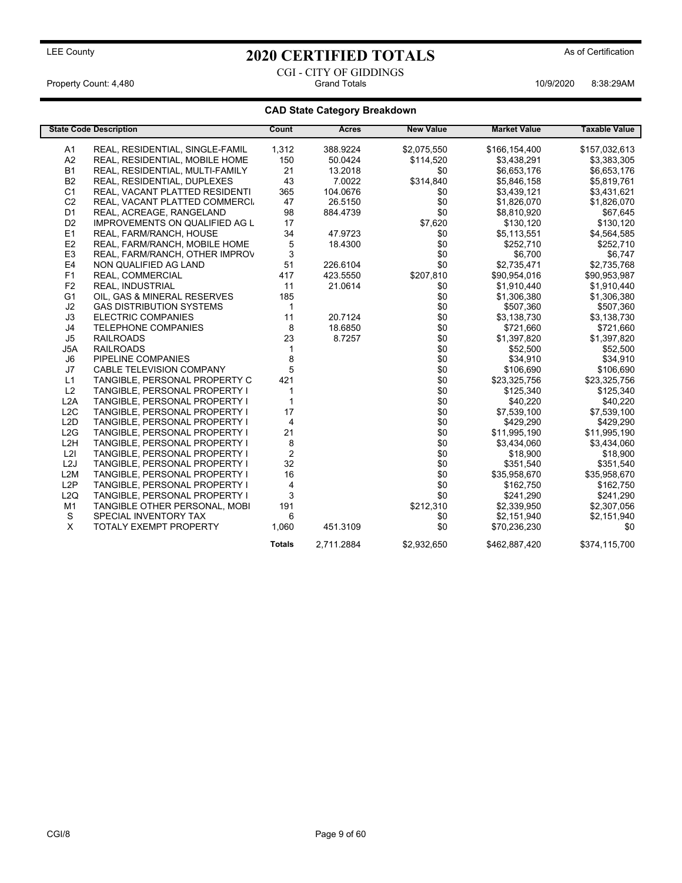LEE County

# 2020 CERTIFIED TOTALS

As of Certification

CGI - CITY OF GIDDINGS

Property Count: 4,480 | Grand Totals | 10/9/2020 8:38:29AM

## CAD State Category Breakdown

| State Code | Description | Count | Acres | New Value | Market Value | Taxable Value |
|---|---|---|---|---|---|---|
| A1 | REAL, RESIDENTIAL, SINGLE-FAMIL | 1,312 | 388.9224 | $2,075,550 | $166,154,400 | $157,032,613 |
| A2 | REAL, RESIDENTIAL, MOBILE HOME | 150 | 50.0424 | $114,520 | $3,438,291 | $3,383,305 |
| B1 | REAL, RESIDENTIAL, MULTI-FAMILY | 21 | 13.2018 | $0 | $6,653,176 | $6,653,176 |
| B2 | REAL, RESIDENTIAL, DUPLEXES | 43 | 7.0022 | $314,840 | $5,846,158 | $5,819,761 |
| C1 | REAL, VACANT PLATTED RESIDENTI | 365 | 104.0676 | $0 | $3,439,121 | $3,431,621 |
| C2 | REAL, VACANT PLATTED COMMERCI | 47 | 26.5150 | $0 | $1,826,070 | $1,826,070 |
| D1 | REAL, ACREAGE, RANGELAND | 98 | 884.4739 | $0 | $8,810,920 | $67,645 |
| D2 | IMPROVEMENTS ON QUALIFIED AG L | 17 | | $7,620 | $130,120 | $130,120 |
| E1 | REAL, FARM/RANCH, HOUSE | 34 | 47.9723 | $0 | $5,113,551 | $4,564,585 |
| E2 | REAL, FARM/RANCH, MOBILE HOME | 5 | 18.4300 | $0 | $252,710 | $252,710 |
| E3 | REAL, FARM/RANCH, OTHER IMPROV | 3 | | $0 | $6,700 | $6,747 |
| E4 | NON QUALIFIED AG LAND | 51 | 226.6104 | $0 | $2,735,471 | $2,735,768 |
| F1 | REAL, COMMERCIAL | 417 | 423.5550 | $207,810 | $90,954,016 | $90,953,987 |
| F2 | REAL, INDUSTRIAL | 11 | 21.0614 | $0 | $1,910,440 | $1,910,440 |
| G1 | OIL, GAS & MINERAL RESERVES | 185 | | $0 | $1,306,380 | $1,306,380 |
| J2 | GAS DISTRIBUTION SYSTEMS | 1 | | $0 | $507,360 | $507,360 |
| J3 | ELECTRIC COMPANIES | 11 | 20.7124 | $0 | $3,138,730 | $3,138,730 |
| J4 | TELEPHONE COMPANIES | 8 | 18.6850 | $0 | $721,660 | $721,660 |
| J5 | RAILROADS | 23 | 8.7257 | $0 | $1,397,820 | $1,397,820 |
| J5A | RAILROADS | 1 | | $0 | $52,500 | $52,500 |
| J6 | PIPELINE COMPANIES | 8 | | $0 | $34,910 | $34,910 |
| J7 | CABLE TELEVISION COMPANY | 5 | | $0 | $106,690 | $106,690 |
| L1 | TANGIBLE, PERSONAL PROPERTY C | 421 | | $0 | $23,325,756 | $23,325,756 |
| L2 | TANGIBLE, PERSONAL PROPERTY I | 1 | | $0 | $125,340 | $125,340 |
| L2A | TANGIBLE, PERSONAL PROPERTY I | 1 | | $0 | $40,220 | $40,220 |
| L2C | TANGIBLE, PERSONAL PROPERTY I | 17 | | $0 | $7,539,100 | $7,539,100 |
| L2D | TANGIBLE, PERSONAL PROPERTY I | 4 | | $0 | $429,290 | $429,290 |
| L2G | TANGIBLE, PERSONAL PROPERTY I | 21 | | $0 | $11,995,190 | $11,995,190 |
| L2H | TANGIBLE, PERSONAL PROPERTY I | 8 | | $0 | $3,434,060 | $3,434,060 |
| L2I | TANGIBLE, PERSONAL PROPERTY I | 2 | | $0 | $18,900 | $18,900 |
| L2J | TANGIBLE, PERSONAL PROPERTY I | 32 | | $0 | $351,540 | $351,540 |
| L2M | TANGIBLE, PERSONAL PROPERTY I | 16 | | $0 | $35,958,670 | $35,958,670 |
| L2P | TANGIBLE, PERSONAL PROPERTY I | 4 | | $0 | $162,750 | $162,750 |
| L2Q | TANGIBLE, PERSONAL PROPERTY I | 3 | | $0 | $241,290 | $241,290 |
| M1 | TANGIBLE OTHER PERSONAL, MOBI | 191 | | $212,310 | $2,339,950 | $2,307,056 |
| S | SPECIAL INVENTORY TAX | 6 | | $0 | $2,151,940 | $2,151,940 |
| X | TOTALY EXEMPT PROPERTY | 1,060 | 451.3109 | $0 | $70,236,230 | $0 |
| | | **Totals** | 2,711.2884 | $2,932,650 | $462,887,420 | $374,115,700 |

CGI/8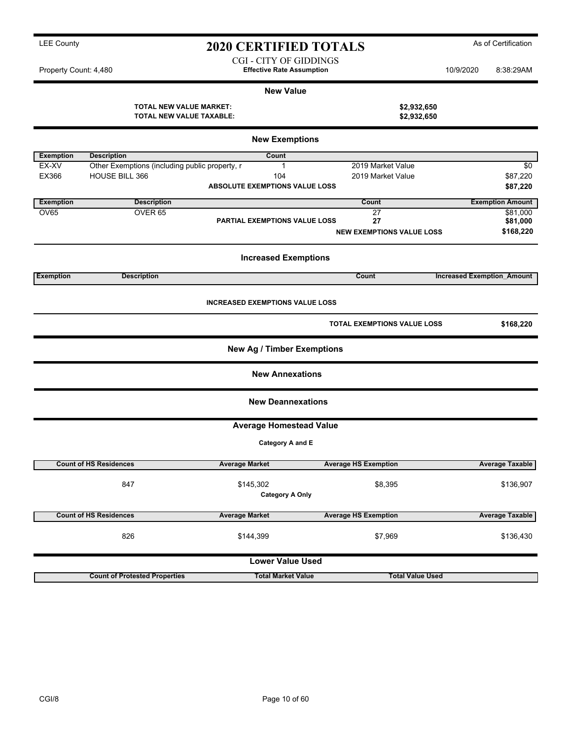LEE County

# 2020 CERTIFIED TOTALS

As of Certification

CGI - CITY OF GIDDINGS
**Effective Rate Assumption**

Property Count: 4,480

10/9/2020 8:38:29AM

## New Value

**TOTAL NEW VALUE MARKET:** **$2,932,650**
**TOTAL NEW VALUE TAXABLE:** **$2,932,650**

## New Exemptions

| Exemption | Description | Count | | |
|---|---|---|---|---|
| EX-XV | Other Exemptions (including public property, r | 1 | 2019 Market Value | $0 |
| EX366 | HOUSE BILL 366 | 104 | 2019 Market Value | $87,220 |
| | | **ABSOLUTE EXEMPTIONS VALUE LOSS** | | **$87,220** |

| Exemption | Description | | Count | Exemption Amount |
|---|---|---|---|---|
| OV65 | OVER 65 | | 27 | $81,000 |
| | | **PARTIAL EXEMPTIONS VALUE LOSS** | **27** | **$81,000** |
| | | | **NEW EXEMPTIONS VALUE LOSS** | **$168,220** |

## Increased Exemptions

| Exemption | Description | Count | Increased Exemption_Amount |
|---|---|---|---|

**INCREASED EXEMPTIONS VALUE LOSS**

**TOTAL EXEMPTIONS VALUE LOSS** **$168,220**

## New Ag / Timber Exemptions

## New Annexations

## New Deannexations

## Average Homestead Value

**Category A and E**

| Count of HS Residences | Average Market | Average HS Exemption | Average Taxable |
|---|---|---|---|
| 847 | $145,302 | $8,395 | $136,907 |

**Category A Only**

| Count of HS Residences | Average Market | Average HS Exemption | Average Taxable |
|---|---|---|---|
| 826 | $144,399 | $7,969 | $136,430 |

## Lower Value Used

| Count of Protested Properties | Total Market Value | Total Value Used |
|---|---|---|

CGI/8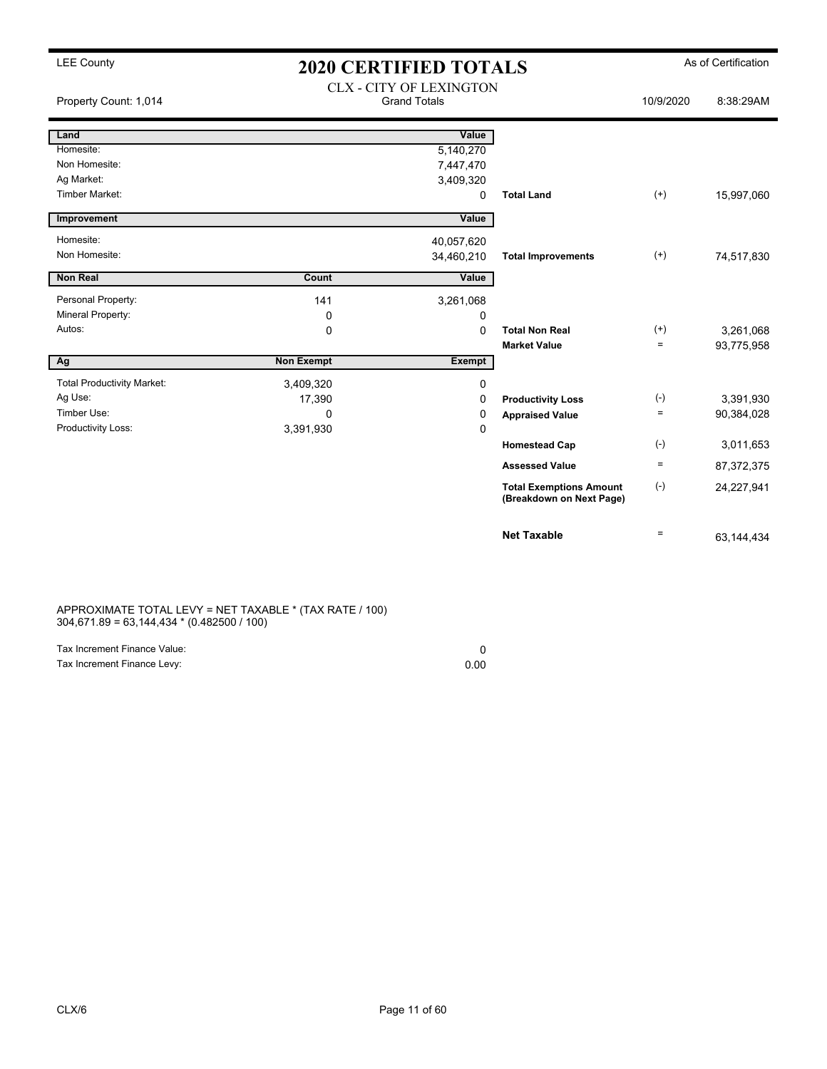LEE County

# 2020 CERTIFIED TOTALS

As of Certification

CLX - CITY OF LEXINGTON
Grand Totals

Property Count: 1,014 | 10/9/2020 | 8:38:29AM

| Land | | Value | | | |
|---|---|---|---|---|---|
| Homesite: | | 5,140,270 | | | |
| Non Homesite: | | 7,447,470 | | | |
| Ag Market: | | 3,409,320 | | | |
| Timber Market: | | 0 | **Total Land** | (+) | 15,997,060 |

| Improvement | | Value | | | |
|---|---|---|---|---|---|
| Homesite: | | 40,057,620 | | | |
| Non Homesite: | | 34,460,210 | **Total Improvements** | (+) | 74,517,830 |

| Non Real | Count | Value | | | |
|---|---|---|---|---|---|
| Personal Property: | 141 | 3,261,068 | | | |
| Mineral Property: | 0 | 0 | | | |
| Autos: | 0 | 0 | **Total Non Real** | (+) | 3,261,068 |
| | | | **Market Value** | = | 93,775,958 |

| Ag | Non Exempt | Exempt | | | |
|---|---|---|---|---|---|
| Total Productivity Market: | 3,409,320 | 0 | | | |
| Ag Use: | 17,390 | 0 | **Productivity Loss** | (-) | 3,391,930 |
| Timber Use: | 0 | 0 | **Appraised Value** | = | 90,384,028 |
| Productivity Loss: | 3,391,930 | 0 | | | |
| | | | **Homestead Cap** | (-) | 3,011,653 |
| | | | **Assessed Value** | = | 87,372,375 |
| | | | **Total Exemptions Amount (Breakdown on Next Page)** | (-) | 24,227,941 |
| | | | **Net Taxable** | = | 63,144,434 |

APPROXIMATE TOTAL LEVY = NET TAXABLE * (TAX RATE / 100)
304,671.89 = 63,144,434 * (0.482500 / 100)

| | |
|---|---|
| Tax Increment Finance Value: | 0 |
| Tax Increment Finance Levy: | 0.00 |

CLX/6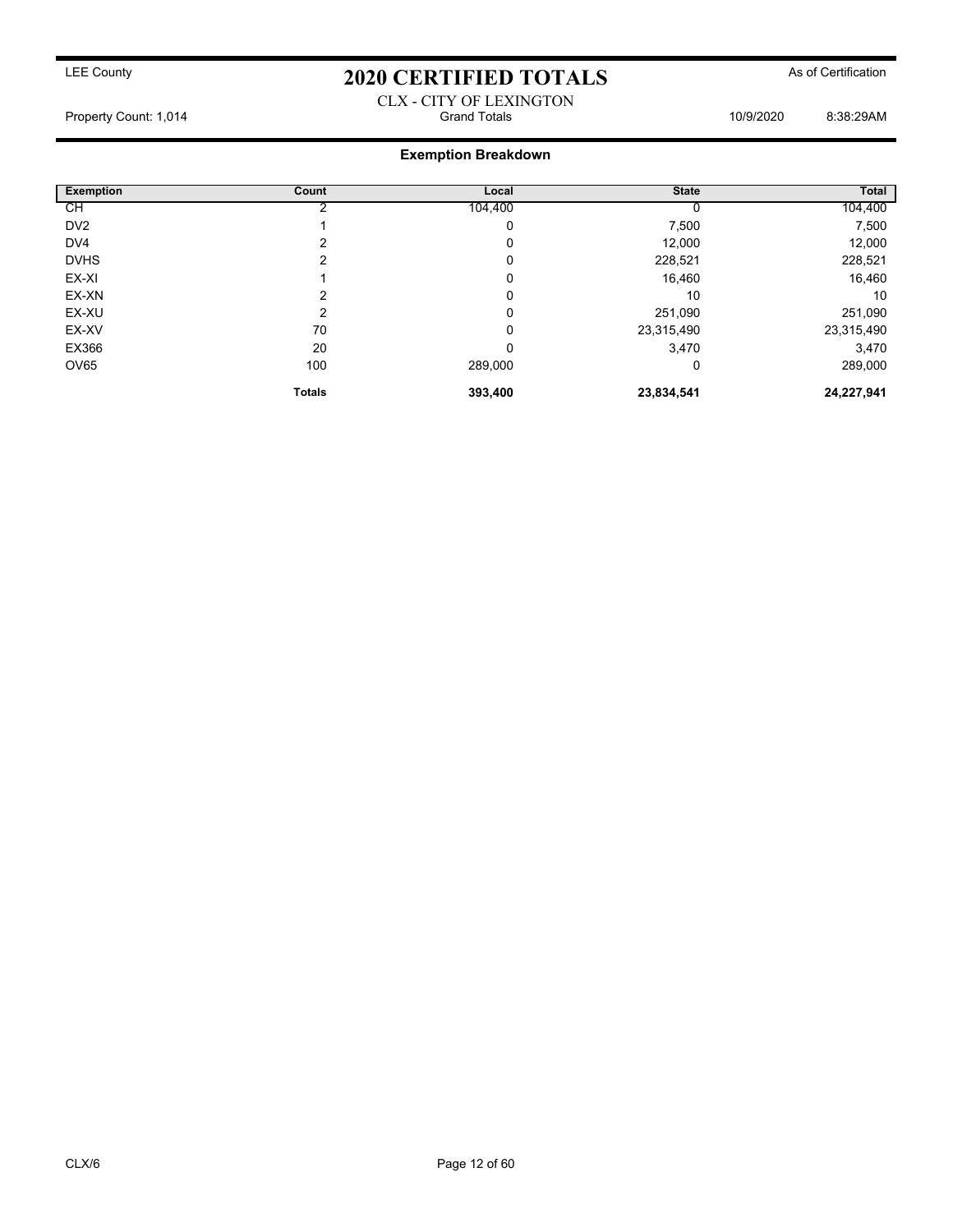LEE County

# 2020 CERTIFIED TOTALS

As of Certification

CLX - CITY OF LEXINGTON

Property Count: 1,014 | Grand Totals | 10/9/2020 8:38:29AM

## Exemption Breakdown

| Exemption | Count | Local | State | Total |
|---|---|---|---|---|
| CH | 2 | 104,400 | 0 | 104,400 |
| DV2 | 1 | 0 | 7,500 | 7,500 |
| DV4 | 2 | 0 | 12,000 | 12,000 |
| DVHS | 2 | 0 | 228,521 | 228,521 |
| EX-XI | 1 | 0 | 16,460 | 16,460 |
| EX-XN | 2 | 0 | 10 | 10 |
| EX-XU | 2 | 0 | 251,090 | 251,090 |
| EX-XV | 70 | 0 | 23,315,490 | 23,315,490 |
| EX366 | 20 | 0 | 3,470 | 3,470 |
| OV65 | 100 | 289,000 | 0 | 289,000 |
| | **Totals** | **393,400** | **23,834,541** | **24,227,941** |

CLX/6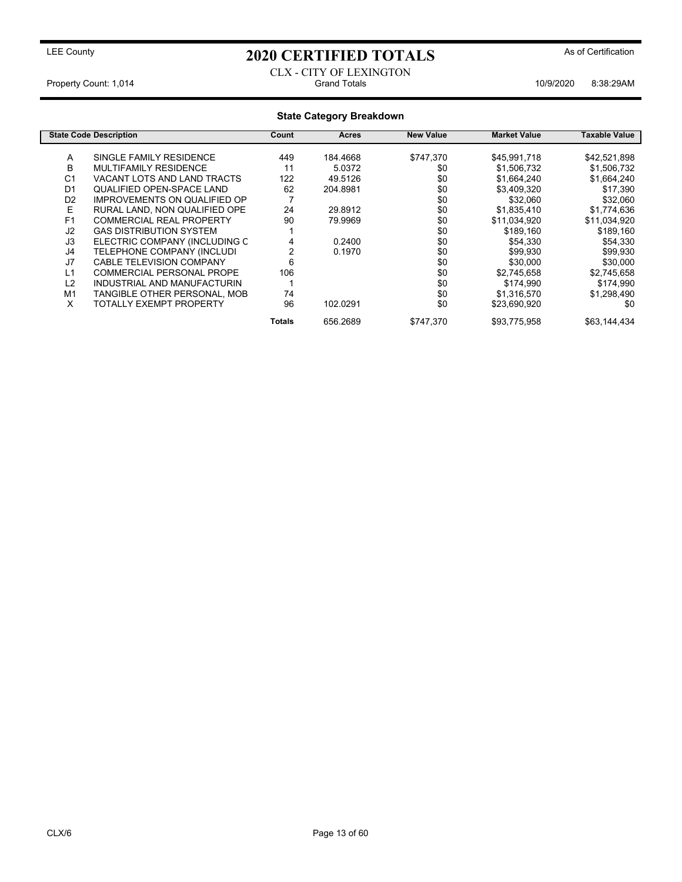LEE County

# 2020 CERTIFIED TOTALS

As of Certification

CLX - CITY OF LEXINGTON

Property Count: 1,014 | Grand Totals | 10/9/2020 8:38:29AM

## State Category Breakdown

| State Code | Description | Count | Acres | New Value | Market Value | Taxable Value |
|---|---|---|---|---|---|---|
| A | SINGLE FAMILY RESIDENCE | 449 | 184.4668 | $747,370 | $45,991,718 | $42,521,898 |
| B | MULTIFAMILY RESIDENCE | 11 | 5.0372 | $0 | $1,506,732 | $1,506,732 |
| C1 | VACANT LOTS AND LAND TRACTS | 122 | 49.5126 | $0 | $1,664,240 | $1,664,240 |
| D1 | QUALIFIED OPEN-SPACE LAND | 62 | 204.8981 | $0 | $3,409,320 | $17,390 |
| D2 | IMPROVEMENTS ON QUALIFIED OP | 7 | | $0 | $32,060 | $32,060 |
| E | RURAL LAND, NON QUALIFIED OPE | 24 | 29.8912 | $0 | $1,835,410 | $1,774,636 |
| F1 | COMMERCIAL REAL PROPERTY | 90 | 79.9969 | $0 | $11,034,920 | $11,034,920 |
| J2 | GAS DISTRIBUTION SYSTEM | 1 | | $0 | $189,160 | $189,160 |
| J3 | ELECTRIC COMPANY (INCLUDING C | 4 | 0.2400 | $0 | $54,330 | $54,330 |
| J4 | TELEPHONE COMPANY (INCLUDI | 2 | 0.1970 | $0 | $99,930 | $99,930 |
| J7 | CABLE TELEVISION COMPANY | 6 | | $0 | $30,000 | $30,000 |
| L1 | COMMERCIAL PERSONAL PROPE | 106 | | $0 | $2,745,658 | $2,745,658 |
| L2 | INDUSTRIAL AND MANUFACTURIN | 1 | | $0 | $174,990 | $174,990 |
| M1 | TANGIBLE OTHER PERSONAL, MOB | 74 | | $0 | $1,316,570 | $1,298,490 |
| X | TOTALLY EXEMPT PROPERTY | 96 | 102.0291 | $0 | $23,690,920 | $0 |
| | | **Totals** | 656.2689 | $747,370 | $93,775,958 | $63,144,434 |

CLX/6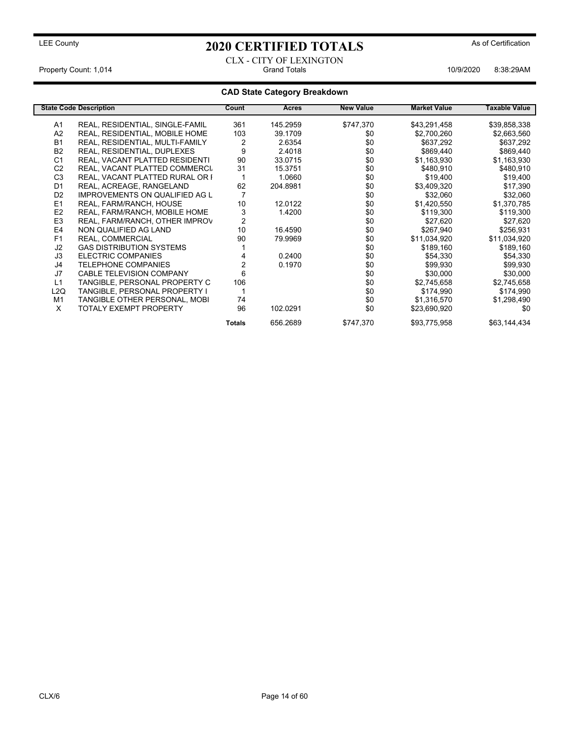LEE County

# 2020 CERTIFIED TOTALS

As of Certification

CLX - CITY OF LEXINGTON
Grand Totals

Property Count: 1,014

10/9/2020 8:38:29AM

## CAD State Category Breakdown

| State Code | Description | Count | Acres | New Value | Market Value | Taxable Value |
|---|---|---|---|---|---|---|
| A1 | REAL, RESIDENTIAL, SINGLE-FAMIL | 361 | 145.2959 | $747,370 | $43,291,458 | $39,858,338 |
| A2 | REAL, RESIDENTIAL, MOBILE HOME | 103 | 39.1709 | $0 | $2,700,260 | $2,663,560 |
| B1 | REAL, RESIDENTIAL, MULTI-FAMILY | 2 | 2.6354 | $0 | $637,292 | $637,292 |
| B2 | REAL, RESIDENTIAL, DUPLEXES | 9 | 2.4018 | $0 | $869,440 | $869,440 |
| C1 | REAL, VACANT PLATTED RESIDENTI | 90 | 33.0715 | $0 | $1,163,930 | $1,163,930 |
| C2 | REAL, VACANT PLATTED COMMERCI. | 31 | 15.3751 | $0 | $480,910 | $480,910 |
| C3 | REAL, VACANT PLATTED RURAL OR I | 1 | 1.0660 | $0 | $19,400 | $19,400 |
| D1 | REAL, ACREAGE, RANGELAND | 62 | 204.8981 | $0 | $3,409,320 | $17,390 |
| D2 | IMPROVEMENTS ON QUALIFIED AG L | 7 | | $0 | $32,060 | $32,060 |
| E1 | REAL, FARM/RANCH, HOUSE | 10 | 12.0122 | $0 | $1,420,550 | $1,370,785 |
| E2 | REAL, FARM/RANCH, MOBILE HOME | 3 | 1.4200 | $0 | $119,300 | $119,300 |
| E3 | REAL, FARM/RANCH, OTHER IMPROV | 2 | | $0 | $27,620 | $27,620 |
| E4 | NON QUALIFIED AG LAND | 10 | 16.4590 | $0 | $267,940 | $256,931 |
| F1 | REAL, COMMERCIAL | 90 | 79.9969 | $0 | $11,034,920 | $11,034,920 |
| J2 | GAS DISTRIBUTION SYSTEMS | 1 | | $0 | $189,160 | $189,160 |
| J3 | ELECTRIC COMPANIES | 4 | 0.2400 | $0 | $54,330 | $54,330 |
| J4 | TELEPHONE COMPANIES | 2 | 0.1970 | $0 | $99,930 | $99,930 |
| J7 | CABLE TELEVISION COMPANY | 6 | | $0 | $30,000 | $30,000 |
| L1 | TANGIBLE, PERSONAL PROPERTY C | 106 | | $0 | $2,745,658 | $2,745,658 |
| L2Q | TANGIBLE, PERSONAL PROPERTY I | 1 | | $0 | $174,990 | $174,990 |
| M1 | TANGIBLE OTHER PERSONAL, MOBI | 74 | | $0 | $1,316,570 | $1,298,490 |
| X | TOTALY EXEMPT PROPERTY | 96 | 102.0291 | $0 | $23,690,920 | $0 |
| | | **Totals** | 656.2689 | $747,370 | $93,775,958 | $63,144,434 |

CLX/6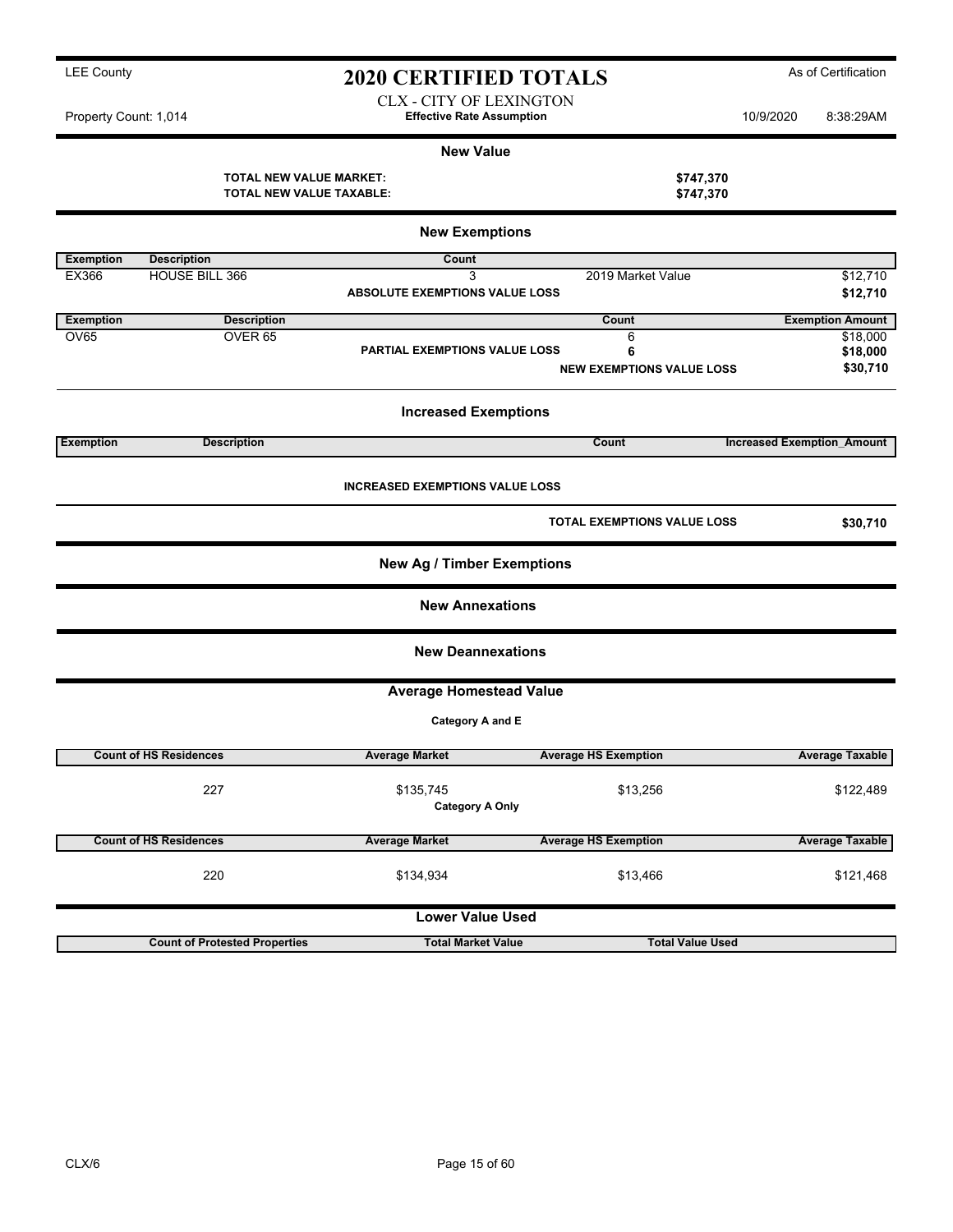LEE County

# 2020 CERTIFIED TOTALS

As of Certification

CLX - CITY OF LEXINGTON
**Effective Rate Assumption**

Property Count: 1,014

10/9/2020 8:38:29AM

## New Value

**TOTAL NEW VALUE MARKET:** **$747,370**
**TOTAL NEW VALUE TAXABLE:** **$747,370**

## New Exemptions

| Exemption | Description | Count | | |
|---|---|---|---|---|
| EX366 | HOUSE BILL 366 | 3 | 2019 Market Value | $12,710 |
| | | **ABSOLUTE EXEMPTIONS VALUE LOSS** | | **$12,710** |

| Exemption | Description | | Count | Exemption Amount |
|---|---|---|---|---|
| OV65 | OVER 65 | | 6 | $18,000 |
| | | **PARTIAL EXEMPTIONS VALUE LOSS** | **6** | **$18,000** |
| | | | **NEW EXEMPTIONS VALUE LOSS** | **$30,710** |

## Increased Exemptions

| Exemption | Description | Count | Increased Exemption_Amount |
|---|---|---|---|

**INCREASED EXEMPTIONS VALUE LOSS**

**TOTAL EXEMPTIONS VALUE LOSS** **$30,710**

## New Ag / Timber Exemptions

## New Annexations

## New Deannexations

## Average Homestead Value

**Category A and E**

| Count of HS Residences | Average Market | Average HS Exemption | Average Taxable |
|---|---|---|---|
| 227 | $135,745 | $13,256 | $122,489 |

**Category A Only**

| Count of HS Residences | Average Market | Average HS Exemption | Average Taxable |
|---|---|---|---|
| 220 | $134,934 | $13,466 | $121,468 |

## Lower Value Used

| Count of Protested Properties | Total Market Value | Total Value Used |
|---|---|---|

CLX/6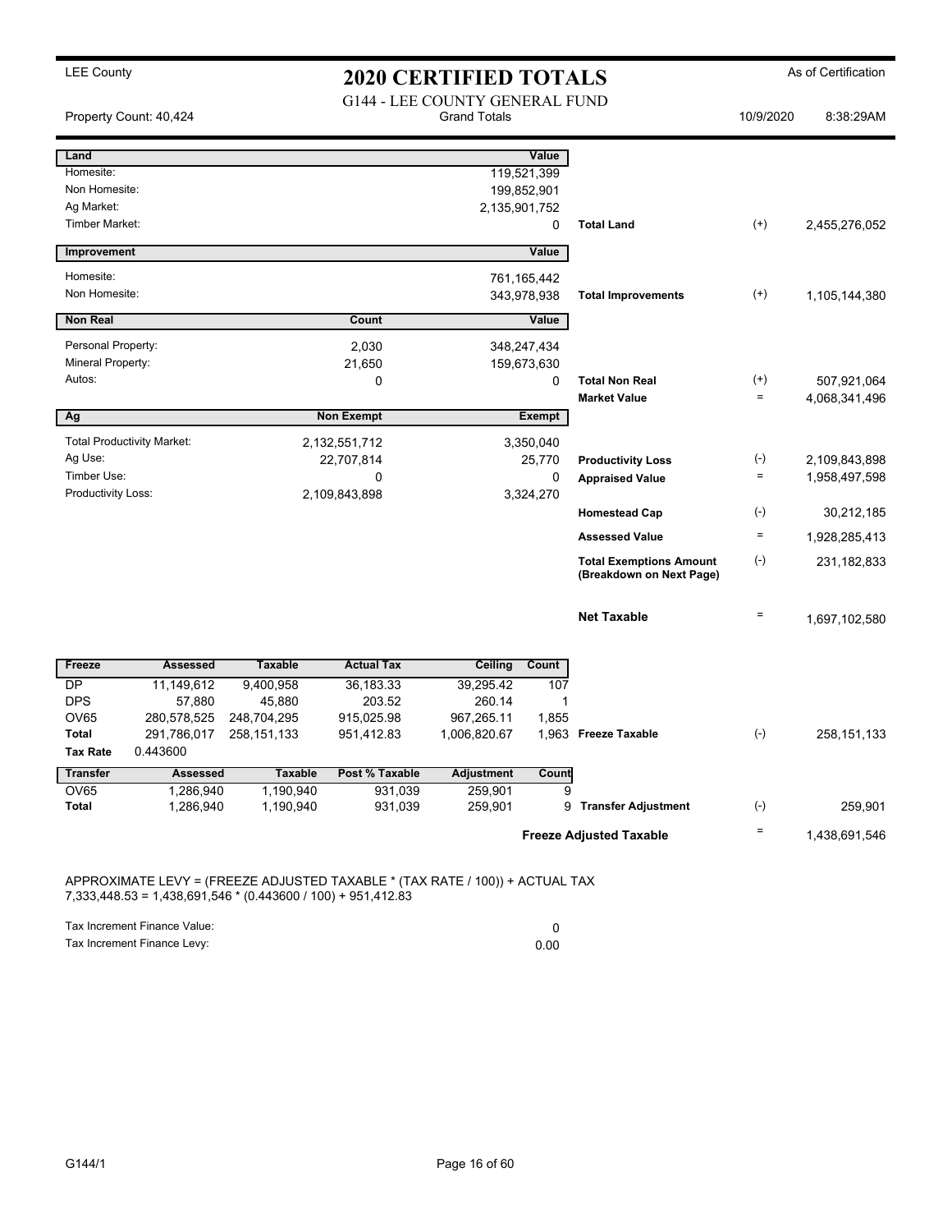LEE County

# 2020 CERTIFIED TOTALS

As of Certification

G144 - LEE COUNTY GENERAL FUND
Grand Totals

Property Count: 40,424 | 10/9/2020 | 8:38:29AM

| Land | | Value | | | |
|---|---|---|---|---|---|
| Homesite: | | 119,521,399 | | | |
| Non Homesite: | | 199,852,901 | | | |
| Ag Market: | | 2,135,901,752 | | | |
| Timber Market: | | 0 | **Total Land** | (+) | 2,455,276,052 |

| Improvement | | Value | | | |
|---|---|---|---|---|---|
| Homesite: | | 761,165,442 | | | |
| Non Homesite: | | 343,978,938 | **Total Improvements** | (+) | 1,105,144,380 |

| Non Real | Count | Value | | | |
|---|---|---|---|---|---|
| Personal Property: | 2,030 | 348,247,434 | | | |
| Mineral Property: | 21,650 | 159,673,630 | | | |
| Autos: | 0 | 0 | **Total Non Real** | (+) | 507,921,064 |
| | | | **Market Value** | = | 4,068,341,496 |

| Ag | Non Exempt | Exempt | | | |
|---|---|---|---|---|---|
| Total Productivity Market: | 2,132,551,712 | 3,350,040 | | | |
| Ag Use: | 22,707,814 | 25,770 | **Productivity Loss** | (-) | 2,109,843,898 |
| Timber Use: | 0 | 0 | **Appraised Value** | = | 1,958,497,598 |
| Productivity Loss: | 2,109,843,898 | 3,324,270 | | | |
| | | | **Homestead Cap** | (-) | 30,212,185 |
| | | | **Assessed Value** | = | 1,928,285,413 |
| | | | **Total Exemptions Amount (Breakdown on Next Page)** | (-) | 231,182,833 |
| | | | **Net Taxable** | = | 1,697,102,580 |

| Freeze | Assessed | Taxable | Actual Tax | Ceiling | Count | | | |
|---|---|---|---|---|---|---|---|---|
| DP | 11,149,612 | 9,400,958 | 36,183.33 | 39,295.42 | 107 | | | |
| DPS | 57,880 | 45,880 | 203.52 | 260.14 | 1 | | | |
| OV65 | 280,578,525 | 248,704,295 | 915,025.98 | 967,265.11 | 1,855 | | | |
| Total | 291,786,017 | 258,151,133 | 951,412.83 | 1,006,820.67 | 1,963 | **Freeze Taxable** | (-) | 258,151,133 |
| Tax Rate | 0.443600 | | | | | | | |

| Transfer | Assessed | Taxable | Post % Taxable | Adjustment | Count | | | |
|---|---|---|---|---|---|---|---|---|
| OV65 | 1,286,940 | 1,190,940 | 931,039 | 259,901 | 9 | | | |
| Total | 1,286,940 | 1,190,940 | 931,039 | 259,901 | 9 | **Transfer Adjustment** | (-) | 259,901 |
| | | | | | | **Freeze Adjusted Taxable** | = | 1,438,691,546 |

APPROXIMATE LEVY = (FREEZE ADJUSTED TAXABLE * (TAX RATE / 100)) + ACTUAL TAX
7,333,448.53 = 1,438,691,546 * (0.443600 / 100) + 951,412.83

| | |
|---|---|
| Tax Increment Finance Value: | 0 |
| Tax Increment Finance Levy: | 0.00 |

G144/1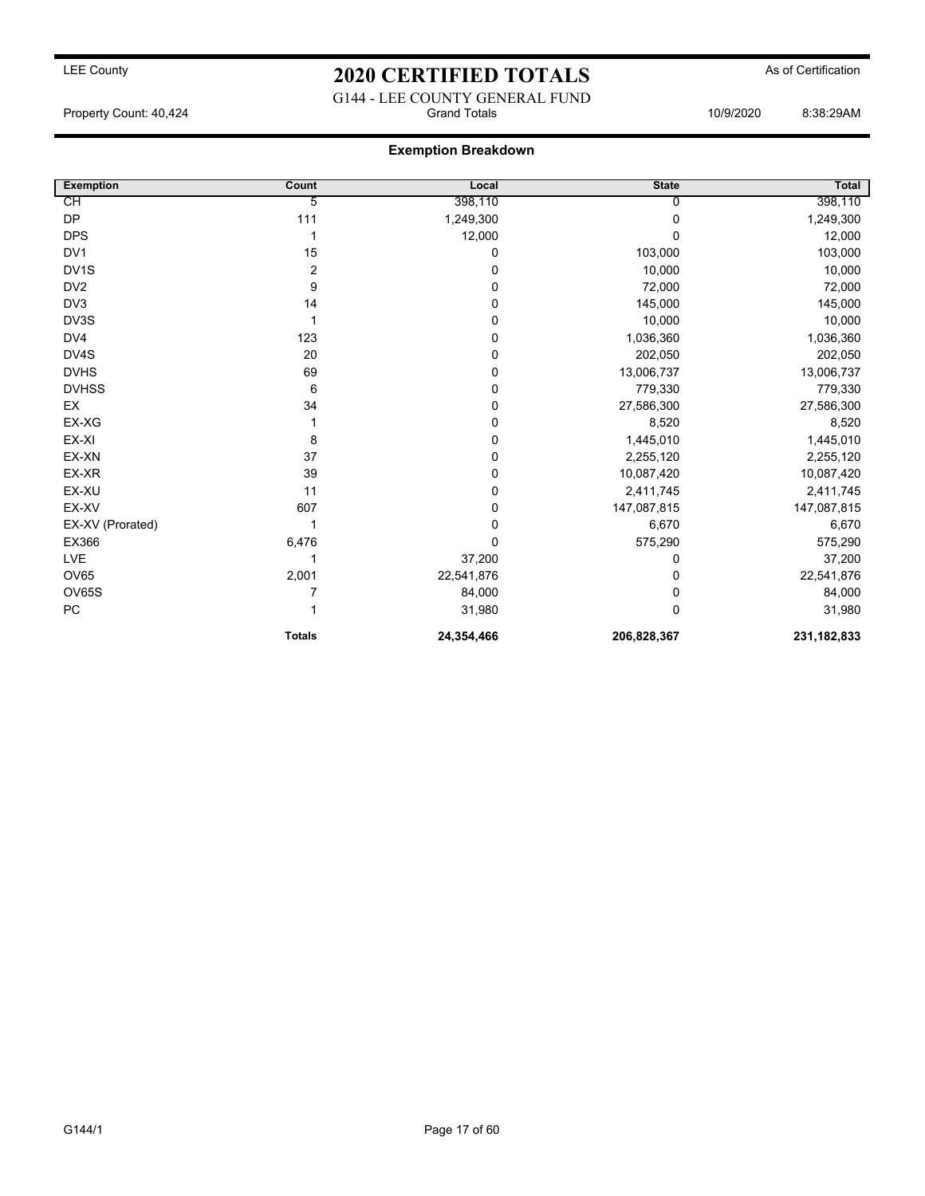LEE County

# 2020 CERTIFIED TOTALS

As of Certification

G144 - LEE COUNTY GENERAL FUND

Property Count: 40,424 — Grand Totals — 10/9/2020 8:38:29AM

## Exemption Breakdown

| Exemption | Count | Local | State | Total |
|---|---|---|---|---|
| CH | 5 | 398,110 | 0 | 398,110 |
| DP | 111 | 1,249,300 | 0 | 1,249,300 |
| DPS | 1 | 12,000 | 0 | 12,000 |
| DV1 | 15 | 0 | 103,000 | 103,000 |
| DV1S | 2 | 0 | 10,000 | 10,000 |
| DV2 | 9 | 0 | 72,000 | 72,000 |
| DV3 | 14 | 0 | 145,000 | 145,000 |
| DV3S | 1 | 0 | 10,000 | 10,000 |
| DV4 | 123 | 0 | 1,036,360 | 1,036,360 |
| DV4S | 20 | 0 | 202,050 | 202,050 |
| DVHS | 69 | 0 | 13,006,737 | 13,006,737 |
| DVHSS | 6 | 0 | 779,330 | 779,330 |
| EX | 34 | 0 | 27,586,300 | 27,586,300 |
| EX-XG | 1 | 0 | 8,520 | 8,520 |
| EX-XI | 8 | 0 | 1,445,010 | 1,445,010 |
| EX-XN | 37 | 0 | 2,255,120 | 2,255,120 |
| EX-XR | 39 | 0 | 10,087,420 | 10,087,420 |
| EX-XU | 11 | 0 | 2,411,745 | 2,411,745 |
| EX-XV | 607 | 0 | 147,087,815 | 147,087,815 |
| EX-XV (Prorated) | 1 | 0 | 6,670 | 6,670 |
| EX366 | 6,476 | 0 | 575,290 | 575,290 |
| LVE | 1 | 37,200 | 0 | 37,200 |
| OV65 | 2,001 | 22,541,876 | 0 | 22,541,876 |
| OV65S | 7 | 84,000 | 0 | 84,000 |
| PC | 1 | 31,980 | 0 | 31,980 |
| | **Totals** | **24,354,466** | **206,828,367** | **231,182,833** |

G144/1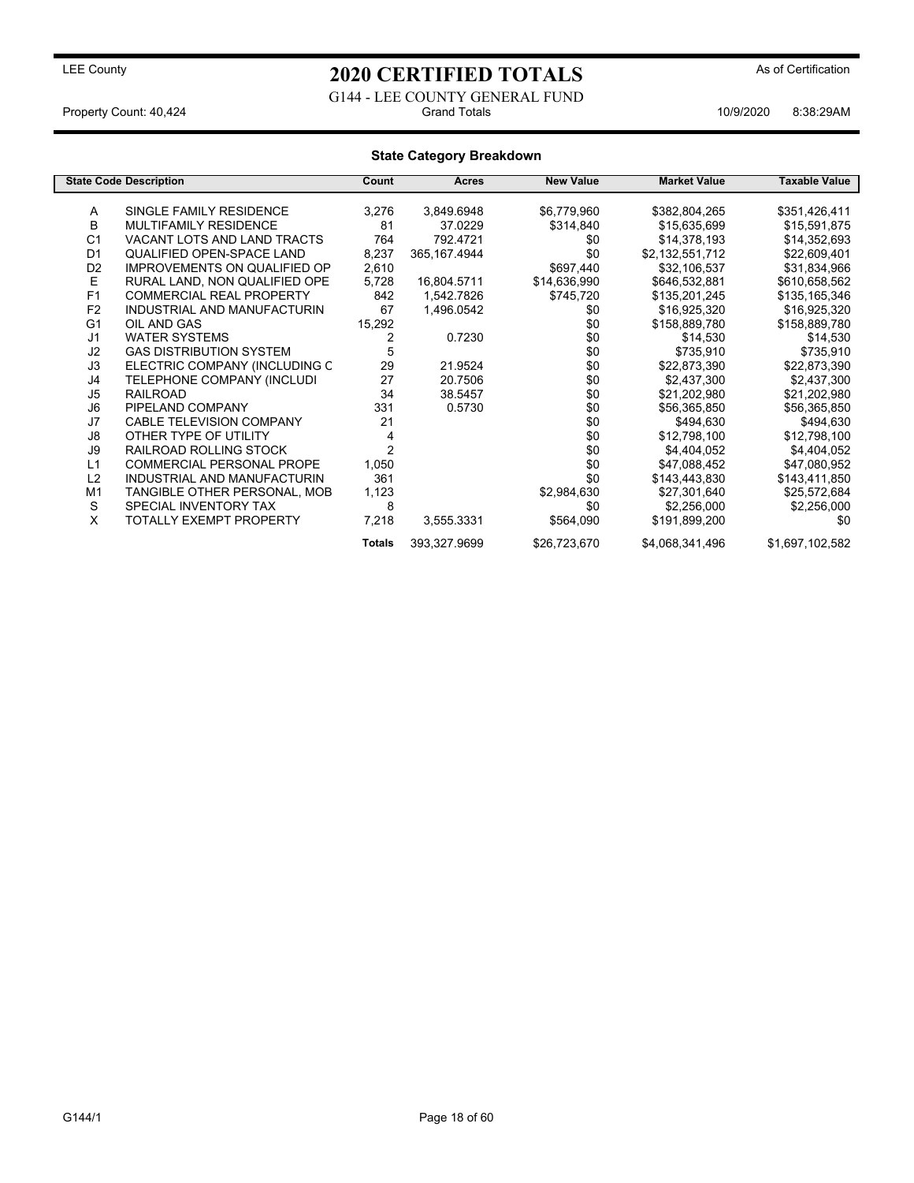LEE County

# 2020 CERTIFIED TOTALS

As of Certification

G144 - LEE COUNTY GENERAL FUND

Property Count: 40,424 Grand Totals 10/9/2020 8:38:29AM

## State Category Breakdown

| State Code | Description | Count | Acres | New Value | Market Value | Taxable Value |
|---|---|---|---|---|---|---|
| A | SINGLE FAMILY RESIDENCE | 3,276 | 3,849.6948 | $6,779,960 | $382,804,265 | $351,426,411 |
| B | MULTIFAMILY RESIDENCE | 81 | 37.0229 | $314,840 | $15,635,699 | $15,591,875 |
| C1 | VACANT LOTS AND LAND TRACTS | 764 | 792.4721 | $0 | $14,378,193 | $14,352,693 |
| D1 | QUALIFIED OPEN-SPACE LAND | 8,237 | 365,167.4944 | $0 | $2,132,551,712 | $22,609,401 |
| D2 | IMPROVEMENTS ON QUALIFIED OP | 2,610 | | $697,440 | $32,106,537 | $31,834,966 |
| E | RURAL LAND, NON QUALIFIED OPE | 5,728 | 16,804.5711 | $14,636,990 | $646,532,881 | $610,658,562 |
| F1 | COMMERCIAL REAL PROPERTY | 842 | 1,542.7826 | $745,720 | $135,201,245 | $135,165,346 |
| F2 | INDUSTRIAL AND MANUFACTURIN | 67 | 1,496.0542 | $0 | $16,925,320 | $16,925,320 |
| G1 | OIL AND GAS | 15,292 | | $0 | $158,889,780 | $158,889,780 |
| J1 | WATER SYSTEMS | 2 | 0.7230 | $0 | $14,530 | $14,530 |
| J2 | GAS DISTRIBUTION SYSTEM | 5 | | $0 | $735,910 | $735,910 |
| J3 | ELECTRIC COMPANY (INCLUDING C | 29 | 21.9524 | $0 | $22,873,390 | $22,873,390 |
| J4 | TELEPHONE COMPANY (INCLUDI | 27 | 20.7506 | $0 | $2,437,300 | $2,437,300 |
| J5 | RAILROAD | 34 | 38.5457 | $0 | $21,202,980 | $21,202,980 |
| J6 | PIPELAND COMPANY | 331 | 0.5730 | $0 | $56,365,850 | $56,365,850 |
| J7 | CABLE TELEVISION COMPANY | 21 | | $0 | $494,630 | $494,630 |
| J8 | OTHER TYPE OF UTILITY | 4 | | $0 | $12,798,100 | $12,798,100 |
| J9 | RAILROAD ROLLING STOCK | 2 | | $0 | $4,404,052 | $4,404,052 |
| L1 | COMMERCIAL PERSONAL PROPE | 1,050 | | $0 | $47,088,452 | $47,080,952 |
| L2 | INDUSTRIAL AND MANUFACTURIN | 361 | | $0 | $143,443,830 | $143,411,850 |
| M1 | TANGIBLE OTHER PERSONAL, MOB | 1,123 | | $2,984,630 | $27,301,640 | $25,572,684 |
| S | SPECIAL INVENTORY TAX | 8 | | $0 | $2,256,000 | $2,256,000 |
| X | TOTALLY EXEMPT PROPERTY | 7,218 | 3,555.3331 | $564,090 | $191,899,200 | $0 |
| | | **Totals** | 393,327.9699 | $26,723,670 | $4,068,341,496 | $1,697,102,582 |

G144/1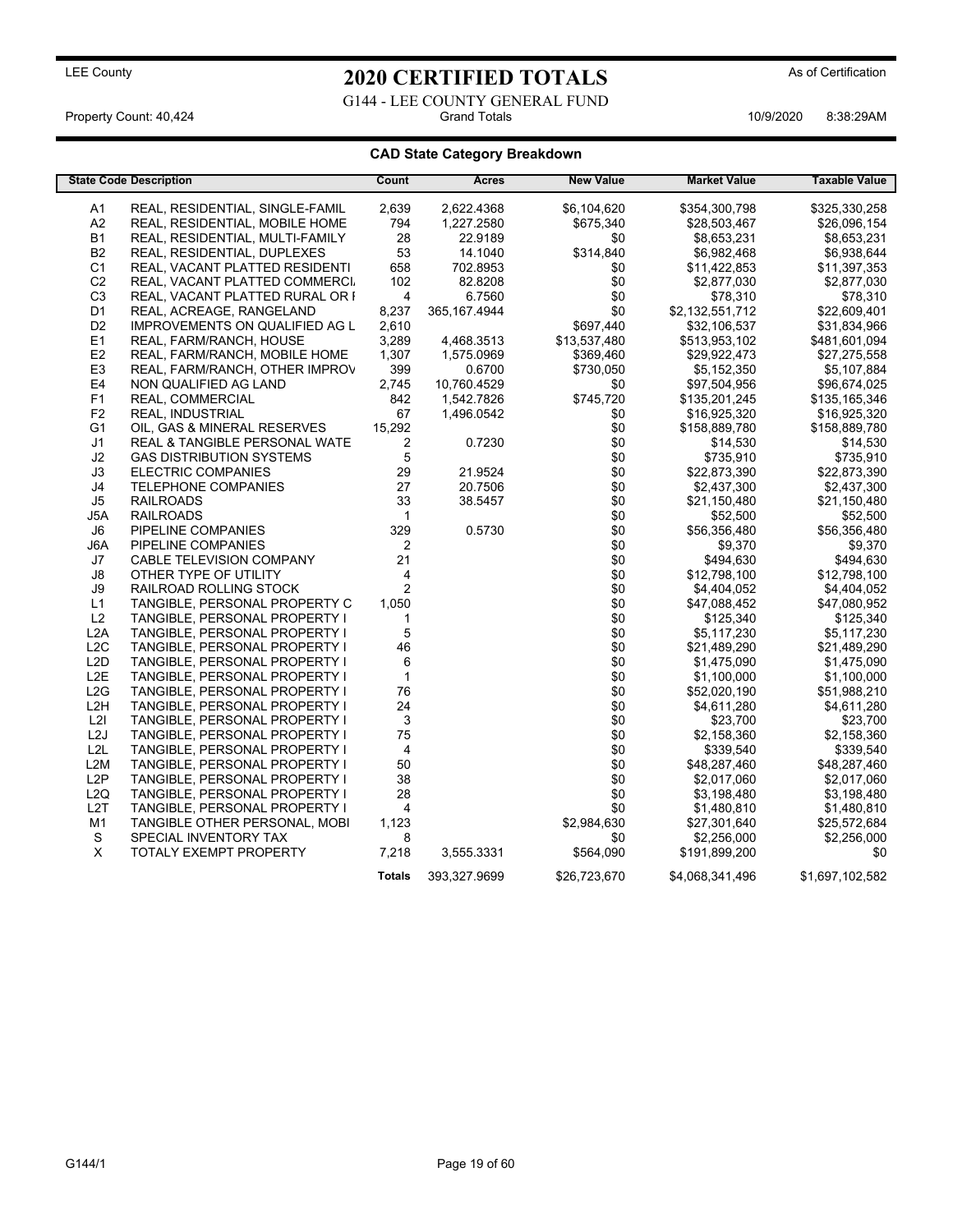LEE County

# 2020 CERTIFIED TOTALS

As of Certification

G144 - LEE COUNTY GENERAL FUND

Property Count: 40,424 | Grand Totals | 10/9/2020 8:38:29AM

## CAD State Category Breakdown

| State Code | Description | Count | Acres | New Value | Market Value | Taxable Value |
|---|---|---|---|---|---|---|
| A1 | REAL, RESIDENTIAL, SINGLE-FAMIL | 2,639 | 2,622.4368 | $6,104,620 | $354,300,798 | $325,330,258 |
| A2 | REAL, RESIDENTIAL, MOBILE HOME | 794 | 1,227.2580 | $675,340 | $28,503,467 | $26,096,154 |
| B1 | REAL, RESIDENTIAL, MULTI-FAMILY | 28 | 22.9189 | $0 | $8,653,231 | $8,653,231 |
| B2 | REAL, RESIDENTIAL, DUPLEXES | 53 | 14.1040 | $314,840 | $6,982,468 | $6,938,644 |
| C1 | REAL, VACANT PLATTED RESIDENTI | 658 | 702.8953 | $0 | $11,422,853 | $11,397,353 |
| C2 | REAL, VACANT PLATTED COMMERCI | 102 | 82.8208 | $0 | $2,877,030 | $2,877,030 |
| C3 | REAL, VACANT PLATTED RURAL OR I | 4 | 6.7560 | $0 | $78,310 | $78,310 |
| D1 | REAL, ACREAGE, RANGELAND | 8,237 | 365,167.4944 | $0 | $2,132,551,712 | $22,609,401 |
| D2 | IMPROVEMENTS ON QUALIFIED AG L | 2,610 | | $697,440 | $32,106,537 | $31,834,966 |
| E1 | REAL, FARM/RANCH, HOUSE | 3,289 | 4,468.3513 | $13,537,480 | $513,953,102 | $481,601,094 |
| E2 | REAL, FARM/RANCH, MOBILE HOME | 1,307 | 1,575.0969 | $369,460 | $29,922,473 | $27,275,558 |
| E3 | REAL, FARM/RANCH, OTHER IMPROV | 399 | 0.6700 | $730,050 | $5,152,350 | $5,107,884 |
| E4 | NON QUALIFIED AG LAND | 2,745 | 10,760.4529 | $0 | $97,504,956 | $96,674,025 |
| F1 | REAL, COMMERCIAL | 842 | 1,542.7826 | $745,720 | $135,201,245 | $135,165,346 |
| F2 | REAL, INDUSTRIAL | 67 | 1,496.0542 | $0 | $16,925,320 | $16,925,320 |
| G1 | OIL, GAS & MINERAL RESERVES | 15,292 | | $0 | $158,889,780 | $158,889,780 |
| J1 | REAL & TANGIBLE PERSONAL WATE | 2 | 0.7230 | $0 | $14,530 | $14,530 |
| J2 | GAS DISTRIBUTION SYSTEMS | 5 | | $0 | $735,910 | $735,910 |
| J3 | ELECTRIC COMPANIES | 29 | 21.9524 | $0 | $22,873,390 | $22,873,390 |
| J4 | TELEPHONE COMPANIES | 27 | 20.7506 | $0 | $2,437,300 | $2,437,300 |
| J5 | RAILROADS | 33 | 38.5457 | $0 | $21,150,480 | $21,150,480 |
| J5A | RAILROADS | 1 | | $0 | $52,500 | $52,500 |
| J6 | PIPELINE COMPANIES | 329 | 0.5730 | $0 | $56,356,480 | $56,356,480 |
| J6A | PIPELINE COMPANIES | 2 | | $0 | $9,370 | $9,370 |
| J7 | CABLE TELEVISION COMPANY | 21 | | $0 | $494,630 | $494,630 |
| J8 | OTHER TYPE OF UTILITY | 4 | | $0 | $12,798,100 | $12,798,100 |
| J9 | RAILROAD ROLLING STOCK | 2 | | $0 | $4,404,052 | $4,404,052 |
| L1 | TANGIBLE, PERSONAL PROPERTY C | 1,050 | | $0 | $47,088,452 | $47,080,952 |
| L2 | TANGIBLE, PERSONAL PROPERTY I | 1 | | $0 | $125,340 | $125,340 |
| L2A | TANGIBLE, PERSONAL PROPERTY I | 5 | | $0 | $5,117,230 | $5,117,230 |
| L2C | TANGIBLE, PERSONAL PROPERTY I | 46 | | $0 | $21,489,290 | $21,489,290 |
| L2D | TANGIBLE, PERSONAL PROPERTY I | 6 | | $0 | $1,475,090 | $1,475,090 |
| L2E | TANGIBLE, PERSONAL PROPERTY I | 1 | | $0 | $1,100,000 | $1,100,000 |
| L2G | TANGIBLE, PERSONAL PROPERTY I | 76 | | $0 | $52,020,190 | $51,988,210 |
| L2H | TANGIBLE, PERSONAL PROPERTY I | 24 | | $0 | $4,611,280 | $4,611,280 |
| L2I | TANGIBLE, PERSONAL PROPERTY I | 3 | | $0 | $23,700 | $23,700 |
| L2J | TANGIBLE, PERSONAL PROPERTY I | 75 | | $0 | $2,158,360 | $2,158,360 |
| L2L | TANGIBLE, PERSONAL PROPERTY I | 4 | | $0 | $339,540 | $339,540 |
| L2M | TANGIBLE, PERSONAL PROPERTY I | 50 | | $0 | $48,287,460 | $48,287,460 |
| L2P | TANGIBLE, PERSONAL PROPERTY I | 38 | | $0 | $2,017,060 | $2,017,060 |
| L2Q | TANGIBLE, PERSONAL PROPERTY I | 28 | | $0 | $3,198,480 | $3,198,480 |
| L2T | TANGIBLE, PERSONAL PROPERTY I | 4 | | $0 | $1,480,810 | $1,480,810 |
| M1 | TANGIBLE OTHER PERSONAL, MOBI | 1,123 | | $2,984,630 | $27,301,640 | $25,572,684 |
| S | SPECIAL INVENTORY TAX | 8 | | $0 | $2,256,000 | $2,256,000 |
| X | TOTALY EXEMPT PROPERTY | 7,218 | 3,555.3331 | $564,090 | $191,899,200 | $0 |
| | | **Totals** | 393,327.9699 | $26,723,670 | $4,068,341,496 | $1,697,102,582 |

G144/1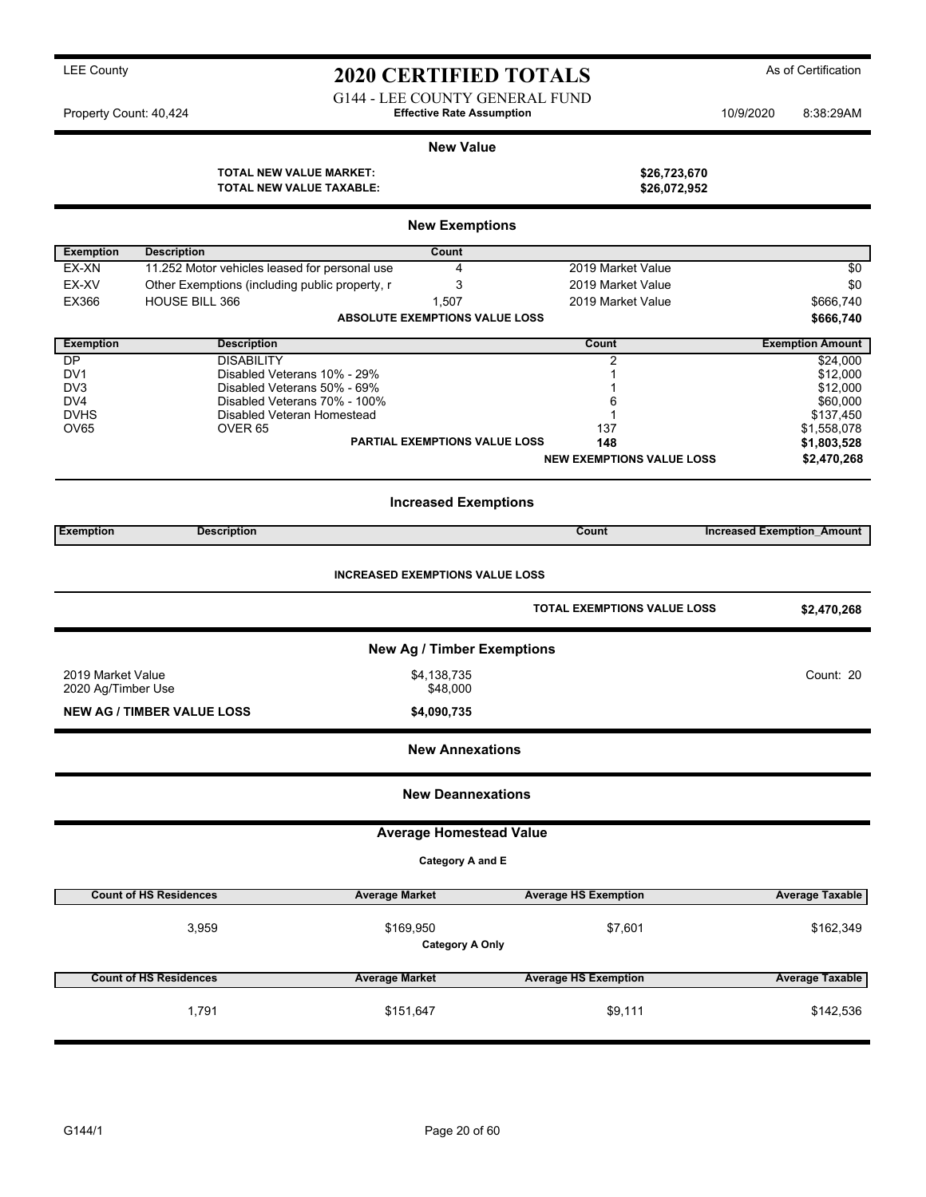LEE County

# 2020 CERTIFIED TOTALS

As of Certification

G144 - LEE COUNTY GENERAL FUND

Property Count: 40,424 — **Effective Rate Assumption** — 10/9/2020 8:38:29AM

## New Value

**TOTAL NEW VALUE MARKET:** **$26,723,670**
**TOTAL NEW VALUE TAXABLE:** **$26,072,952**

## New Exemptions

| Exemption | Description | Count | | |
|---|---|---|---|---|
| EX-XN | 11.252 Motor vehicles leased for personal use | 4 | 2019 Market Value | $0 |
| EX-XV | Other Exemptions (including public property, r | 3 | 2019 Market Value | $0 |
| EX366 | HOUSE BILL 366 | 1,507 | 2019 Market Value | $666,740 |
| | **ABSOLUTE EXEMPTIONS VALUE LOSS** | | | **$666,740** |

| Exemption | Description | Count | Exemption Amount |
|---|---|---|---|
| DP | DISABILITY | 2 | $24,000 |
| DV1 | Disabled Veterans 10% - 29% | 1 | $12,000 |
| DV3 | Disabled Veterans 50% - 69% | 1 | $12,000 |
| DV4 | Disabled Veterans 70% - 100% | 6 | $60,000 |
| DVHS | Disabled Veteran Homestead | 1 | $137,450 |
| OV65 | OVER 65 | 137 | $1,558,078 |
| | **PARTIAL EXEMPTIONS VALUE LOSS** | **148** | **$1,803,528** |
| | | **NEW EXEMPTIONS VALUE LOSS** | **$2,470,268** |

## Increased Exemptions

| Exemption | Description | Count | Increased Exemption_Amount |
|---|---|---|---|

**INCREASED EXEMPTIONS VALUE LOSS**

**TOTAL EXEMPTIONS VALUE LOSS** **$2,470,268**

## New Ag / Timber Exemptions

| | | |
|---|---|---|
| 2019 Market Value | $4,138,735 | Count: 20 |
| 2020 Ag/Timber Use | $48,000 | |
| **NEW AG / TIMBER VALUE LOSS** | **$4,090,735** | |

## New Annexations

## New Deannexations

## Average Homestead Value

**Category A and E**

| Count of HS Residences | Average Market | Average HS Exemption | Average Taxable |
|---|---|---|---|
| 3,959 | $169,950 | $7,601 | $162,349 |

**Category A Only**

| Count of HS Residences | Average Market | Average HS Exemption | Average Taxable |
|---|---|---|---|
| 1,791 | $151,647 | $9,111 | $142,536 |

G144/1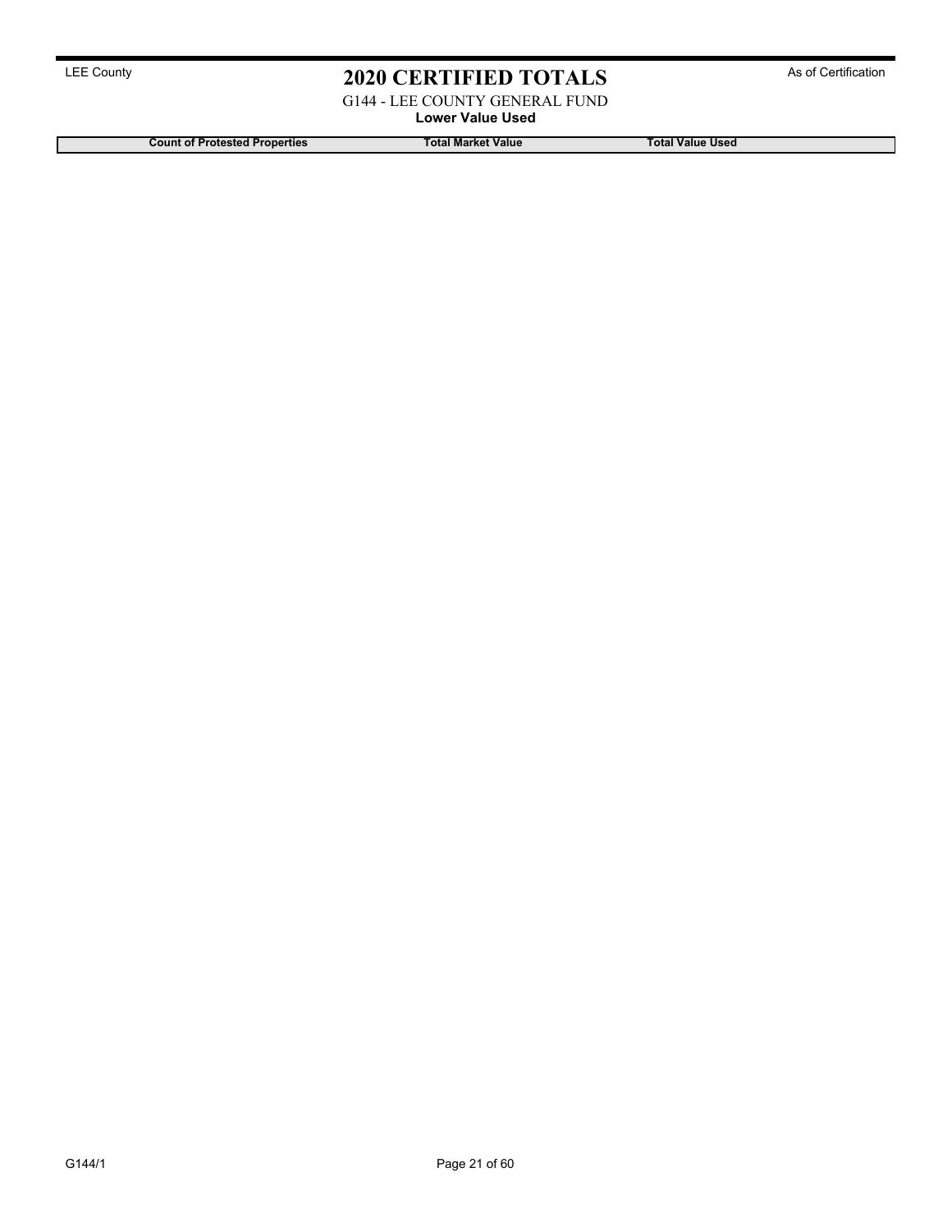LEE County

# 2020 CERTIFIED TOTALS

As of Certification

G144 - LEE COUNTY GENERAL FUND

**Lower Value Used**

| Count of Protested Properties | Total Market Value | Total Value Used |
| --- | --- | --- |

G144/1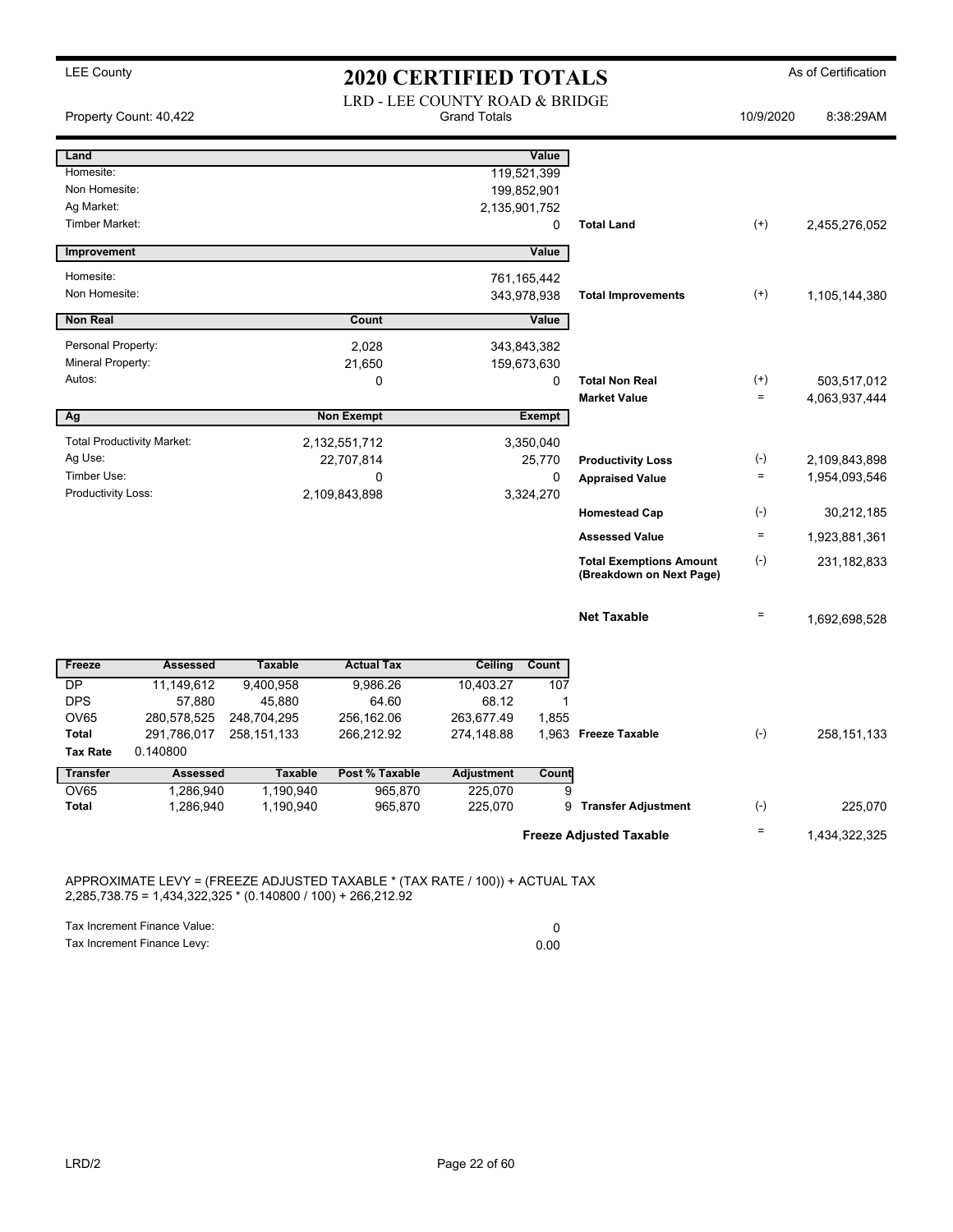LEE County

# 2020 CERTIFIED TOTALS

As of Certification

Property Count: 40,422

LRD - LEE COUNTY ROAD & BRIDGE
Grand Totals

10/9/2020 8:38:29AM

| Land | | Value | | | |
|---|---|---|---|---|---|
| Homesite: | | 119,521,399 | | | |
| Non Homesite: | | 199,852,901 | | | |
| Ag Market: | | 2,135,901,752 | | | |
| Timber Market: | | 0 | Total Land | (+) | 2,455,276,052 |

| Improvement | | Value | | | |
|---|---|---|---|---|---|
| Homesite: | | 761,165,442 | | | |
| Non Homesite: | | 343,978,938 | Total Improvements | (+) | 1,105,144,380 |

| Non Real | Count | Value | | | |
|---|---|---|---|---|---|
| Personal Property: | 2,028 | 343,843,382 | | | |
| Mineral Property: | 21,650 | 159,673,630 | | | |
| Autos: | 0 | 0 | Total Non Real | (+) | 503,517,012 |
| | | | Market Value | = | 4,063,937,444 |

| Ag | Non Exempt | Exempt | | | |
|---|---|---|---|---|---|
| Total Productivity Market: | 2,132,551,712 | 3,350,040 | | | |
| Ag Use: | 22,707,814 | 25,770 | Productivity Loss | (-) | 2,109,843,898 |
| Timber Use: | 0 | 0 | Appraised Value | = | 1,954,093,546 |
| Productivity Loss: | 2,109,843,898 | 3,324,270 | | | |
| | | | Homestead Cap | (-) | 30,212,185 |
| | | | Assessed Value | = | 1,923,881,361 |
| | | | Total Exemptions Amount (Breakdown on Next Page) | (-) | 231,182,833 |
| | | | Net Taxable | = | 1,692,698,528 |

| Freeze | Assessed | Taxable | Actual Tax | Ceiling | Count | | | |
|---|---|---|---|---|---|---|---|---|
| DP | 11,149,612 | 9,400,958 | 9,986.26 | 10,403.27 | 107 | | | |
| DPS | 57,880 | 45,880 | 64.60 | 68.12 | 1 | | | |
| OV65 | 280,578,525 | 248,704,295 | 256,162.06 | 263,677.49 | 1,855 | | | |
| Total | 291,786,017 | 258,151,133 | 266,212.92 | 274,148.88 | 1,963 | Freeze Taxable | (-) | 258,151,133 |
| Tax Rate | 0.140800 | | | | | | | |

| Transfer | Assessed | Taxable | Post % Taxable | Adjustment | Count | | | |
|---|---|---|---|---|---|---|---|---|
| OV65 | 1,286,940 | 1,190,940 | 965,870 | 225,070 | 9 | | | |
| Total | 1,286,940 | 1,190,940 | 965,870 | 225,070 | 9 | Transfer Adjustment | (-) | 225,070 |
| | | | | | | Freeze Adjusted Taxable | = | 1,434,322,325 |

APPROXIMATE LEVY = (FREEZE ADJUSTED TAXABLE * (TAX RATE / 100)) + ACTUAL TAX
2,285,738.75 = 1,434,322,325 * (0.140800 / 100) + 266,212.92

| | |
|---|---|
| Tax Increment Finance Value: | 0 |
| Tax Increment Finance Levy: | 0.00 |

LRD/2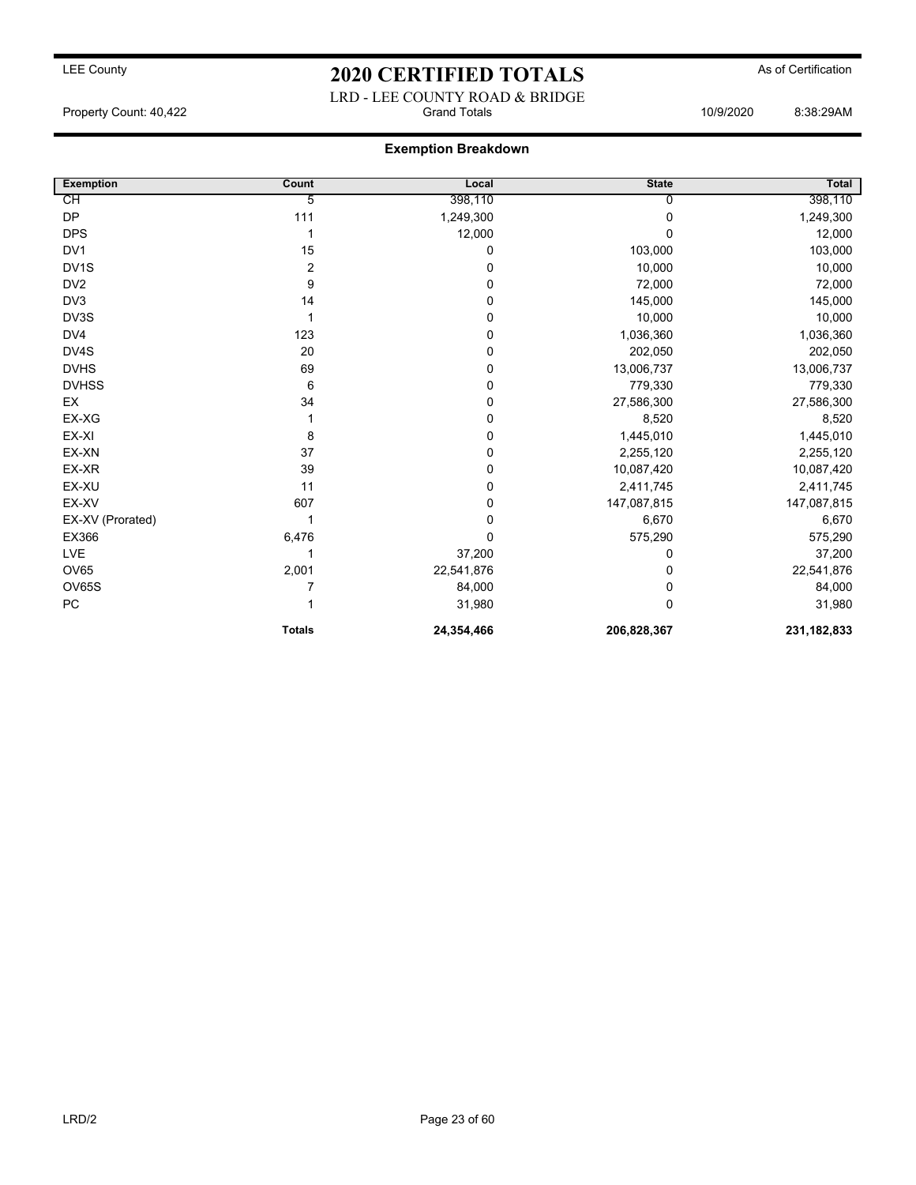LEE County

# 2020 CERTIFIED TOTALS

As of Certification

LRD - LEE COUNTY ROAD & BRIDGE

Property Count: 40,422 — Grand Totals — 10/9/2020 8:38:29AM

## Exemption Breakdown

| Exemption | Count | Local | State | Total |
|---|---|---|---|---|
| CH | 5 | 398,110 | 0 | 398,110 |
| DP | 111 | 1,249,300 | 0 | 1,249,300 |
| DPS | 1 | 12,000 | 0 | 12,000 |
| DV1 | 15 | 0 | 103,000 | 103,000 |
| DV1S | 2 | 0 | 10,000 | 10,000 |
| DV2 | 9 | 0 | 72,000 | 72,000 |
| DV3 | 14 | 0 | 145,000 | 145,000 |
| DV3S | 1 | 0 | 10,000 | 10,000 |
| DV4 | 123 | 0 | 1,036,360 | 1,036,360 |
| DV4S | 20 | 0 | 202,050 | 202,050 |
| DVHS | 69 | 0 | 13,006,737 | 13,006,737 |
| DVHSS | 6 | 0 | 779,330 | 779,330 |
| EX | 34 | 0 | 27,586,300 | 27,586,300 |
| EX-XG | 1 | 0 | 8,520 | 8,520 |
| EX-XI | 8 | 0 | 1,445,010 | 1,445,010 |
| EX-XN | 37 | 0 | 2,255,120 | 2,255,120 |
| EX-XR | 39 | 0 | 10,087,420 | 10,087,420 |
| EX-XU | 11 | 0 | 2,411,745 | 2,411,745 |
| EX-XV | 607 | 0 | 147,087,815 | 147,087,815 |
| EX-XV (Prorated) | 1 | 0 | 6,670 | 6,670 |
| EX366 | 6,476 | 0 | 575,290 | 575,290 |
| LVE | 1 | 37,200 | 0 | 37,200 |
| OV65 | 2,001 | 22,541,876 | 0 | 22,541,876 |
| OV65S | 7 | 84,000 | 0 | 84,000 |
| PC | 1 | 31,980 | 0 | 31,980 |
| | **Totals** | **24,354,466** | **206,828,367** | **231,182,833** |

LRD/2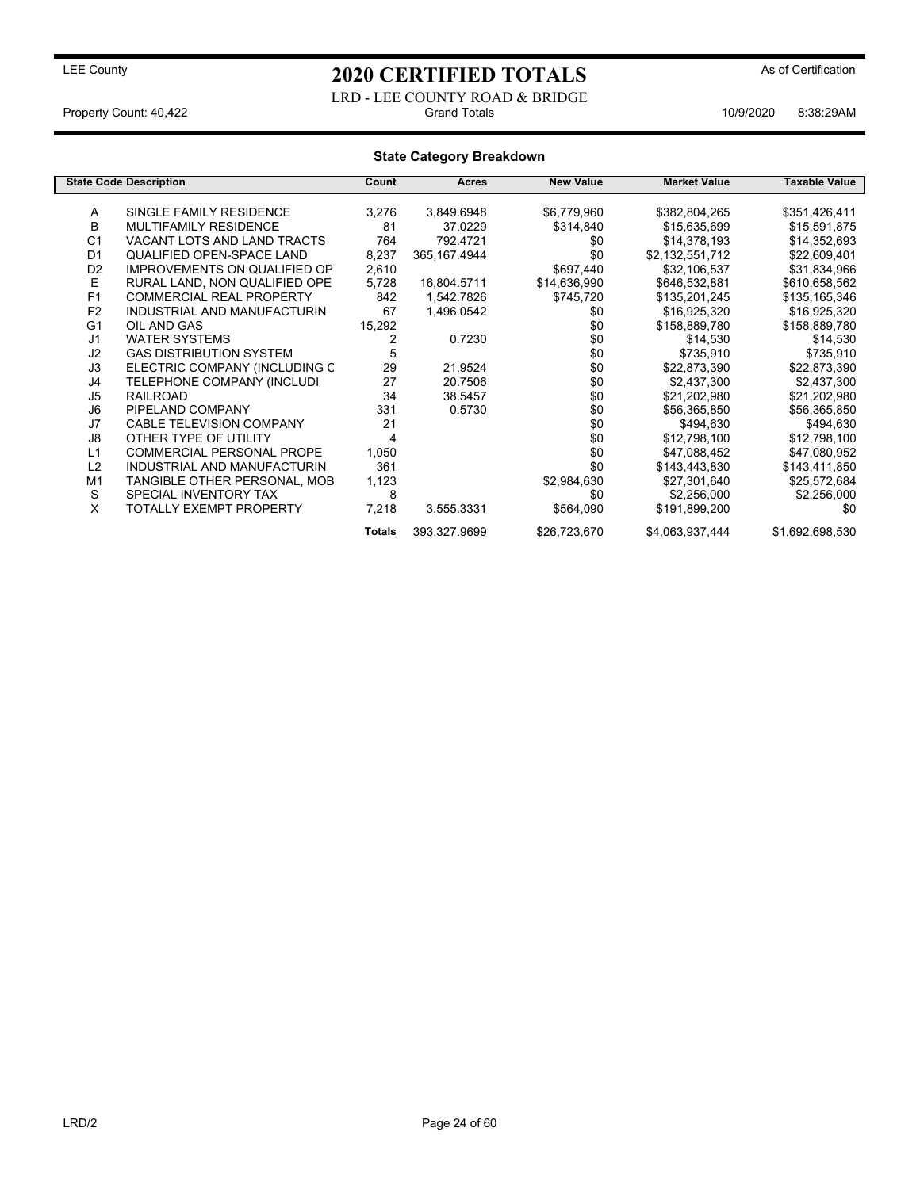LEE County

# 2020 CERTIFIED TOTALS

As of Certification

LRD - LEE COUNTY ROAD & BRIDGE

Property Count: 40,422 — Grand Totals — 10/9/2020 8:38:29AM

## State Category Breakdown

| State Code | Description | Count | Acres | New Value | Market Value | Taxable Value |
|---|---|---|---|---|---|---|
| A | SINGLE FAMILY RESIDENCE | 3,276 | 3,849.6948 | $6,779,960 | $382,804,265 | $351,426,411 |
| B | MULTIFAMILY RESIDENCE | 81 | 37.0229 | $314,840 | $15,635,699 | $15,591,875 |
| C1 | VACANT LOTS AND LAND TRACTS | 764 | 792.4721 | $0 | $14,378,193 | $14,352,693 |
| D1 | QUALIFIED OPEN-SPACE LAND | 8,237 | 365,167.4944 | $0 | $2,132,551,712 | $22,609,401 |
| D2 | IMPROVEMENTS ON QUALIFIED OP | 2,610 | | $697,440 | $32,106,537 | $31,834,966 |
| E | RURAL LAND, NON QUALIFIED OPE | 5,728 | 16,804.5711 | $14,636,990 | $646,532,881 | $610,658,562 |
| F1 | COMMERCIAL REAL PROPERTY | 842 | 1,542.7826 | $745,720 | $135,201,245 | $135,165,346 |
| F2 | INDUSTRIAL AND MANUFACTURIN | 67 | 1,496.0542 | $0 | $16,925,320 | $16,925,320 |
| G1 | OIL AND GAS | 15,292 | | $0 | $158,889,780 | $158,889,780 |
| J1 | WATER SYSTEMS | 2 | 0.7230 | $0 | $14,530 | $14,530 |
| J2 | GAS DISTRIBUTION SYSTEM | 5 | | $0 | $735,910 | $735,910 |
| J3 | ELECTRIC COMPANY (INCLUDING C | 29 | 21.9524 | $0 | $22,873,390 | $22,873,390 |
| J4 | TELEPHONE COMPANY (INCLUDI | 27 | 20.7506 | $0 | $2,437,300 | $2,437,300 |
| J5 | RAILROAD | 34 | 38.5457 | $0 | $21,202,980 | $21,202,980 |
| J6 | PIPELAND COMPANY | 331 | 0.5730 | $0 | $56,365,850 | $56,365,850 |
| J7 | CABLE TELEVISION COMPANY | 21 | | $0 | $494,630 | $494,630 |
| J8 | OTHER TYPE OF UTILITY | 4 | | $0 | $12,798,100 | $12,798,100 |
| L1 | COMMERCIAL PERSONAL PROPE | 1,050 | | $0 | $47,088,452 | $47,080,952 |
| L2 | INDUSTRIAL AND MANUFACTURIN | 361 | | $0 | $143,443,830 | $143,411,850 |
| M1 | TANGIBLE OTHER PERSONAL, MOB | 1,123 | | $2,984,630 | $27,301,640 | $25,572,684 |
| S | SPECIAL INVENTORY TAX | 8 | | $0 | $2,256,000 | $2,256,000 |
| X | TOTALLY EXEMPT PROPERTY | 7,218 | 3,555.3331 | $564,090 | $191,899,200 | $0 |
| | | **Totals** | 393,327.9699 | $26,723,670 | $4,063,937,444 | $1,692,698,530 |

LRD/2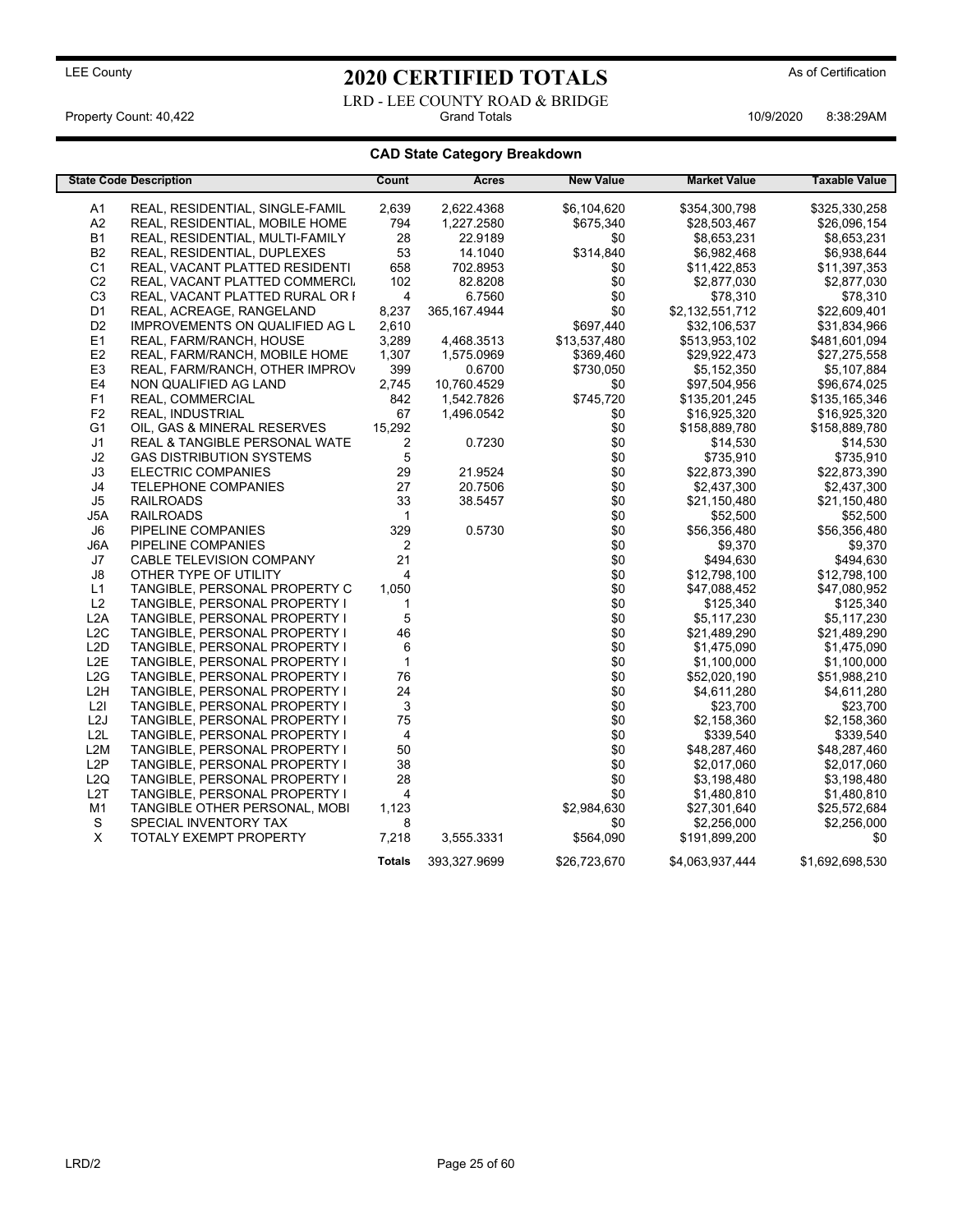LEE County

# 2020 CERTIFIED TOTALS

As of Certification

LRD - LEE COUNTY ROAD & BRIDGE

Property Count: 40,422 | Grand Totals | 10/9/2020 8:38:29AM

## CAD State Category Breakdown

| State Code | Description | Count | Acres | New Value | Market Value | Taxable Value |
|---|---|---|---|---|---|---|
| A1 | REAL, RESIDENTIAL, SINGLE-FAMIL | 2,639 | 2,622.4368 | $6,104,620 | $354,300,798 | $325,330,258 |
| A2 | REAL, RESIDENTIAL, MOBILE HOME | 794 | 1,227.2580 | $675,340 | $28,503,467 | $26,096,154 |
| B1 | REAL, RESIDENTIAL, MULTI-FAMILY | 28 | 22.9189 | $0 | $8,653,231 | $8,653,231 |
| B2 | REAL, RESIDENTIAL, DUPLEXES | 53 | 14.1040 | $314,840 | $6,982,468 | $6,938,644 |
| C1 | REAL, VACANT PLATTED RESIDENTI | 658 | 702.8953 | $0 | $11,422,853 | $11,397,353 |
| C2 | REAL, VACANT PLATTED COMMERCI | 102 | 82.8208 | $0 | $2,877,030 | $2,877,030 |
| C3 | REAL, VACANT PLATTED RURAL OR I | 4 | 6.7560 | $0 | $78,310 | $78,310 |
| D1 | REAL, ACREAGE, RANGELAND | 8,237 | 365,167.4944 | $0 | $2,132,551,712 | $22,609,401 |
| D2 | IMPROVEMENTS ON QUALIFIED AG L | 2,610 | | $697,440 | $32,106,537 | $31,834,966 |
| E1 | REAL, FARM/RANCH, HOUSE | 3,289 | 4,468.3513 | $13,537,480 | $513,953,102 | $481,601,094 |
| E2 | REAL, FARM/RANCH, MOBILE HOME | 1,307 | 1,575.0969 | $369,460 | $29,922,473 | $27,275,558 |
| E3 | REAL, FARM/RANCH, OTHER IMPROV | 399 | 0.6700 | $730,050 | $5,152,350 | $5,107,884 |
| E4 | NON QUALIFIED AG LAND | 2,745 | 10,760.4529 | $0 | $97,504,956 | $96,674,025 |
| F1 | REAL, COMMERCIAL | 842 | 1,542.7826 | $745,720 | $135,201,245 | $135,165,346 |
| F2 | REAL, INDUSTRIAL | 67 | 1,496.0542 | $0 | $16,925,320 | $16,925,320 |
| G1 | OIL, GAS & MINERAL RESERVES | 15,292 | | $0 | $158,889,780 | $158,889,780 |
| J1 | REAL & TANGIBLE PERSONAL WATE | 2 | 0.7230 | $0 | $14,530 | $14,530 |
| J2 | GAS DISTRIBUTION SYSTEMS | 5 | | $0 | $735,910 | $735,910 |
| J3 | ELECTRIC COMPANIES | 29 | 21.9524 | $0 | $22,873,390 | $22,873,390 |
| J4 | TELEPHONE COMPANIES | 27 | 20.7506 | $0 | $2,437,300 | $2,437,300 |
| J5 | RAILROADS | 33 | 38.5457 | $0 | $21,150,480 | $21,150,480 |
| J5A | RAILROADS | 1 | | $0 | $52,500 | $52,500 |
| J6 | PIPELINE COMPANIES | 329 | 0.5730 | $0 | $56,356,480 | $56,356,480 |
| J6A | PIPELINE COMPANIES | 2 | | $0 | $9,370 | $9,370 |
| J7 | CABLE TELEVISION COMPANY | 21 | | $0 | $494,630 | $494,630 |
| J8 | OTHER TYPE OF UTILITY | 4 | | $0 | $12,798,100 | $12,798,100 |
| L1 | TANGIBLE, PERSONAL PROPERTY C | 1,050 | | $0 | $47,088,452 | $47,080,952 |
| L2 | TANGIBLE, PERSONAL PROPERTY I | 1 | | $0 | $125,340 | $125,340 |
| L2A | TANGIBLE, PERSONAL PROPERTY I | 5 | | $0 | $5,117,230 | $5,117,230 |
| L2C | TANGIBLE, PERSONAL PROPERTY I | 46 | | $0 | $21,489,290 | $21,489,290 |
| L2D | TANGIBLE, PERSONAL PROPERTY I | 6 | | $0 | $1,475,090 | $1,475,090 |
| L2E | TANGIBLE, PERSONAL PROPERTY I | 1 | | $0 | $1,100,000 | $1,100,000 |
| L2G | TANGIBLE, PERSONAL PROPERTY I | 76 | | $0 | $52,020,190 | $51,988,210 |
| L2H | TANGIBLE, PERSONAL PROPERTY I | 24 | | $0 | $4,611,280 | $4,611,280 |
| L2I | TANGIBLE, PERSONAL PROPERTY I | 3 | | $0 | $23,700 | $23,700 |
| L2J | TANGIBLE, PERSONAL PROPERTY I | 75 | | $0 | $2,158,360 | $2,158,360 |
| L2L | TANGIBLE, PERSONAL PROPERTY I | 4 | | $0 | $339,540 | $339,540 |
| L2M | TANGIBLE, PERSONAL PROPERTY I | 50 | | $0 | $48,287,460 | $48,287,460 |
| L2P | TANGIBLE, PERSONAL PROPERTY I | 38 | | $0 | $2,017,060 | $2,017,060 |
| L2Q | TANGIBLE, PERSONAL PROPERTY I | 28 | | $0 | $3,198,480 | $3,198,480 |
| L2T | TANGIBLE, PERSONAL PROPERTY I | 4 | | $0 | $1,480,810 | $1,480,810 |
| M1 | TANGIBLE OTHER PERSONAL, MOBI | 1,123 | | $2,984,630 | $27,301,640 | $25,572,684 |
| S | SPECIAL INVENTORY TAX | 8 | | $0 | $2,256,000 | $2,256,000 |
| X | TOTALY EXEMPT PROPERTY | 7,218 | 3,555.3331 | $564,090 | $191,899,200 | $0 |
| | | **Totals** | 393,327.9699 | $26,723,670 | $4,063,937,444 | $1,692,698,530 |

LRD/2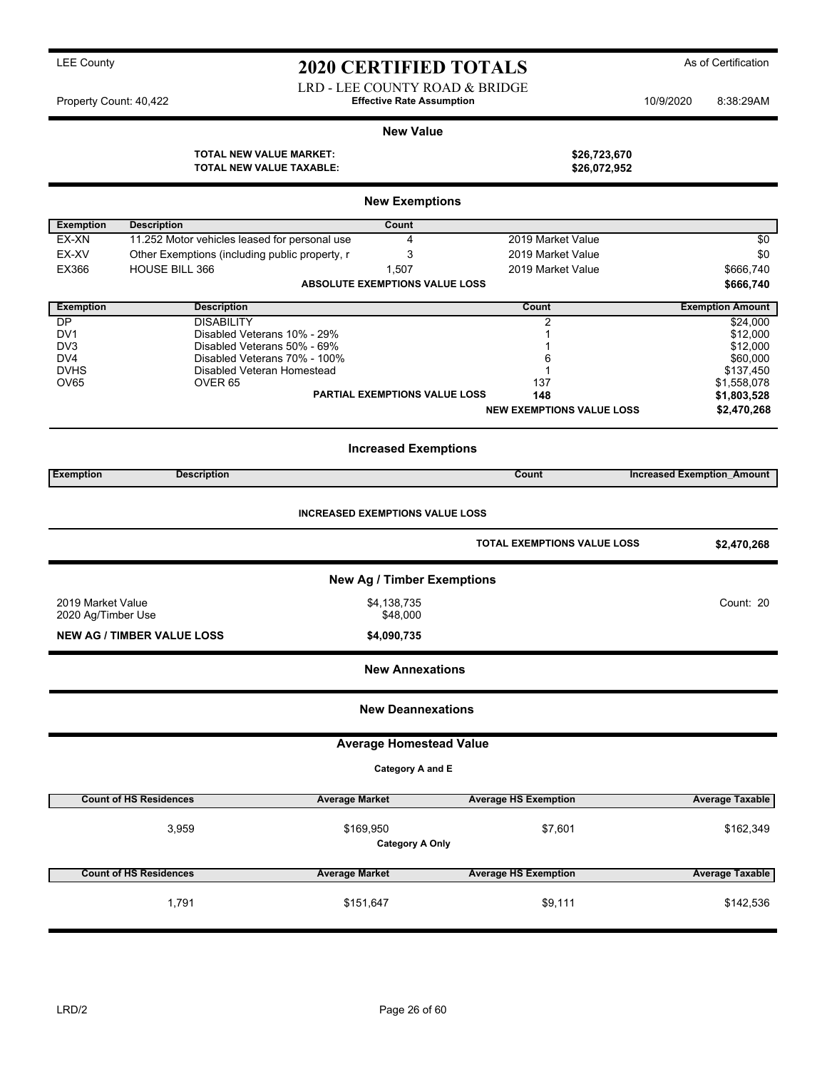LEE County

# 2020 CERTIFIED TOTALS

As of Certification

LRD - LEE COUNTY ROAD & BRIDGE

Property Count: 40,422 — **Effective Rate Assumption** — 10/9/2020 8:38:29AM

## New Value

| | |
|---|---|
| **TOTAL NEW VALUE MARKET:** | **$26,723,670** |
| **TOTAL NEW VALUE TAXABLE:** | **$26,072,952** |

## New Exemptions

| Exemption | Description | Count | | |
|---|---|---|---|---|
| EX-XN | 11.252 Motor vehicles leased for personal use | 4 | 2019 Market Value | $0 |
| EX-XV | Other Exemptions (including public property, r | 3 | 2019 Market Value | $0 |
| EX366 | HOUSE BILL 366 | 1,507 | 2019 Market Value | $666,740 |
| | | **ABSOLUTE EXEMPTIONS VALUE LOSS** | | **$666,740** |

| Exemption | Description | Count | Exemption Amount |
|---|---|---|---|
| DP | DISABILITY | 2 | $24,000 |
| DV1 | Disabled Veterans 10% - 29% | 1 | $12,000 |
| DV3 | Disabled Veterans 50% - 69% | 1 | $12,000 |
| DV4 | Disabled Veterans 70% - 100% | 6 | $60,000 |
| DVHS | Disabled Veteran Homestead | 1 | $137,450 |
| OV65 | OVER 65 | 137 | $1,558,078 |
| | **PARTIAL EXEMPTIONS VALUE LOSS** | **148** | **$1,803,528** |
| | | **NEW EXEMPTIONS VALUE LOSS** | **$2,470,268** |

## Increased Exemptions

| Exemption | Description | Count | Increased Exemption_Amount |
|---|---|---|---|

**INCREASED EXEMPTIONS VALUE LOSS**

| | |
|---|---|
| **TOTAL EXEMPTIONS VALUE LOSS** | **$2,470,268** |

## New Ag / Timber Exemptions

| | | |
|---|---|---|
| 2019 Market Value | $4,138,735 | Count: 20 |
| 2020 Ag/Timber Use | $48,000 | |
| **NEW AG / TIMBER VALUE LOSS** | **$4,090,735** | |

## New Annexations

## New Deannexations

## Average Homestead Value

**Category A and E**

| Count of HS Residences | Average Market | Average HS Exemption | Average Taxable |
|---|---|---|---|
| 3,959 | $169,950 | $7,601 | $162,349 |

**Category A Only**

| Count of HS Residences | Average Market | Average HS Exemption | Average Taxable |
|---|---|---|---|
| 1,791 | $151,647 | $9,111 | $142,536 |

LRD/2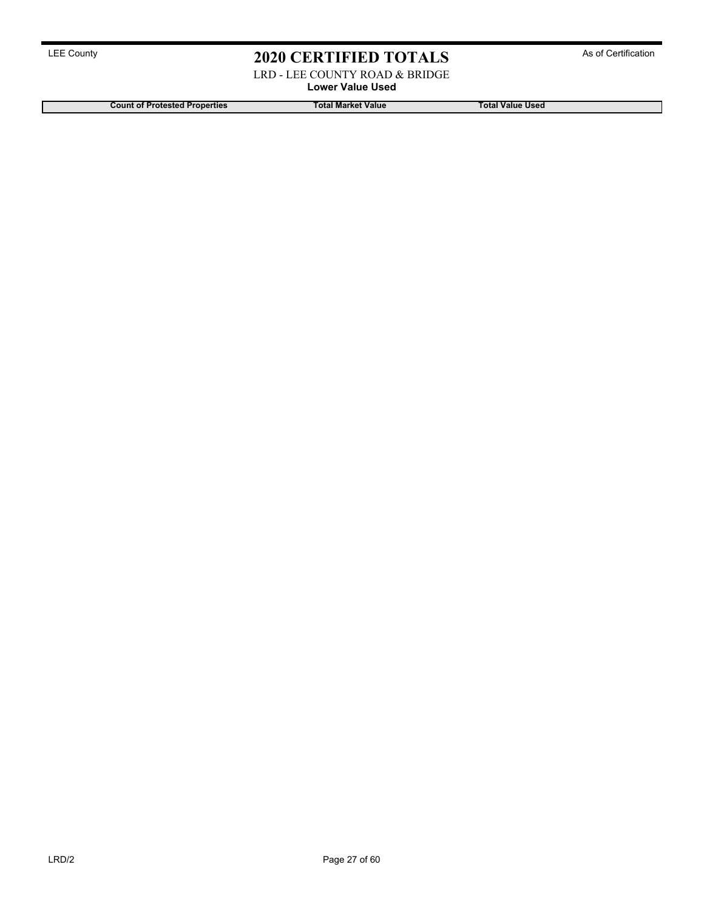LEE County

# 2020 CERTIFIED TOTALS

As of Certification

LRD - LEE COUNTY ROAD & BRIDGE

**Lower Value Used**

| Count of Protested Properties | Total Market Value | Total Value Used |
| --- | --- | --- |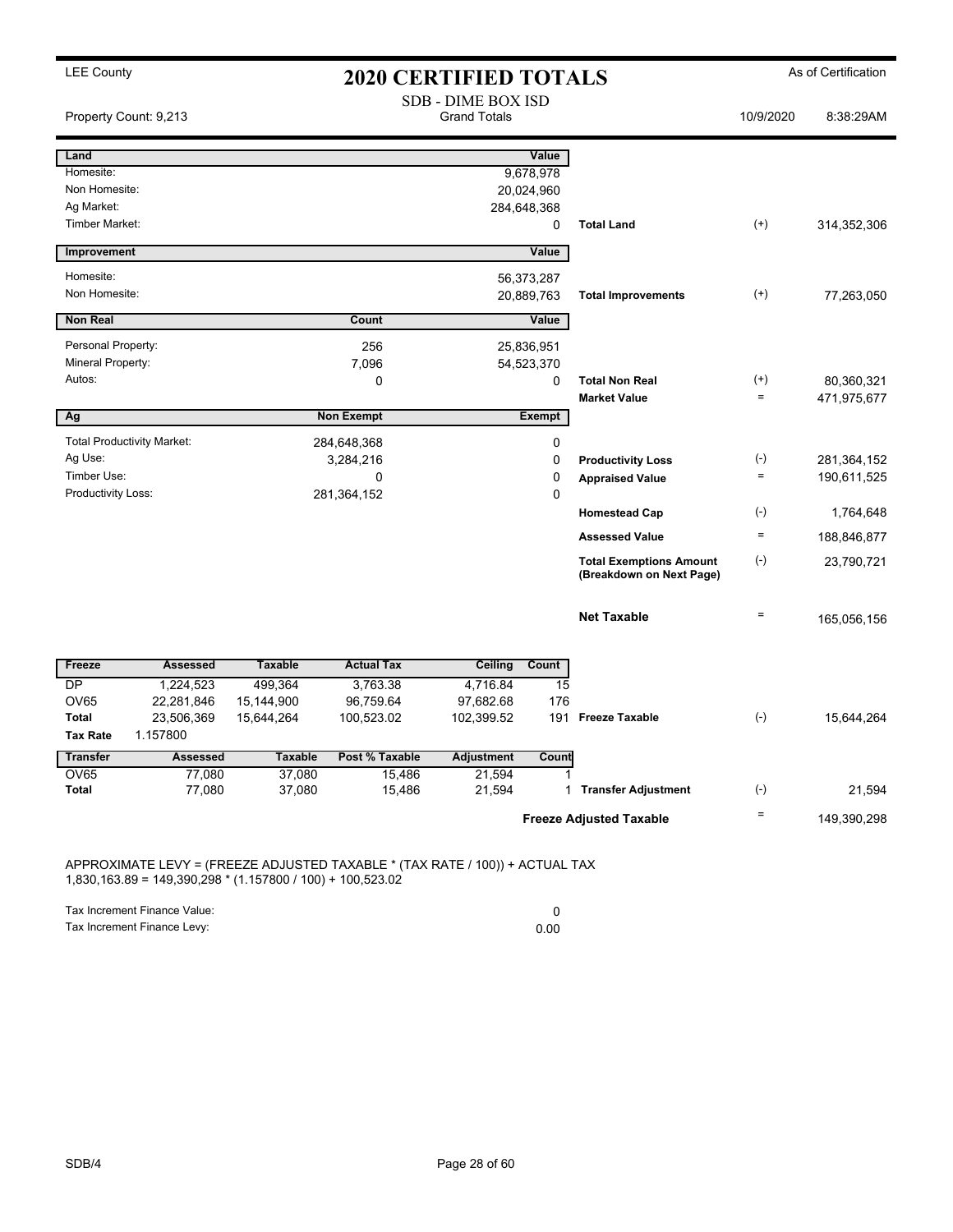LEE County

# 2020 CERTIFIED TOTALS

As of Certification

SDB - DIME BOX ISD
Grand Totals

Property Count: 9,213 | 10/9/2020 | 8:38:29AM

| Land | | Value | | | |
|---|---|---|---|---|---|
| Homesite: | | 9,678,978 | | | |
| Non Homesite: | | 20,024,960 | | | |
| Ag Market: | | 284,648,368 | | | |
| Timber Market: | | 0 | Total Land | (+) | 314,352,306 |

| Improvement | | Value | | | |
|---|---|---|---|---|---|
| Homesite: | | 56,373,287 | | | |
| Non Homesite: | | 20,889,763 | Total Improvements | (+) | 77,263,050 |

| Non Real | Count | Value | | | |
|---|---|---|---|---|---|
| Personal Property: | 256 | 25,836,951 | | | |
| Mineral Property: | 7,096 | 54,523,370 | | | |
| Autos: | 0 | 0 | Total Non Real | (+) | 80,360,321 |
| | | | Market Value | = | 471,975,677 |

| Ag | Non Exempt | Exempt | | | |
|---|---|---|---|---|---|
| Total Productivity Market: | 284,648,368 | 0 | | | |
| Ag Use: | 3,284,216 | 0 | Productivity Loss | (-) | 281,364,152 |
| Timber Use: | 0 | 0 | Appraised Value | = | 190,611,525 |
| Productivity Loss: | 281,364,152 | 0 | | | |
| | | | Homestead Cap | (-) | 1,764,648 |
| | | | Assessed Value | = | 188,846,877 |
| | | | Total Exemptions Amount (Breakdown on Next Page) | (-) | 23,790,721 |
| | | | Net Taxable | = | 165,056,156 |

| Freeze | Assessed | Taxable | Actual Tax | Ceiling | Count | | | |
|---|---|---|---|---|---|---|---|---|
| DP | 1,224,523 | 499,364 | 3,763.38 | 4,716.84 | 15 | | | |
| OV65 | 22,281,846 | 15,144,900 | 96,759.64 | 97,682.68 | 176 | | | |
| Total | 23,506,369 | 15,644,264 | 100,523.02 | 102,399.52 | 191 | Freeze Taxable | (-) | 15,644,264 |
| Tax Rate | 1.157800 | | | | | | | |

| Transfer | Assessed | Taxable | Post % Taxable | Adjustment | Count | | | |
|---|---|---|---|---|---|---|---|---|
| OV65 | 77,080 | 37,080 | 15,486 | 21,594 | 1 | | | |
| Total | 77,080 | 37,080 | 15,486 | 21,594 | 1 | Transfer Adjustment | (-) | 21,594 |
| | | | | | | Freeze Adjusted Taxable | = | 149,390,298 |

APPROXIMATE LEVY = (FREEZE ADJUSTED TAXABLE * (TAX RATE / 100)) + ACTUAL TAX
1,830,163.89 = 149,390,298 * (1.157800 / 100) + 100,523.02

| | |
|---|---|
| Tax Increment Finance Value: | 0 |
| Tax Increment Finance Levy: | 0.00 |

SDB/4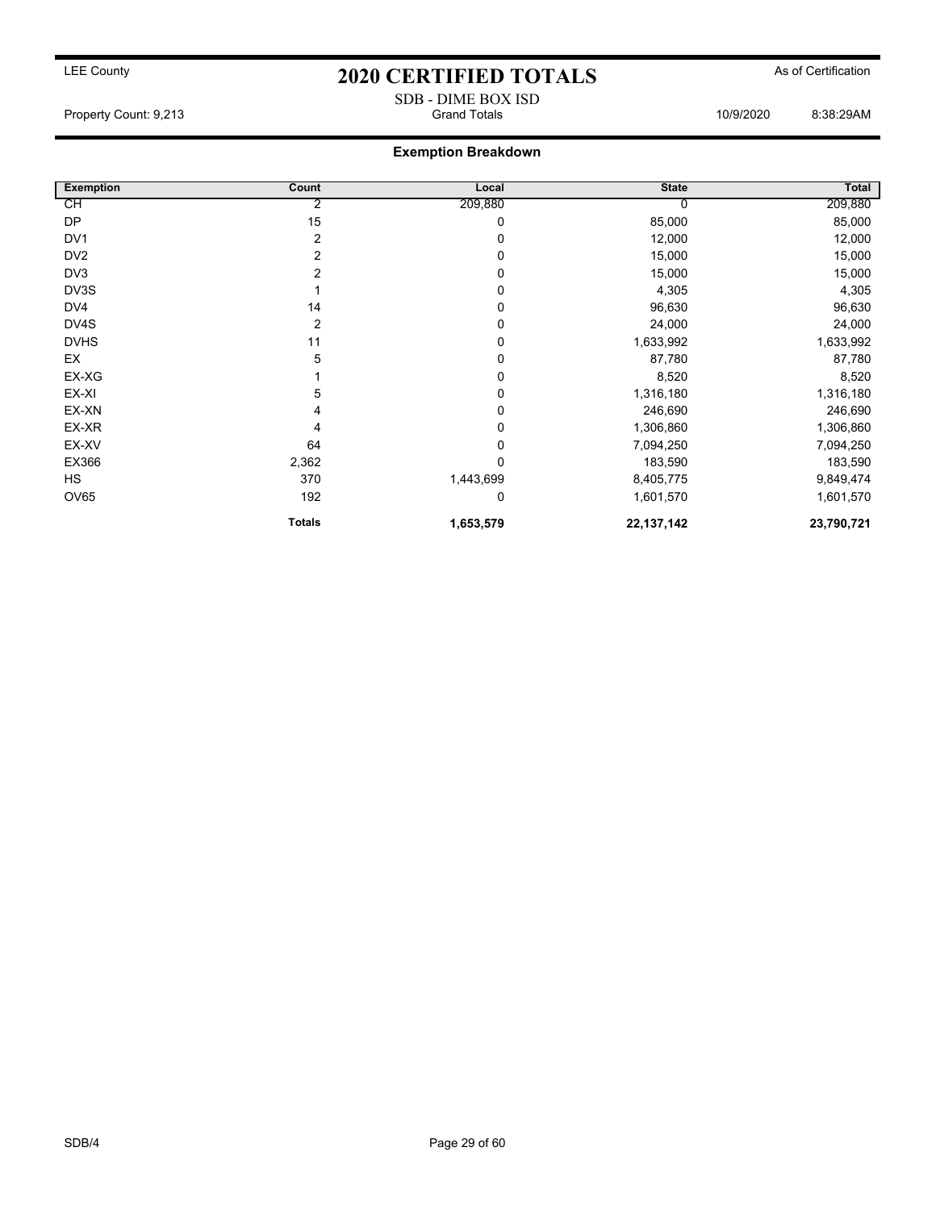LEE County

# 2020 CERTIFIED TOTALS

As of Certification

SDB - DIME BOX ISD

Property Count: 9,213 | Grand Totals | 10/9/2020 8:38:29AM

## Exemption Breakdown

| Exemption | Count | Local | State | Total |
|---|---|---|---|---|
| CH | 2 | 209,880 | 0 | 209,880 |
| DP | 15 | 0 | 85,000 | 85,000 |
| DV1 | 2 | 0 | 12,000 | 12,000 |
| DV2 | 2 | 0 | 15,000 | 15,000 |
| DV3 | 2 | 0 | 15,000 | 15,000 |
| DV3S | 1 | 0 | 4,305 | 4,305 |
| DV4 | 14 | 0 | 96,630 | 96,630 |
| DV4S | 2 | 0 | 24,000 | 24,000 |
| DVHS | 11 | 0 | 1,633,992 | 1,633,992 |
| EX | 5 | 0 | 87,780 | 87,780 |
| EX-XG | 1 | 0 | 8,520 | 8,520 |
| EX-XI | 5 | 0 | 1,316,180 | 1,316,180 |
| EX-XN | 4 | 0 | 246,690 | 246,690 |
| EX-XR | 4 | 0 | 1,306,860 | 1,306,860 |
| EX-XV | 64 | 0 | 7,094,250 | 7,094,250 |
| EX366 | 2,362 | 0 | 183,590 | 183,590 |
| HS | 370 | 1,443,699 | 8,405,775 | 9,849,474 |
| OV65 | 192 | 0 | 1,601,570 | 1,601,570 |
| | **Totals** | **1,653,579** | **22,137,142** | **23,790,721** |

SDB/4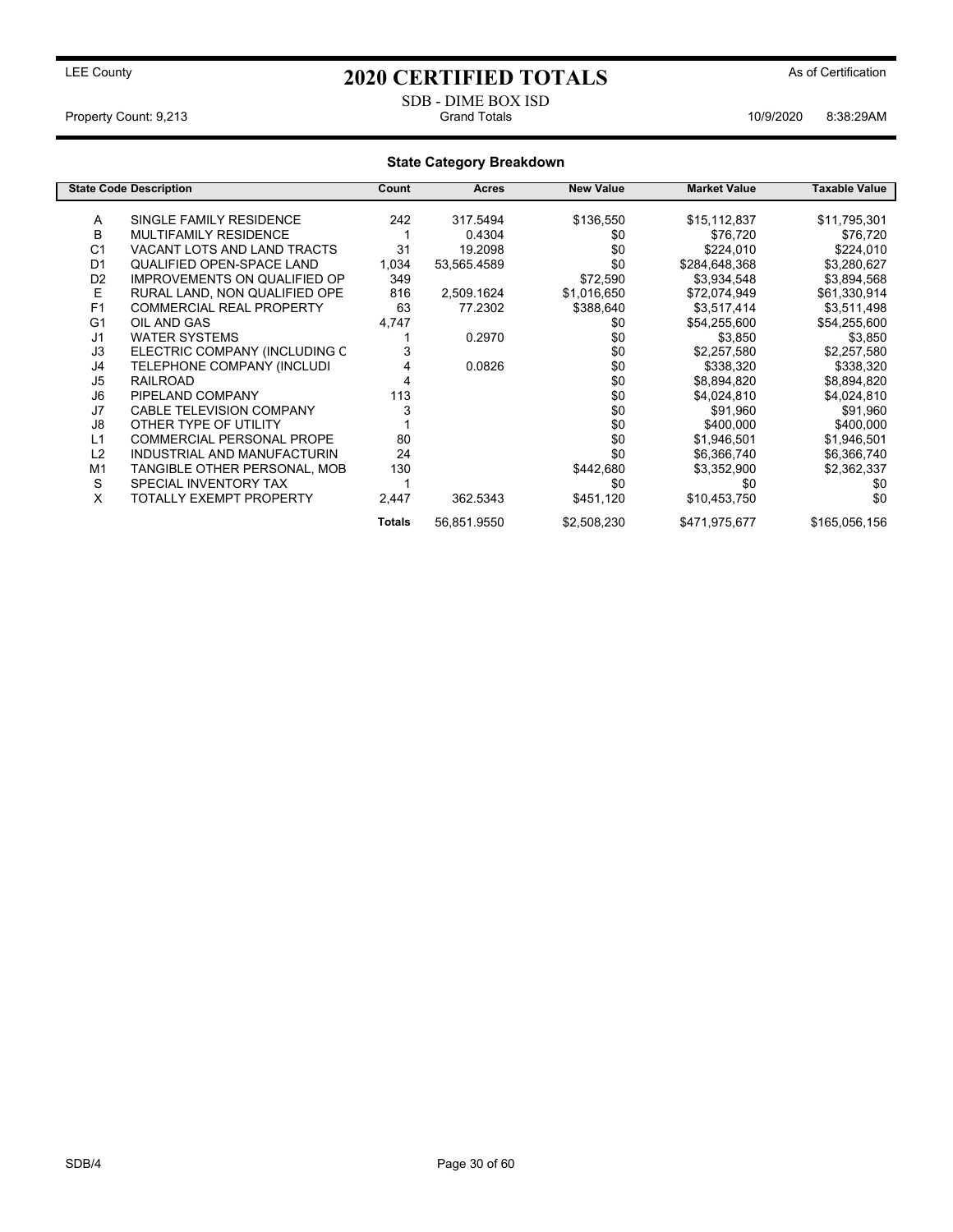LEE County

# 2020 CERTIFIED TOTALS

As of Certification

SDB - DIME BOX ISD

Property Count: 9,213 | Grand Totals | 10/9/2020 8:38:29AM

## State Category Breakdown

| State Code | Description | Count | Acres | New Value | Market Value | Taxable Value |
|---|---|---|---|---|---|---|
| A | SINGLE FAMILY RESIDENCE | 242 | 317.5494 | $136,550 | $15,112,837 | $11,795,301 |
| B | MULTIFAMILY RESIDENCE | 1 | 0.4304 | $0 | $76,720 | $76,720 |
| C1 | VACANT LOTS AND LAND TRACTS | 31 | 19.2098 | $0 | $224,010 | $224,010 |
| D1 | QUALIFIED OPEN-SPACE LAND | 1,034 | 53,565.4589 | $0 | $284,648,368 | $3,280,627 |
| D2 | IMPROVEMENTS ON QUALIFIED OP | 349 | | $72,590 | $3,934,548 | $3,894,568 |
| E | RURAL LAND, NON QUALIFIED OPE | 816 | 2,509.1624 | $1,016,650 | $72,074,949 | $61,330,914 |
| F1 | COMMERCIAL REAL PROPERTY | 63 | 77.2302 | $388,640 | $3,517,414 | $3,511,498 |
| G1 | OIL AND GAS | 4,747 | | $0 | $54,255,600 | $54,255,600 |
| J1 | WATER SYSTEMS | 1 | 0.2970 | $0 | $3,850 | $3,850 |
| J3 | ELECTRIC COMPANY (INCLUDING C | 3 | | $0 | $2,257,580 | $2,257,580 |
| J4 | TELEPHONE COMPANY (INCLUDI | 4 | 0.0826 | $0 | $338,320 | $338,320 |
| J5 | RAILROAD | 4 | | $0 | $8,894,820 | $8,894,820 |
| J6 | PIPELAND COMPANY | 113 | | $0 | $4,024,810 | $4,024,810 |
| J7 | CABLE TELEVISION COMPANY | 3 | | $0 | $91,960 | $91,960 |
| J8 | OTHER TYPE OF UTILITY | 1 | | $0 | $400,000 | $400,000 |
| L1 | COMMERCIAL PERSONAL PROPE | 80 | | $0 | $1,946,501 | $1,946,501 |
| L2 | INDUSTRIAL AND MANUFACTURIN | 24 | | $0 | $6,366,740 | $6,366,740 |
| M1 | TANGIBLE OTHER PERSONAL, MOB | 130 | | $442,680 | $3,352,900 | $2,362,337 |
| S | SPECIAL INVENTORY TAX | 1 | | $0 | $0 | $0 |
| X | TOTALLY EXEMPT PROPERTY | 2,447 | 362.5343 | $451,120 | $10,453,750 | $0 |
| | | **Totals** | 56,851.9550 | $2,508,230 | $471,975,677 | $165,056,156 |

SDB/4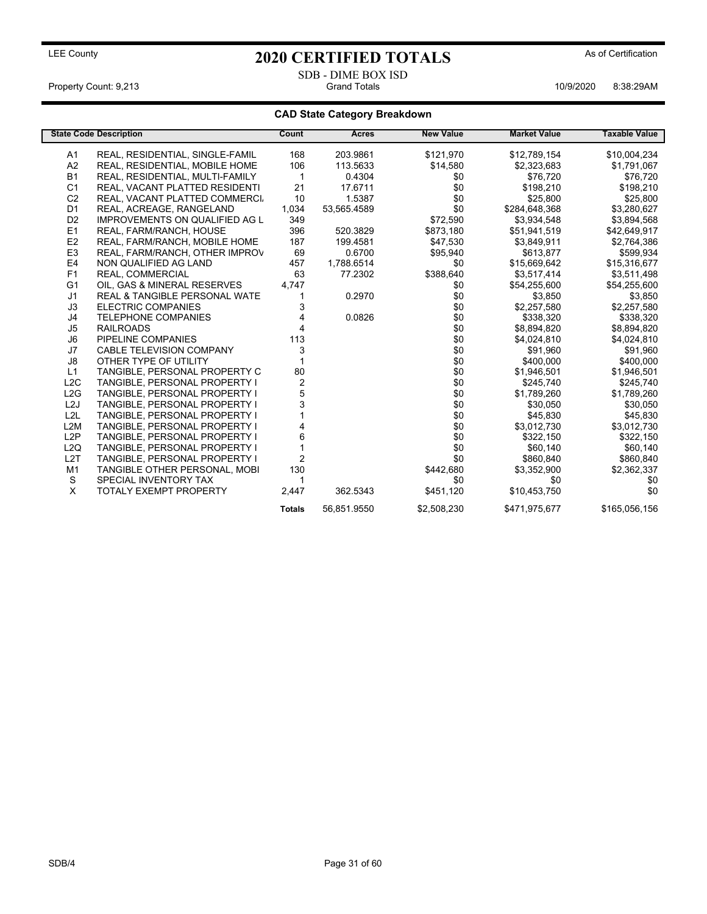LEE County

# 2020 CERTIFIED TOTALS

As of Certification

SDB - DIME BOX ISD

Property Count: 9,213 Grand Totals 10/9/2020 8:38:29AM

## CAD State Category Breakdown

| State Code | Description | Count | Acres | New Value | Market Value | Taxable Value |
|---|---|---|---|---|---|---|
| A1 | REAL, RESIDENTIAL, SINGLE-FAMIL | 168 | 203.9861 | $121,970 | $12,789,154 | $10,004,234 |
| A2 | REAL, RESIDENTIAL, MOBILE HOME | 106 | 113.5633 | $14,580 | $2,323,683 | $1,791,067 |
| B1 | REAL, RESIDENTIAL, MULTI-FAMILY | 1 | 0.4304 | $0 | $76,720 | $76,720 |
| C1 | REAL, VACANT PLATTED RESIDENTI | 21 | 17.6711 | $0 | $198,210 | $198,210 |
| C2 | REAL, VACANT PLATTED COMMERCI. | 10 | 1.5387 | $0 | $25,800 | $25,800 |
| D1 | REAL, ACREAGE, RANGELAND | 1,034 | 53,565.4589 | $0 | $284,648,368 | $3,280,627 |
| D2 | IMPROVEMENTS ON QUALIFIED AG L | 349 | | $72,590 | $3,934,548 | $3,894,568 |
| E1 | REAL, FARM/RANCH, HOUSE | 396 | 520.3829 | $873,180 | $51,941,519 | $42,649,917 |
| E2 | REAL, FARM/RANCH, MOBILE HOME | 187 | 199.4581 | $47,530 | $3,849,911 | $2,764,386 |
| E3 | REAL, FARM/RANCH, OTHER IMPROV | 69 | 0.6700 | $95,940 | $613,877 | $599,934 |
| E4 | NON QUALIFIED AG LAND | 457 | 1,788.6514 | $0 | $15,669,642 | $15,316,677 |
| F1 | REAL, COMMERCIAL | 63 | 77.2302 | $388,640 | $3,517,414 | $3,511,498 |
| G1 | OIL, GAS & MINERAL RESERVES | 4,747 | | $0 | $54,255,600 | $54,255,600 |
| J1 | REAL & TANGIBLE PERSONAL WATE | 1 | 0.2970 | $0 | $3,850 | $3,850 |
| J3 | ELECTRIC COMPANIES | 3 | | $0 | $2,257,580 | $2,257,580 |
| J4 | TELEPHONE COMPANIES | 4 | 0.0826 | $0 | $338,320 | $338,320 |
| J5 | RAILROADS | 4 | | $0 | $8,894,820 | $8,894,820 |
| J6 | PIPELINE COMPANIES | 113 | | $0 | $4,024,810 | $4,024,810 |
| J7 | CABLE TELEVISION COMPANY | 3 | | $0 | $91,960 | $91,960 |
| J8 | OTHER TYPE OF UTILITY | 1 | | $0 | $400,000 | $400,000 |
| L1 | TANGIBLE, PERSONAL PROPERTY C | 80 | | $0 | $1,946,501 | $1,946,501 |
| L2C | TANGIBLE, PERSONAL PROPERTY I | 2 | | $0 | $245,740 | $245,740 |
| L2G | TANGIBLE, PERSONAL PROPERTY I | 5 | | $0 | $1,789,260 | $1,789,260 |
| L2J | TANGIBLE, PERSONAL PROPERTY I | 3 | | $0 | $30,050 | $30,050 |
| L2L | TANGIBLE, PERSONAL PROPERTY I | 1 | | $0 | $45,830 | $45,830 |
| L2M | TANGIBLE, PERSONAL PROPERTY I | 4 | | $0 | $3,012,730 | $3,012,730 |
| L2P | TANGIBLE, PERSONAL PROPERTY I | 6 | | $0 | $322,150 | $322,150 |
| L2Q | TANGIBLE, PERSONAL PROPERTY I | 1 | | $0 | $60,140 | $60,140 |
| L2T | TANGIBLE, PERSONAL PROPERTY I | 2 | | $0 | $860,840 | $860,840 |
| M1 | TANGIBLE OTHER PERSONAL, MOBI | 130 | | $442,680 | $3,352,900 | $2,362,337 |
| S | SPECIAL INVENTORY TAX | 1 | | $0 | $0 | $0 |
| X | TOTALY EXEMPT PROPERTY | 2,447 | 362.5343 | $451,120 | $10,453,750 | $0 |
| | | **Totals** | 56,851.9550 | $2,508,230 | $471,975,677 | $165,056,156 |

SDB/4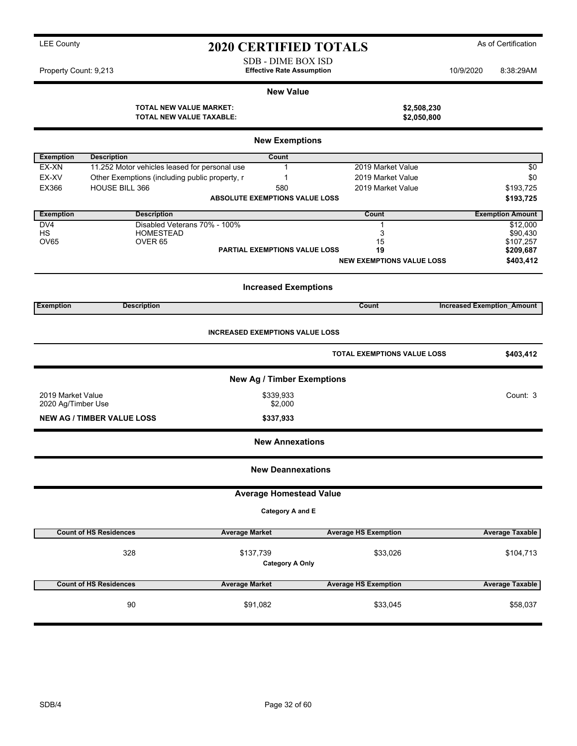LEE County

# 2020 CERTIFIED TOTALS

As of Certification

SDB - DIME BOX ISD
**Effective Rate Assumption**

Property Count: 9,213

10/9/2020 8:38:29AM

## New Value

| | |
|---|---|
| **TOTAL NEW VALUE MARKET:** | **$2,508,230** |
| **TOTAL NEW VALUE TAXABLE:** | **$2,050,800** |

## New Exemptions

| Exemption | Description | Count | | |
|---|---|---|---|---|
| EX-XN | 11.252 Motor vehicles leased for personal use | 1 | 2019 Market Value | $0 |
| EX-XV | Other Exemptions (including public property, r | 1 | 2019 Market Value | $0 |
| EX366 | HOUSE BILL 366 | 580 | 2019 Market Value | $193,725 |
| | | **ABSOLUTE EXEMPTIONS VALUE LOSS** | | **$193,725** |

| Exemption | Description | Count | Exemption Amount |
|---|---|---|---|
| DV4 | Disabled Veterans 70% - 100% | 1 | $12,000 |
| HS | HOMESTEAD | 3 | $90,430 |
| OV65 | OVER 65 | 15 | $107,257 |
| | **PARTIAL EXEMPTIONS VALUE LOSS** | **19** | **$209,687** |
| | | **NEW EXEMPTIONS VALUE LOSS** | **$403,412** |

## Increased Exemptions

| Exemption | Description | Count | Increased Exemption_Amount |
|---|---|---|---|

**INCREASED EXEMPTIONS VALUE LOSS**

**TOTAL EXEMPTIONS VALUE LOSS** **$403,412**

## New Ag / Timber Exemptions

| | | |
|---|---|---|
| 2019 Market Value | $339,933 | Count: 3 |
| 2020 Ag/Timber Use | $2,000 | |
| **NEW AG / TIMBER VALUE LOSS** | **$337,933** | |

## New Annexations

## New Deannexations

## Average Homestead Value

**Category A and E**

| Count of HS Residences | Average Market | Average HS Exemption | Average Taxable |
|---|---|---|---|
| 328 | $137,739 | $33,026 | $104,713 |

**Category A Only**

| Count of HS Residences | Average Market | Average HS Exemption | Average Taxable |
|---|---|---|---|
| 90 | $91,082 | $33,045 | $58,037 |

SDB/4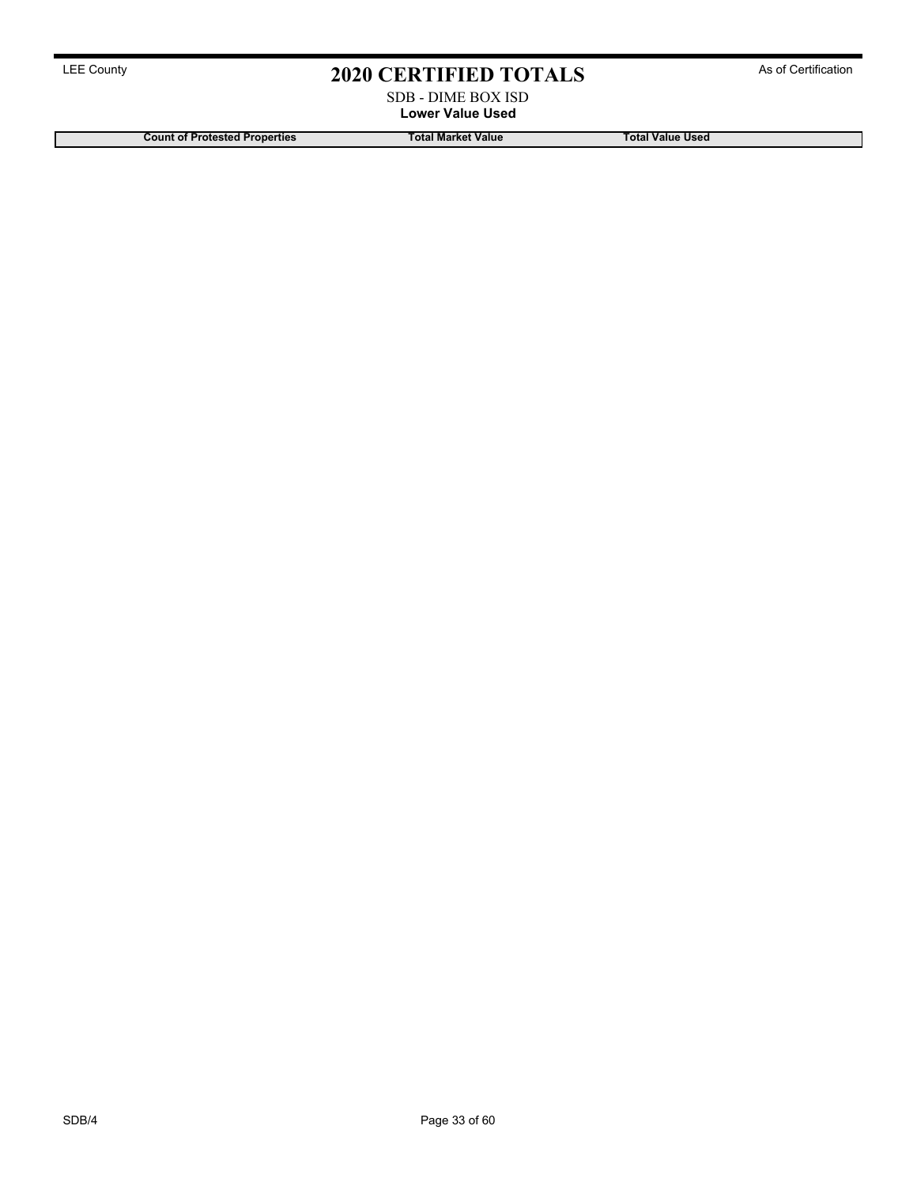# 2020 CERTIFIED TOTALS

SDB - DIME BOX ISD

**Lower Value Used**

| Count of Protested Properties | Total Market Value | Total Value Used |
| --- | --- | --- |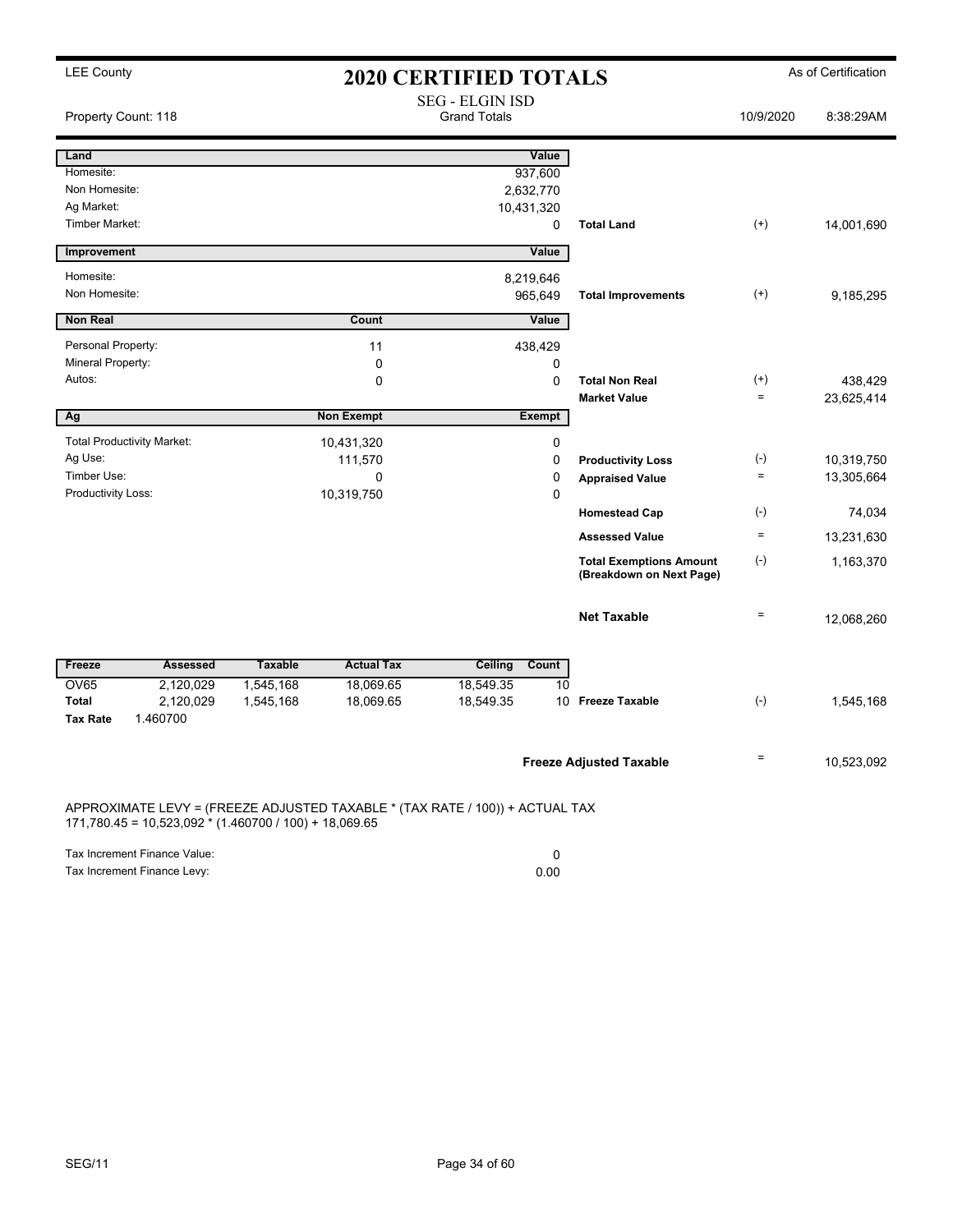LEE County

# 2020 CERTIFIED TOTALS

As of Certification

## SEG - ELGIN ISD
Grand Totals

Property Count: 118 | 10/9/2020 8:38:29AM

| Land | | Value | | | |
|---|---|---|---|---|---|
| Homesite: | | 937,600 | | | |
| Non Homesite: | | 2,632,770 | | | |
| Ag Market: | | 10,431,320 | | | |
| Timber Market: | | 0 | **Total Land** | (+) | 14,001,690 |

| Improvement | Value | | | |
|---|---|---|---|---|
| Homesite: | 8,219,646 | | | |
| Non Homesite: | 965,649 | **Total Improvements** | (+) | 9,185,295 |

| Non Real | Count | Value | | | |
|---|---|---|---|---|---|
| Personal Property: | 11 | 438,429 | | | |
| Mineral Property: | 0 | 0 | | | |
| Autos: | 0 | 0 | **Total Non Real** | (+) | 438,429 |
| | | | **Market Value** | = | 23,625,414 |

| Ag | Non Exempt | Exempt | | | |
|---|---|---|---|---|---|
| Total Productivity Market: | 10,431,320 | 0 | | | |
| Ag Use: | 111,570 | 0 | **Productivity Loss** | (-) | 10,319,750 |
| Timber Use: | 0 | 0 | **Appraised Value** | = | 13,305,664 |
| Productivity Loss: | 10,319,750 | 0 | | | |
| | | | **Homestead Cap** | (-) | 74,034 |
| | | | **Assessed Value** | = | 13,231,630 |
| | | | **Total Exemptions Amount (Breakdown on Next Page)** | (-) | 1,163,370 |
| | | | **Net Taxable** | = | 12,068,260 |

| Freeze | Assessed | Taxable | Actual Tax | Ceiling | Count | | | |
|---|---|---|---|---|---|---|---|---|
| OV65 | 2,120,029 | 1,545,168 | 18,069.65 | 18,549.35 | 10 | | | |
| **Total** | 2,120,029 | 1,545,168 | 18,069.65 | 18,549.35 | 10 | **Freeze Taxable** | (-) | 1,545,168 |
| **Tax Rate** | 1.460700 | | | | | | | |
| | | | | | | **Freeze Adjusted Taxable** | = | 10,523,092 |

APPROXIMATE LEVY = (FREEZE ADJUSTED TAXABLE * (TAX RATE / 100)) + ACTUAL TAX
171,780.45 = 10,523,092 * (1.460700 / 100) + 18,069.65

| | |
|---|---|
| Tax Increment Finance Value: | 0 |
| Tax Increment Finance Levy: | 0.00 |

SEG/11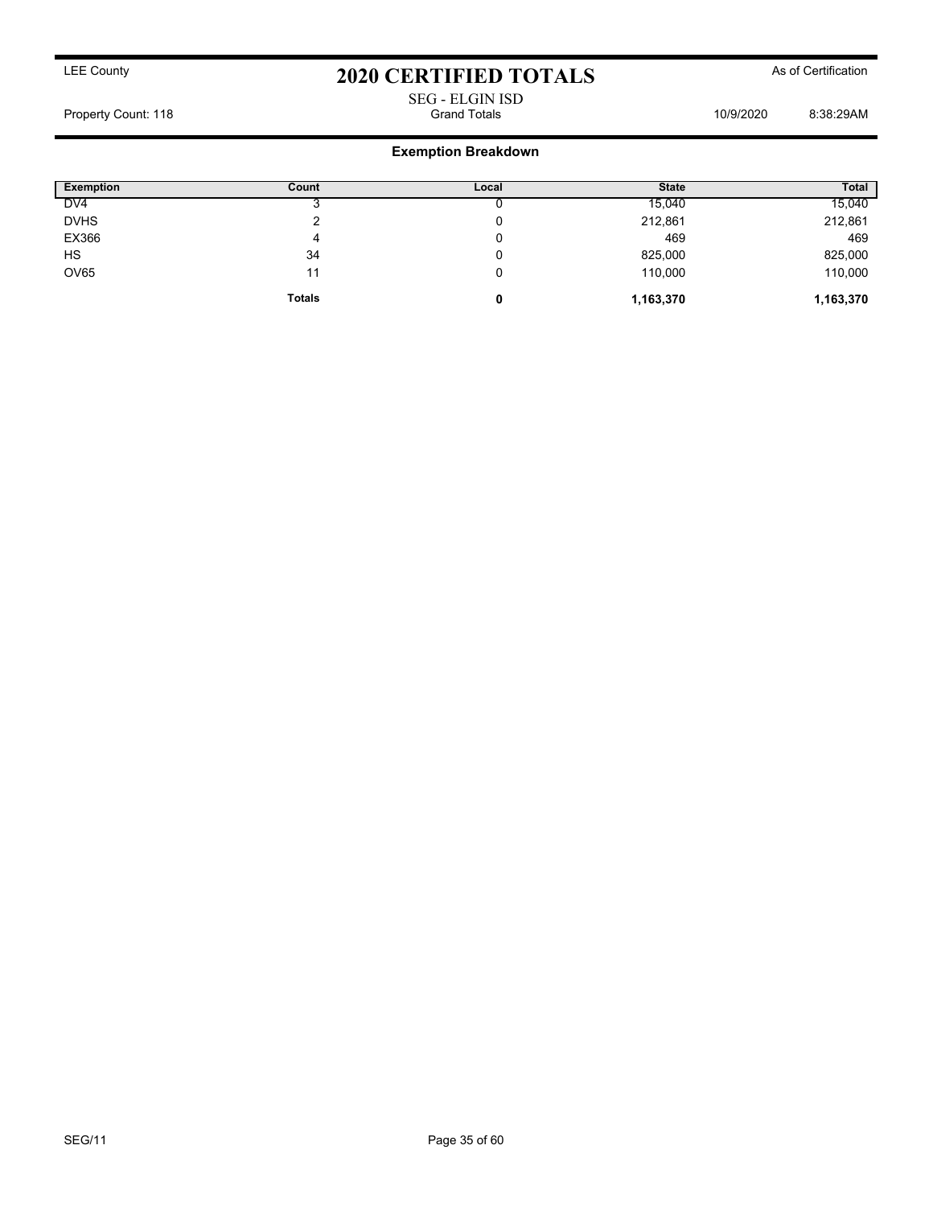LEE County

# 2020 CERTIFIED TOTALS

As of Certification

SEG - ELGIN ISD

Property Count: 118 | Grand Totals | 10/9/2020 8:38:29AM

## Exemption Breakdown

| Exemption | Count | Local | State | Total |
|---|---|---|---|---|
| DV4 | 3 | 0 | 15,040 | 15,040 |
| DVHS | 2 | 0 | 212,861 | 212,861 |
| EX366 | 4 | 0 | 469 | 469 |
| HS | 34 | 0 | 825,000 | 825,000 |
| OV65 | 11 | 0 | 110,000 | 110,000 |
| | **Totals** | **0** | **1,163,370** | **1,163,370** |

SEG/11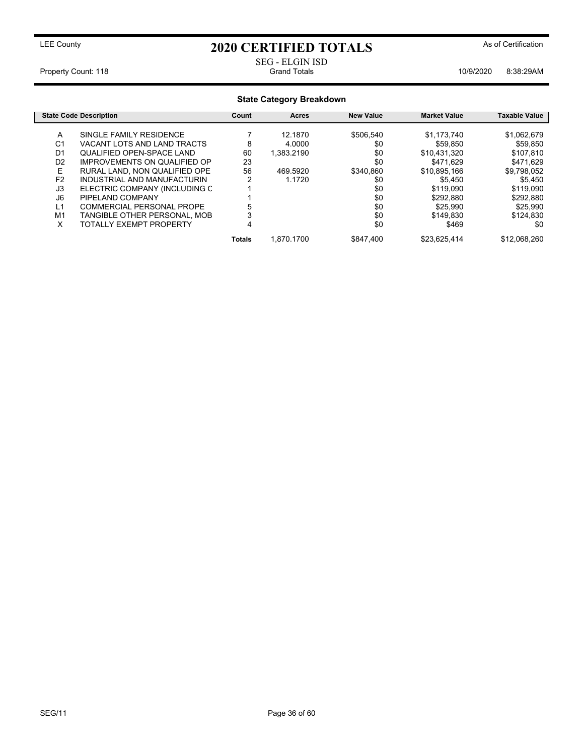LEE County

# 2020 CERTIFIED TOTALS

As of Certification

SEG - ELGIN ISD

Property Count: 118 — Grand Totals — 10/9/2020 8:38:29AM

## State Category Breakdown

| State Code | Description | Count | Acres | New Value | Market Value | Taxable Value |
|---|---|---|---|---|---|---|
| A | SINGLE FAMILY RESIDENCE | 7 | 12.1870 | $506,540 | $1,173,740 | $1,062,679 |
| C1 | VACANT LOTS AND LAND TRACTS | 8 | 4.0000 | $0 | $59,850 | $59,850 |
| D1 | QUALIFIED OPEN-SPACE LAND | 60 | 1,383.2190 | $0 | $10,431,320 | $107,810 |
| D2 | IMPROVEMENTS ON QUALIFIED OP | 23 | | $0 | $471,629 | $471,629 |
| E | RURAL LAND, NON QUALIFIED OPE | 56 | 469.5920 | $340,860 | $10,895,166 | $9,798,052 |
| F2 | INDUSTRIAL AND MANUFACTURIN | 2 | 1.1720 | $0 | $5,450 | $5,450 |
| J3 | ELECTRIC COMPANY (INCLUDING C | 1 | | $0 | $119,090 | $119,090 |
| J6 | PIPELAND COMPANY | 1 | | $0 | $292,880 | $292,880 |
| L1 | COMMERCIAL PERSONAL PROPE | 5 | | $0 | $25,990 | $25,990 |
| M1 | TANGIBLE OTHER PERSONAL, MOB | 3 | | $0 | $149,830 | $124,830 |
| X | TOTALLY EXEMPT PROPERTY | 4 | | $0 | $469 | $0 |
| | | **Totals** | 1,870.1700 | $847,400 | $23,625,414 | $12,068,260 |

SEG/11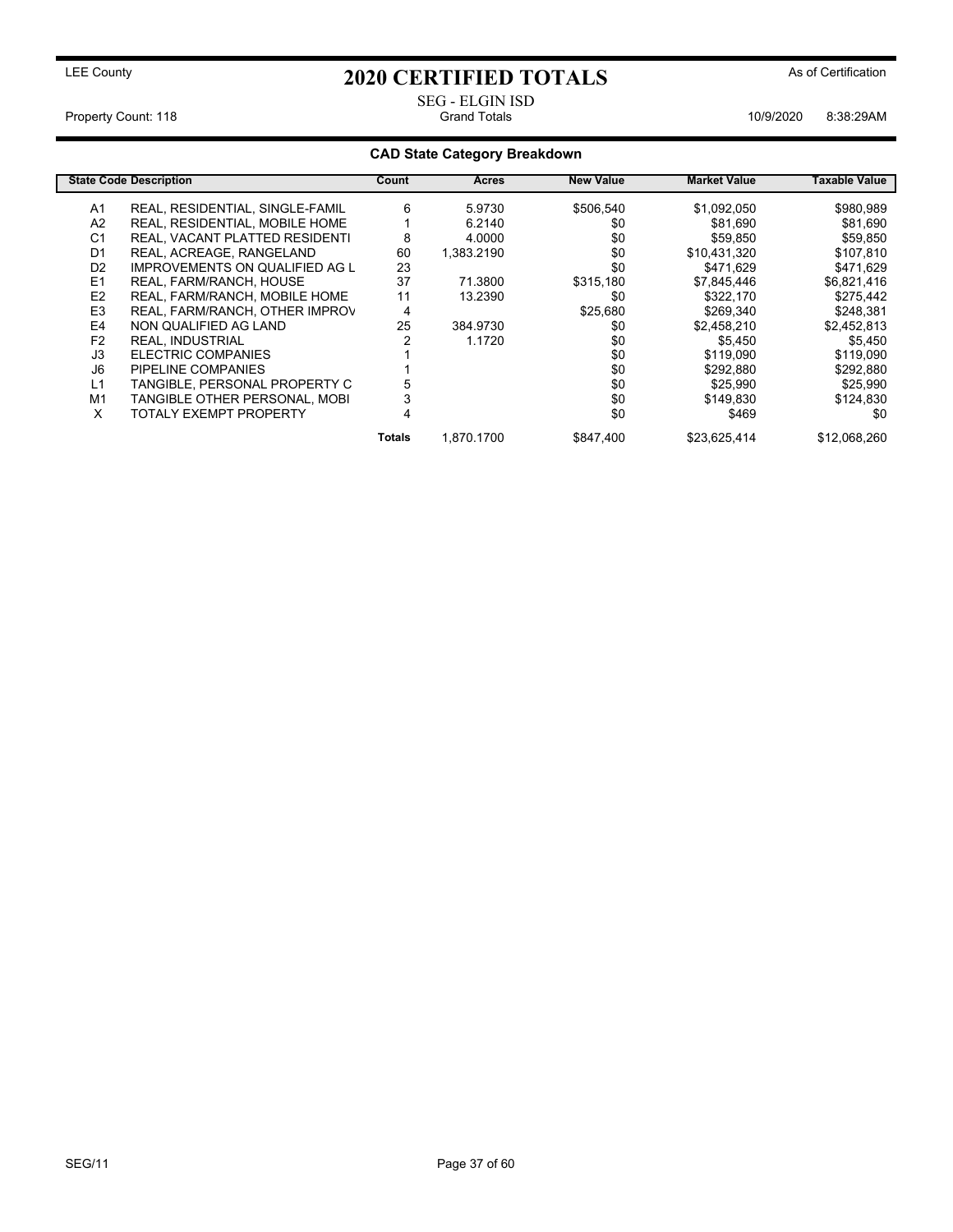LEE County

# 2020 CERTIFIED TOTALS

As of Certification

SEG - ELGIN ISD

Property Count: 118 | Grand Totals | 10/9/2020 8:38:29AM

## CAD State Category Breakdown

| State Code | Description | Count | Acres | New Value | Market Value | Taxable Value |
|---|---|---|---|---|---|---|
| A1 | REAL, RESIDENTIAL, SINGLE-FAMIL | 6 | 5.9730 | $506,540 | $1,092,050 | $980,989 |
| A2 | REAL, RESIDENTIAL, MOBILE HOME | 1 | 6.2140 | $0 | $81,690 | $81,690 |
| C1 | REAL, VACANT PLATTED RESIDENTI | 8 | 4.0000 | $0 | $59,850 | $59,850 |
| D1 | REAL, ACREAGE, RANGELAND | 60 | 1,383.2190 | $0 | $10,431,320 | $107,810 |
| D2 | IMPROVEMENTS ON QUALIFIED AG L | 23 | | $0 | $471,629 | $471,629 |
| E1 | REAL, FARM/RANCH, HOUSE | 37 | 71.3800 | $315,180 | $7,845,446 | $6,821,416 |
| E2 | REAL, FARM/RANCH, MOBILE HOME | 11 | 13.2390 | $0 | $322,170 | $275,442 |
| E3 | REAL, FARM/RANCH, OTHER IMPROV | 4 | | $25,680 | $269,340 | $248,381 |
| E4 | NON QUALIFIED AG LAND | 25 | 384.9730 | $0 | $2,458,210 | $2,452,813 |
| F2 | REAL, INDUSTRIAL | 2 | 1.1720 | $0 | $5,450 | $5,450 |
| J3 | ELECTRIC COMPANIES | 1 | | $0 | $119,090 | $119,090 |
| J6 | PIPELINE COMPANIES | 1 | | $0 | $292,880 | $292,880 |
| L1 | TANGIBLE, PERSONAL PROPERTY C | 5 | | $0 | $25,990 | $25,990 |
| M1 | TANGIBLE OTHER PERSONAL, MOBI | 3 | | $0 | $149,830 | $124,830 |
| X | TOTALY EXEMPT PROPERTY | 4 | | $0 | $469 | $0 |
| | | **Totals** | 1,870.1700 | $847,400 | $23,625,414 | $12,068,260 |

SEG/11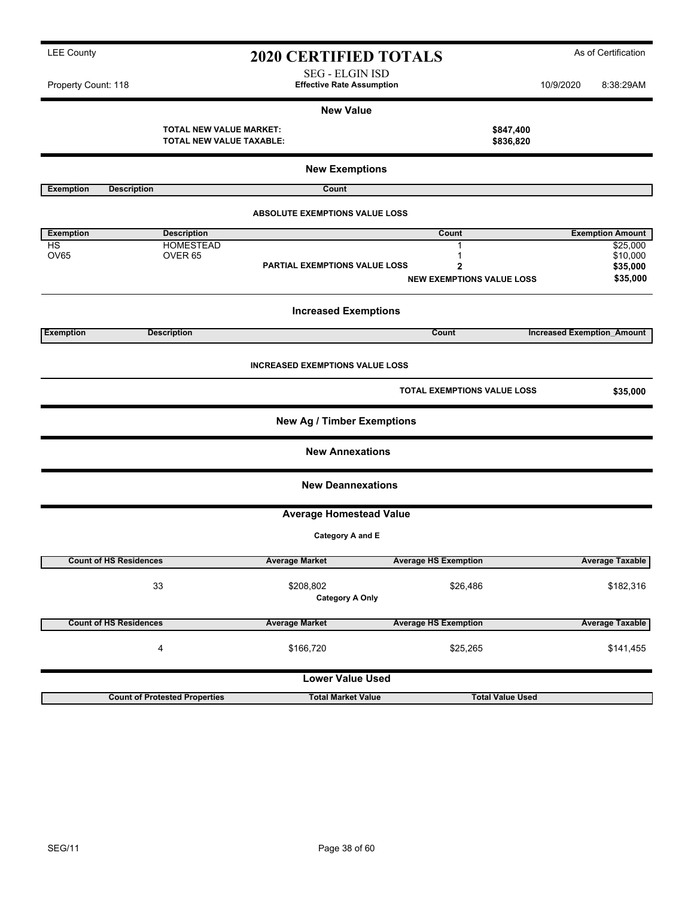LEE County

# 2020 CERTIFIED TOTALS

As of Certification

SEG - ELGIN ISD
**Effective Rate Assumption**

Property Count: 118

10/9/2020 8:38:29AM

## New Value

**TOTAL NEW VALUE MARKET:** **$847,400**
**TOTAL NEW VALUE TAXABLE:** **$836,820**

## New Exemptions

| Exemption | Description | Count |
|---|---|---|

**ABSOLUTE EXEMPTIONS VALUE LOSS**

| Exemption | Description | Count | Exemption Amount |
|---|---|---|---|
| HS | HOMESTEAD | 1 | $25,000 |
| OV65 | OVER 65 | 1 | $10,000 |
| | **PARTIAL EXEMPTIONS VALUE LOSS** | **2** | **$35,000** |
| | | **NEW EXEMPTIONS VALUE LOSS** | **$35,000** |

## Increased Exemptions

| Exemption | Description | Count | Increased Exemption_Amount |
|---|---|---|---|

**INCREASED EXEMPTIONS VALUE LOSS**

**TOTAL EXEMPTIONS VALUE LOSS** **$35,000**

## New Ag / Timber Exemptions

## New Annexations

## New Deannexations

## Average Homestead Value

**Category A and E**

| Count of HS Residences | Average Market | Average HS Exemption | Average Taxable |
|---|---|---|---|
| 33 | $208,802 | $26,486 | $182,316 |

**Category A Only**

| Count of HS Residences | Average Market | Average HS Exemption | Average Taxable |
|---|---|---|---|
| 4 | $166,720 | $25,265 | $141,455 |

## Lower Value Used

| Count of Protested Properties | Total Market Value | Total Value Used |
|---|---|---|

SEG/11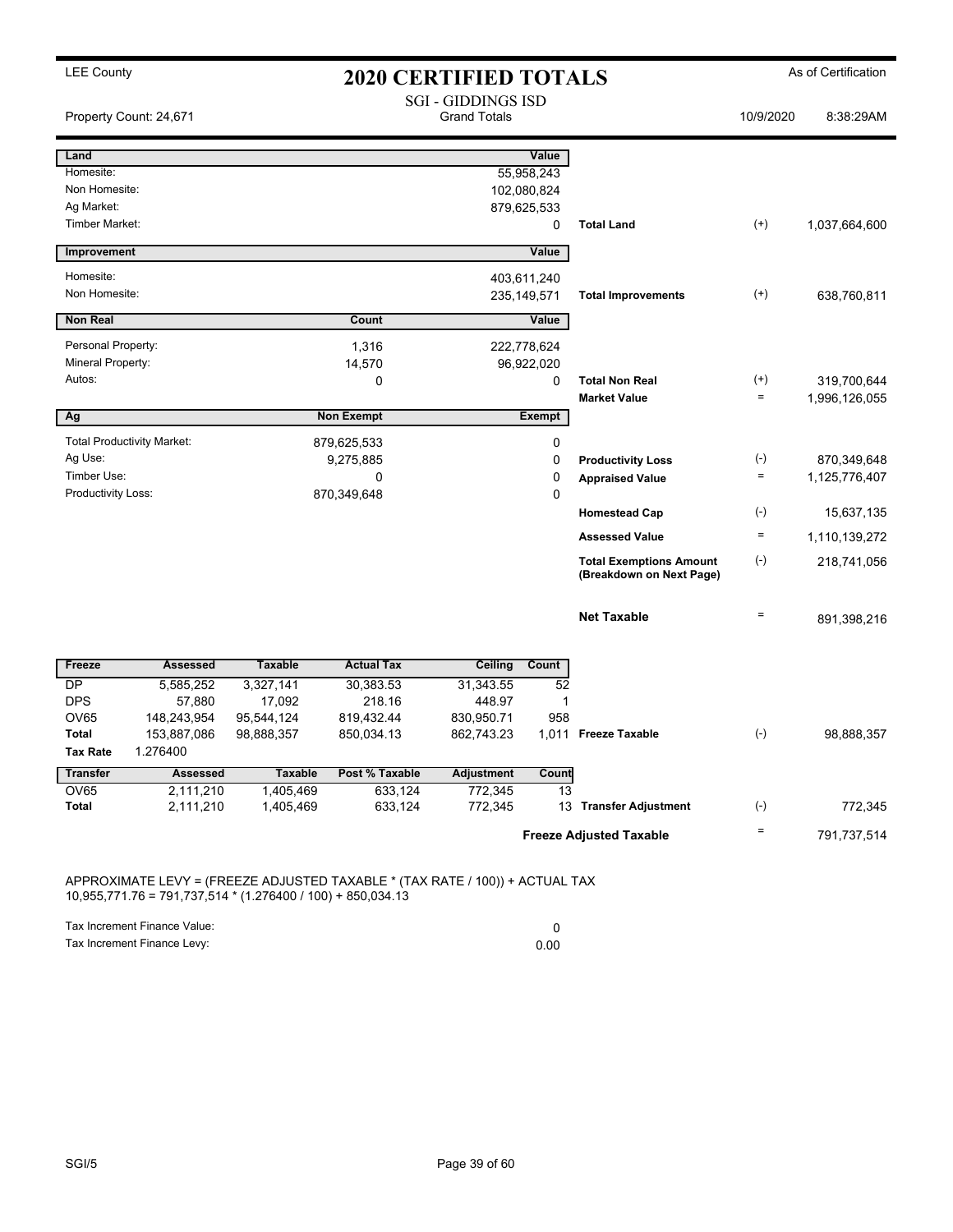LEE County

# 2020 CERTIFIED TOTALS

As of Certification

Property Count: 24,671

SGI - GIDDINGS ISD
Grand Totals

10/9/2020 8:38:29AM

| Land | | Value | | | |
|---|---|---|---|---|---|
| Homesite: | | 55,958,243 | | | |
| Non Homesite: | | 102,080,824 | | | |
| Ag Market: | | 879,625,533 | | | |
| Timber Market: | | 0 | **Total Land** | (+) | 1,037,664,600 |

| Improvement | | Value | | | |
|---|---|---|---|---|---|
| Homesite: | | 403,611,240 | | | |
| Non Homesite: | | 235,149,571 | **Total Improvements** | (+) | 638,760,811 |

| Non Real | Count | Value | | | |
|---|---|---|---|---|---|
| Personal Property: | 1,316 | 222,778,624 | | | |
| Mineral Property: | 14,570 | 96,922,020 | | | |
| Autos: | 0 | 0 | **Total Non Real** | (+) | 319,700,644 |
| | | | **Market Value** | = | 1,996,126,055 |

| Ag | Non Exempt | Exempt | | | |
|---|---|---|---|---|---|
| Total Productivity Market: | 879,625,533 | 0 | | | |
| Ag Use: | 9,275,885 | 0 | **Productivity Loss** | (-) | 870,349,648 |
| Timber Use: | 0 | 0 | **Appraised Value** | = | 1,125,776,407 |
| Productivity Loss: | 870,349,648 | 0 | | | |
| | | | **Homestead Cap** | (-) | 15,637,135 |
| | | | **Assessed Value** | = | 1,110,139,272 |
| | | | **Total Exemptions Amount (Breakdown on Next Page)** | (-) | 218,741,056 |
| | | | **Net Taxable** | = | 891,398,216 |

| Freeze | Assessed | Taxable | Actual Tax | Ceiling | Count | | | |
|---|---|---|---|---|---|---|---|---|
| DP | 5,585,252 | 3,327,141 | 30,383.53 | 31,343.55 | 52 | | | |
| DPS | 57,880 | 17,092 | 218.16 | 448.97 | 1 | | | |
| OV65 | 148,243,954 | 95,544,124 | 819,432.44 | 830,950.71 | 958 | | | |
| **Total** | 153,887,086 | 98,888,357 | 850,034.13 | 862,743.23 | 1,011 | **Freeze Taxable** | (-) | 98,888,357 |
| **Tax Rate** | 1.276400 | | | | | | | |

| Transfer | Assessed | Taxable | Post % Taxable | Adjustment | Count | | | |
|---|---|---|---|---|---|---|---|---|
| OV65 | 2,111,210 | 1,405,469 | 633,124 | 772,345 | 13 | | | |
| **Total** | 2,111,210 | 1,405,469 | 633,124 | 772,345 | 13 | **Transfer Adjustment** | (-) | 772,345 |
| | | | | | | **Freeze Adjusted Taxable** | = | 791,737,514 |

APPROXIMATE LEVY = (FREEZE ADJUSTED TAXABLE * (TAX RATE / 100)) + ACTUAL TAX
10,955,771.76 = 791,737,514 * (1.276400 / 100) + 850,034.13

| | |
|---|---|
| Tax Increment Finance Value: | 0 |
| Tax Increment Finance Levy: | 0.00 |

SGI/5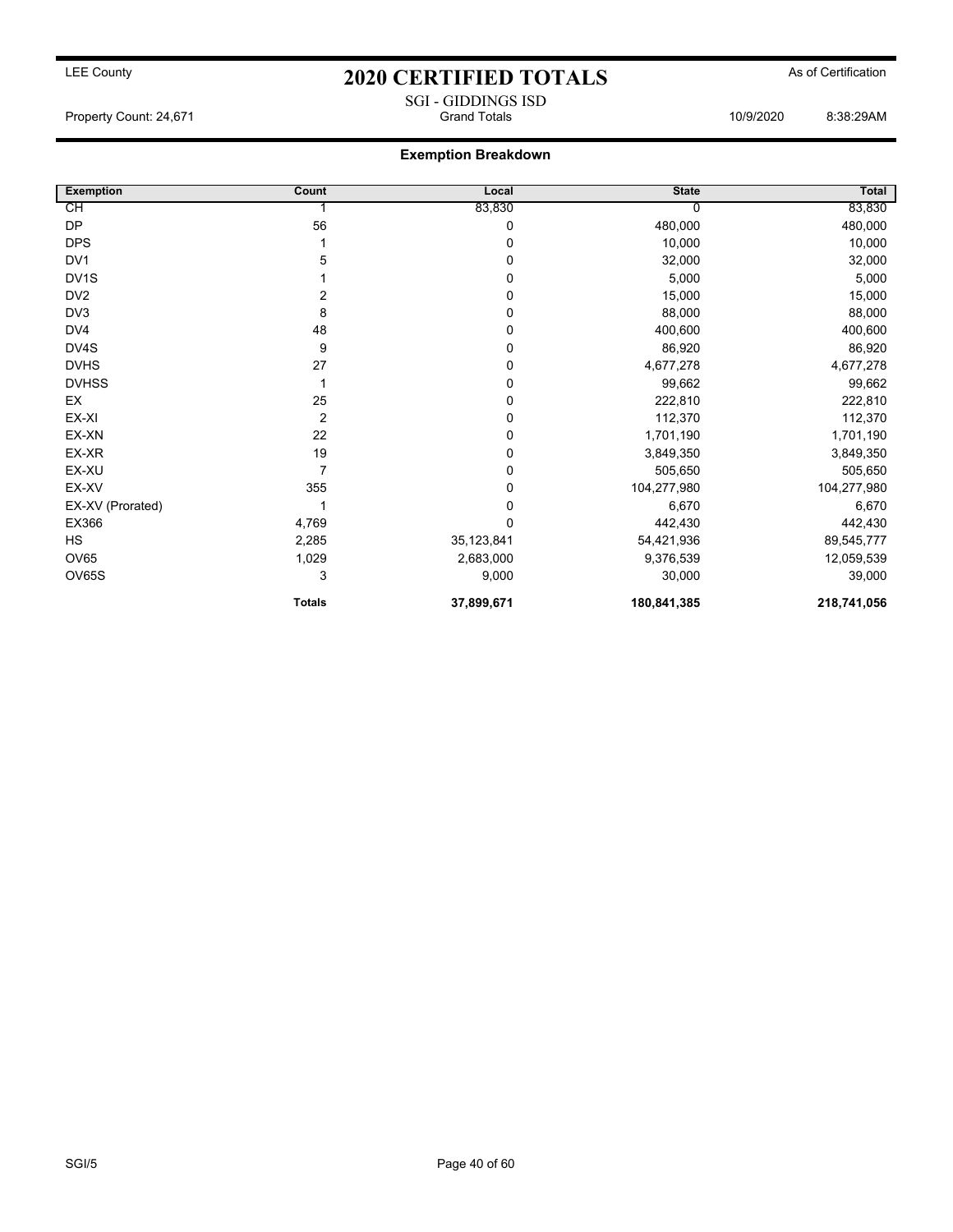LEE County

# 2020 CERTIFIED TOTALS

As of Certification

SGI - GIDDINGS ISD
Grand Totals

Property Count: 24,671

10/9/2020 8:38:29AM

## Exemption Breakdown

| Exemption | Count | Local | State | Total |
|---|---|---|---|---|
| CH | 1 | 83,830 | 0 | 83,830 |
| DP | 56 | 0 | 480,000 | 480,000 |
| DPS | 1 | 0 | 10,000 | 10,000 |
| DV1 | 5 | 0 | 32,000 | 32,000 |
| DV1S | 1 | 0 | 5,000 | 5,000 |
| DV2 | 2 | 0 | 15,000 | 15,000 |
| DV3 | 8 | 0 | 88,000 | 88,000 |
| DV4 | 48 | 0 | 400,600 | 400,600 |
| DV4S | 9 | 0 | 86,920 | 86,920 |
| DVHS | 27 | 0 | 4,677,278 | 4,677,278 |
| DVHSS | 1 | 0 | 99,662 | 99,662 |
| EX | 25 | 0 | 222,810 | 222,810 |
| EX-XI | 2 | 0 | 112,370 | 112,370 |
| EX-XN | 22 | 0 | 1,701,190 | 1,701,190 |
| EX-XR | 19 | 0 | 3,849,350 | 3,849,350 |
| EX-XU | 7 | 0 | 505,650 | 505,650 |
| EX-XV | 355 | 0 | 104,277,980 | 104,277,980 |
| EX-XV (Prorated) | 1 | 0 | 6,670 | 6,670 |
| EX366 | 4,769 | 0 | 442,430 | 442,430 |
| HS | 2,285 | 35,123,841 | 54,421,936 | 89,545,777 |
| OV65 | 1,029 | 2,683,000 | 9,376,539 | 12,059,539 |
| OV65S | 3 | 9,000 | 30,000 | 39,000 |
| | **Totals** | **37,899,671** | **180,841,385** | **218,741,056** |

SGI/5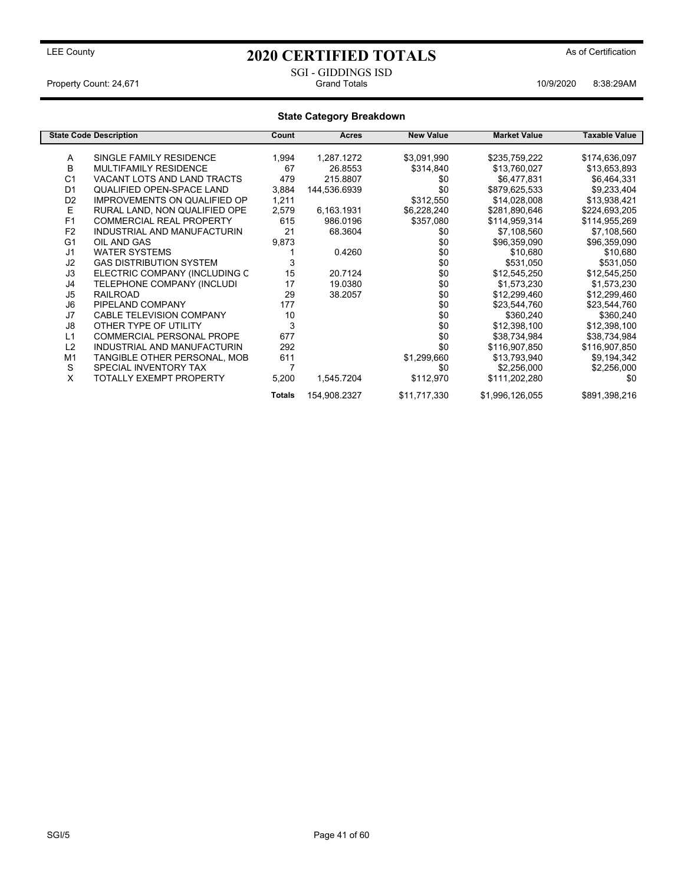LEE County

# 2020 CERTIFIED TOTALS

As of Certification

SGI - GIDDINGS ISD

Property Count: 24,671 | Grand Totals | 10/9/2020 8:38:29AM

## State Category Breakdown

| State Code | Description | Count | Acres | New Value | Market Value | Taxable Value |
|---|---|---|---|---|---|---|
| A | SINGLE FAMILY RESIDENCE | 1,994 | 1,287.1272 | $3,091,990 | $235,759,222 | $174,636,097 |
| B | MULTIFAMILY RESIDENCE | 67 | 26.8553 | $314,840 | $13,760,027 | $13,653,893 |
| C1 | VACANT LOTS AND LAND TRACTS | 479 | 215.8807 | $0 | $6,477,831 | $6,464,331 |
| D1 | QUALIFIED OPEN-SPACE LAND | 3,884 | 144,536.6939 | $0 | $879,625,533 | $9,233,404 |
| D2 | IMPROVEMENTS ON QUALIFIED OP | 1,211 | | $312,550 | $14,028,008 | $13,938,421 |
| E | RURAL LAND, NON QUALIFIED OPE | 2,579 | 6,163.1931 | $6,228,240 | $281,890,646 | $224,693,205 |
| F1 | COMMERCIAL REAL PROPERTY | 615 | 986.0196 | $357,080 | $114,959,314 | $114,955,269 |
| F2 | INDUSTRIAL AND MANUFACTURIN | 21 | 68.3604 | $0 | $7,108,560 | $7,108,560 |
| G1 | OIL AND GAS | 9,873 | | $0 | $96,359,090 | $96,359,090 |
| J1 | WATER SYSTEMS | 1 | 0.4260 | $0 | $10,680 | $10,680 |
| J2 | GAS DISTRIBUTION SYSTEM | 3 | | $0 | $531,050 | $531,050 |
| J3 | ELECTRIC COMPANY (INCLUDING C | 15 | 20.7124 | $0 | $12,545,250 | $12,545,250 |
| J4 | TELEPHONE COMPANY (INCLUDI | 17 | 19.0380 | $0 | $1,573,230 | $1,573,230 |
| J5 | RAILROAD | 29 | 38.2057 | $0 | $12,299,460 | $12,299,460 |
| J6 | PIPELAND COMPANY | 177 | | $0 | $23,544,760 | $23,544,760 |
| J7 | CABLE TELEVISION COMPANY | 10 | | $0 | $360,240 | $360,240 |
| J8 | OTHER TYPE OF UTILITY | 3 | | $0 | $12,398,100 | $12,398,100 |
| L1 | COMMERCIAL PERSONAL PROPE | 677 | | $0 | $38,734,984 | $38,734,984 |
| L2 | INDUSTRIAL AND MANUFACTURIN | 292 | | $0 | $116,907,850 | $116,907,850 |
| M1 | TANGIBLE OTHER PERSONAL, MOB | 611 | | $1,299,660 | $13,793,940 | $9,194,342 |
| S | SPECIAL INVENTORY TAX | 7 | | $0 | $2,256,000 | $2,256,000 |
| X | TOTALLY EXEMPT PROPERTY | 5,200 | 1,545.7204 | $112,970 | $111,202,280 | $0 |
| | | **Totals** | 154,908.2327 | $11,717,330 | $1,996,126,055 | $891,398,216 |

SGI/5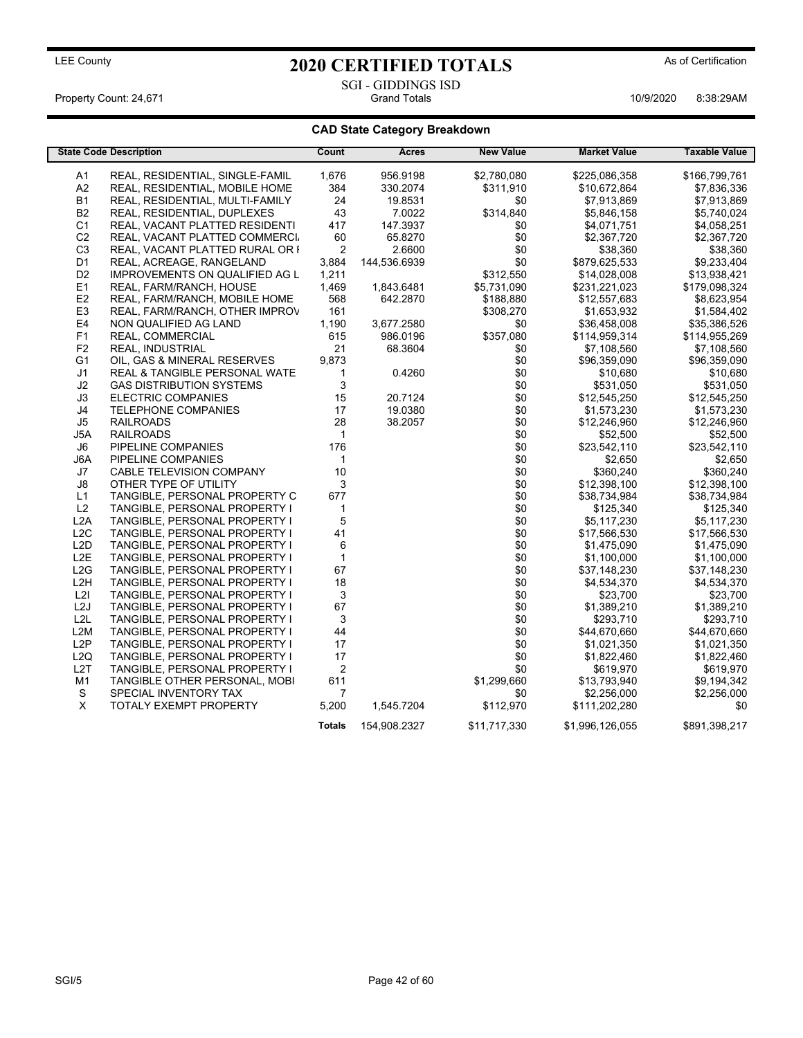LEE County

# 2020 CERTIFIED TOTALS

As of Certification

SGI - GIDDINGS ISD

Property Count: 24,671 — Grand Totals — 10/9/2020 8:38:29AM

## CAD State Category Breakdown

| State Code | Description | Count | Acres | New Value | Market Value | Taxable Value |
|---|---|---|---|---|---|---|
| A1 | REAL, RESIDENTIAL, SINGLE-FAMIL | 1,676 | 956.9198 | $2,780,080 | $225,086,358 | $166,799,761 |
| A2 | REAL, RESIDENTIAL, MOBILE HOME | 384 | 330.2074 | $311,910 | $10,672,864 | $7,836,336 |
| B1 | REAL, RESIDENTIAL, MULTI-FAMILY | 24 | 19.8531 | $0 | $7,913,869 | $7,913,869 |
| B2 | REAL, RESIDENTIAL, DUPLEXES | 43 | 7.0022 | $314,840 | $5,846,158 | $5,740,024 |
| C1 | REAL, VACANT PLATTED RESIDENTI | 417 | 147.3937 | $0 | $4,071,751 | $4,058,251 |
| C2 | REAL, VACANT PLATTED COMMERCI | 60 | 65.8270 | $0 | $2,367,720 | $2,367,720 |
| C3 | REAL, VACANT PLATTED RURAL OR I | 2 | 2.6600 | $0 | $38,360 | $38,360 |
| D1 | REAL, ACREAGE, RANGELAND | 3,884 | 144,536.6939 | $0 | $879,625,533 | $9,233,404 |
| D2 | IMPROVEMENTS ON QUALIFIED AG L | 1,211 | | $312,550 | $14,028,008 | $13,938,421 |
| E1 | REAL, FARM/RANCH, HOUSE | 1,469 | 1,843.6481 | $5,731,090 | $231,221,023 | $179,098,324 |
| E2 | REAL, FARM/RANCH, MOBILE HOME | 568 | 642.2870 | $188,880 | $12,557,683 | $8,623,954 |
| E3 | REAL, FARM/RANCH, OTHER IMPROV | 161 | | $308,270 | $1,653,932 | $1,584,402 |
| E4 | NON QUALIFIED AG LAND | 1,190 | 3,677.2580 | $0 | $36,458,008 | $35,386,526 |
| F1 | REAL, COMMERCIAL | 615 | 986.0196 | $357,080 | $114,959,314 | $114,955,269 |
| F2 | REAL, INDUSTRIAL | 21 | 68.3604 | $0 | $7,108,560 | $7,108,560 |
| G1 | OIL, GAS & MINERAL RESERVES | 9,873 | | $0 | $96,359,090 | $96,359,090 |
| J1 | REAL & TANGIBLE PERSONAL WATE | 1 | 0.4260 | $0 | $10,680 | $10,680 |
| J2 | GAS DISTRIBUTION SYSTEMS | 3 | | $0 | $531,050 | $531,050 |
| J3 | ELECTRIC COMPANIES | 15 | 20.7124 | $0 | $12,545,250 | $12,545,250 |
| J4 | TELEPHONE COMPANIES | 17 | 19.0380 | $0 | $1,573,230 | $1,573,230 |
| J5 | RAILROADS | 28 | 38.2057 | $0 | $12,246,960 | $12,246,960 |
| J5A | RAILROADS | 1 | | $0 | $52,500 | $52,500 |
| J6 | PIPELINE COMPANIES | 176 | | $0 | $23,542,110 | $23,542,110 |
| J6A | PIPELINE COMPANIES | 1 | | $0 | $2,650 | $2,650 |
| J7 | CABLE TELEVISION COMPANY | 10 | | $0 | $360,240 | $360,240 |
| J8 | OTHER TYPE OF UTILITY | 3 | | $0 | $12,398,100 | $12,398,100 |
| L1 | TANGIBLE, PERSONAL PROPERTY C | 677 | | $0 | $38,734,984 | $38,734,984 |
| L2 | TANGIBLE, PERSONAL PROPERTY I | 1 | | $0 | $125,340 | $125,340 |
| L2A | TANGIBLE, PERSONAL PROPERTY I | 5 | | $0 | $5,117,230 | $5,117,230 |
| L2C | TANGIBLE, PERSONAL PROPERTY I | 41 | | $0 | $17,566,530 | $17,566,530 |
| L2D | TANGIBLE, PERSONAL PROPERTY I | 6 | | $0 | $1,475,090 | $1,475,090 |
| L2E | TANGIBLE, PERSONAL PROPERTY I | 1 | | $0 | $1,100,000 | $1,100,000 |
| L2G | TANGIBLE, PERSONAL PROPERTY I | 67 | | $0 | $37,148,230 | $37,148,230 |
| L2H | TANGIBLE, PERSONAL PROPERTY I | 18 | | $0 | $4,534,370 | $4,534,370 |
| L2I | TANGIBLE, PERSONAL PROPERTY I | 3 | | $0 | $23,700 | $23,700 |
| L2J | TANGIBLE, PERSONAL PROPERTY I | 67 | | $0 | $1,389,210 | $1,389,210 |
| L2L | TANGIBLE, PERSONAL PROPERTY I | 3 | | $0 | $293,710 | $293,710 |
| L2M | TANGIBLE, PERSONAL PROPERTY I | 44 | | $0 | $44,670,660 | $44,670,660 |
| L2P | TANGIBLE, PERSONAL PROPERTY I | 17 | | $0 | $1,021,350 | $1,021,350 |
| L2Q | TANGIBLE, PERSONAL PROPERTY I | 17 | | $0 | $1,822,460 | $1,822,460 |
| L2T | TANGIBLE, PERSONAL PROPERTY I | 2 | | $0 | $619,970 | $619,970 |
| M1 | TANGIBLE OTHER PERSONAL, MOBI | 611 | | $1,299,660 | $13,793,940 | $9,194,342 |
| S | SPECIAL INVENTORY TAX | 7 | | $0 | $2,256,000 | $2,256,000 |
| X | TOTALY EXEMPT PROPERTY | 5,200 | 1,545.7204 | $112,970 | $111,202,280 | $0 |
| | | **Totals** | 154,908.2327 | $11,717,330 | $1,996,126,055 | $891,398,217 |

SGI/5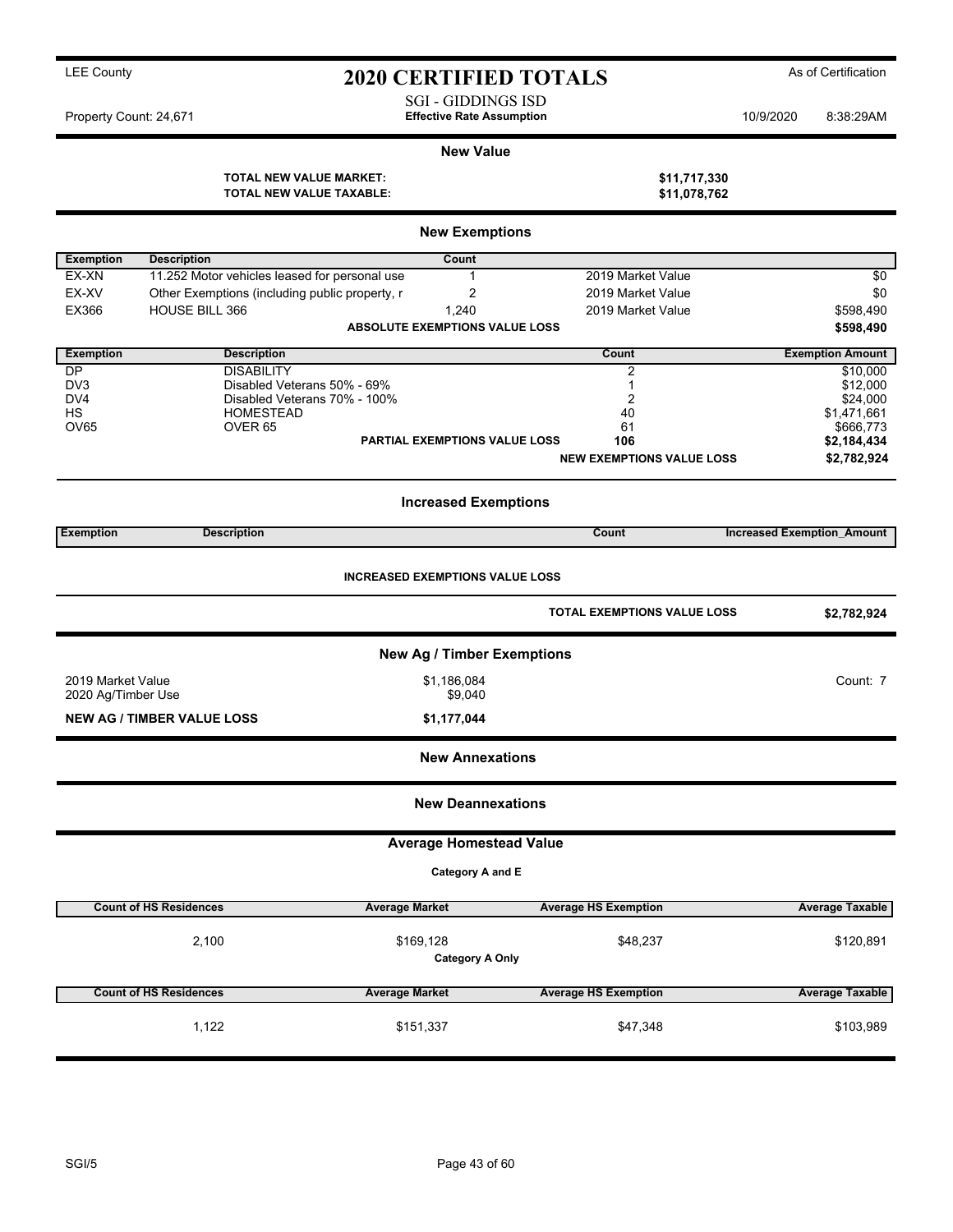LEE County

# 2020 CERTIFIED TOTALS

As of Certification

SGI - GIDDINGS ISD

Property Count: 24,671 — **Effective Rate Assumption** — 10/9/2020 8:38:29AM

## New Value

| | |
|---|---|
| **TOTAL NEW VALUE MARKET:** | **$11,717,330** |
| **TOTAL NEW VALUE TAXABLE:** | **$11,078,762** |

## New Exemptions

| Exemption | Description | Count | | |
|---|---|---|---|---|
| EX-XN | 11.252 Motor vehicles leased for personal use | 1 | 2019 Market Value | $0 |
| EX-XV | Other Exemptions (including public property, r | 2 | 2019 Market Value | $0 |
| EX366 | HOUSE BILL 366 | 1,240 | 2019 Market Value | $598,490 |
| | | **ABSOLUTE EXEMPTIONS VALUE LOSS** | | **$598,490** |

| Exemption | Description | Count | Exemption Amount |
|---|---|---|---|
| DP | DISABILITY | 2 | $10,000 |
| DV3 | Disabled Veterans 50% - 69% | 1 | $12,000 |
| DV4 | Disabled Veterans 70% - 100% | 2 | $24,000 |
| HS | HOMESTEAD | 40 | $1,471,661 |
| OV65 | OVER 65 | 61 | $666,773 |
| | **PARTIAL EXEMPTIONS VALUE LOSS** | **106** | **$2,184,434** |
| | | **NEW EXEMPTIONS VALUE LOSS** | **$2,782,924** |

## Increased Exemptions

| Exemption | Description | Count | Increased Exemption_Amount |
|---|---|---|---|

**INCREASED EXEMPTIONS VALUE LOSS**

| | |
|---|---|
| **TOTAL EXEMPTIONS VALUE LOSS** | **$2,782,924** |

## New Ag / Timber Exemptions

| | | |
|---|---|---|
| 2019 Market Value | $1,186,084 | Count: 7 |
| 2020 Ag/Timber Use | $9,040 | |
| **NEW AG / TIMBER VALUE LOSS** | **$1,177,044** | |

## New Annexations

## New Deannexations

## Average Homestead Value

**Category A and E**

| Count of HS Residences | Average Market | Average HS Exemption | Average Taxable |
|---|---|---|---|
| 2,100 | $169,128 | $48,237 | $120,891 |

**Category A Only**

| Count of HS Residences | Average Market | Average HS Exemption | Average Taxable |
|---|---|---|---|
| 1,122 | $151,337 | $47,348 | $103,989 |

SGI/5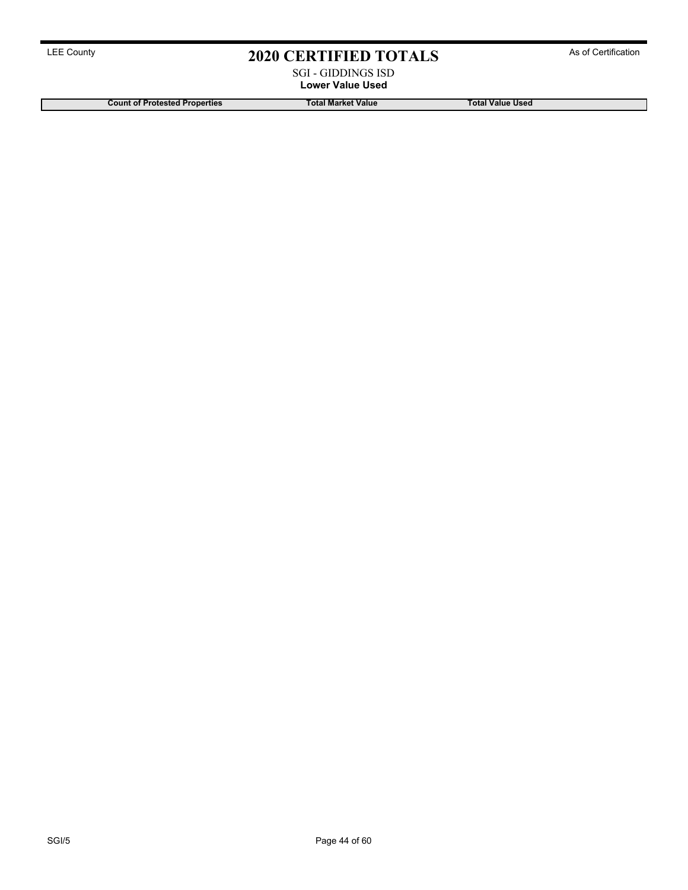LEE County

# 2020 CERTIFIED TOTALS

As of Certification

SGI - GIDDINGS ISD

**Lower Value Used**

| Count of Protested Properties | Total Market Value | Total Value Used |
| --- | --- | --- |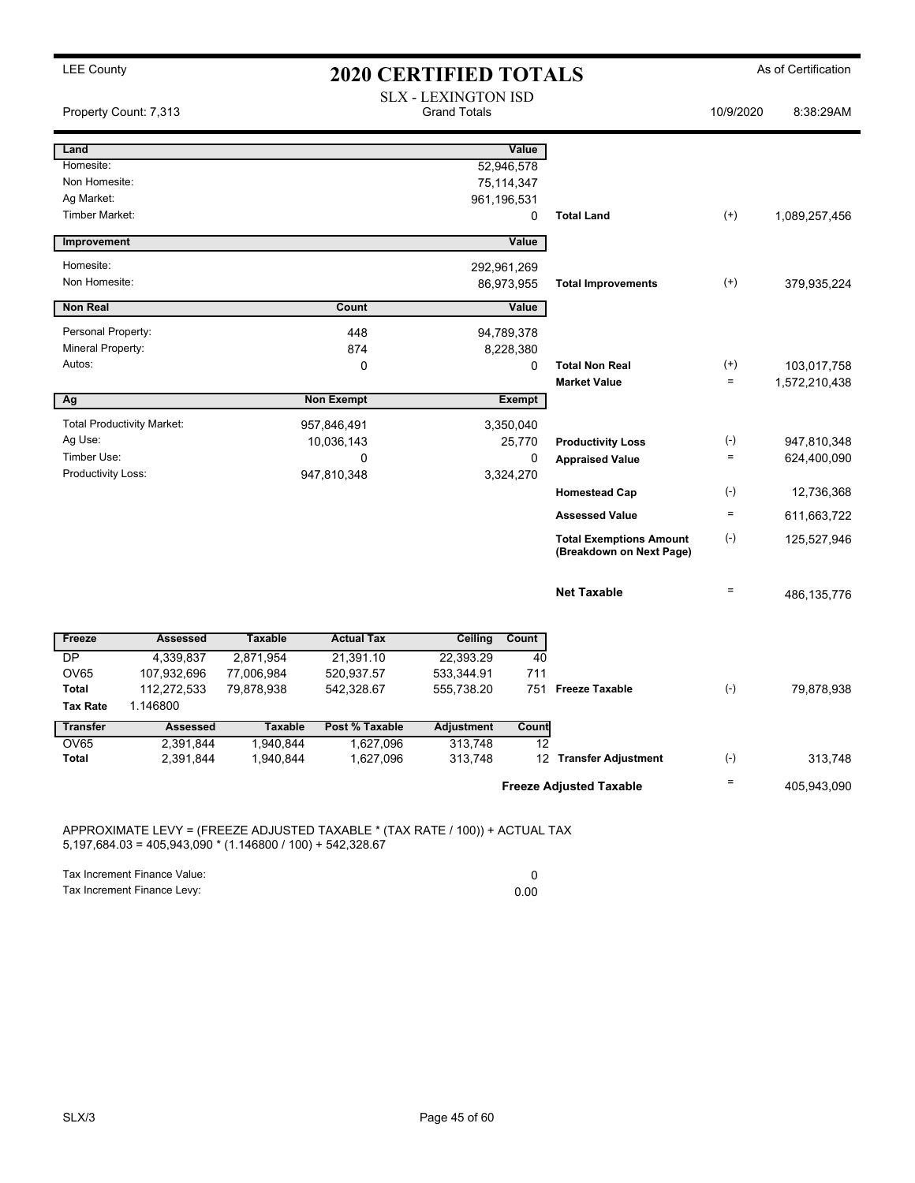LEE County

# 2020 CERTIFIED TOTALS

As of Certification

SLX - LEXINGTON ISD
Grand Totals

Property Count: 7,313

10/9/2020 8:38:29AM

| Land | | Value | | | |
|---|---|---|---|---|---|
| Homesite: | | 52,946,578 | | | |
| Non Homesite: | | 75,114,347 | | | |
| Ag Market: | | 961,196,531 | | | |
| Timber Market: | | 0 | Total Land | (+) | 1,089,257,456 |

| Improvement | | Value | | | |
|---|---|---|---|---|---|
| Homesite: | | 292,961,269 | | | |
| Non Homesite: | | 86,973,955 | Total Improvements | (+) | 379,935,224 |

| Non Real | Count | Value | | | |
|---|---|---|---|---|---|
| Personal Property: | 448 | 94,789,378 | | | |
| Mineral Property: | 874 | 8,228,380 | | | |
| Autos: | 0 | 0 | Total Non Real | (+) | 103,017,758 |
| | | | Market Value | = | 1,572,210,438 |

| Ag | Non Exempt | Exempt | | | |
|---|---|---|---|---|---|
| Total Productivity Market: | 957,846,491 | 3,350,040 | | | |
| Ag Use: | 10,036,143 | 25,770 | Productivity Loss | (-) | 947,810,348 |
| Timber Use: | 0 | 0 | Appraised Value | = | 624,400,090 |
| Productivity Loss: | 947,810,348 | 3,324,270 | | | |
| | | | Homestead Cap | (-) | 12,736,368 |
| | | | Assessed Value | = | 611,663,722 |
| | | | Total Exemptions Amount (Breakdown on Next Page) | (-) | 125,527,946 |
| | | | Net Taxable | = | 486,135,776 |

| Freeze | Assessed | Taxable | Actual Tax | Ceiling | Count | | | |
|---|---|---|---|---|---|---|---|---|
| DP | 4,339,837 | 2,871,954 | 21,391.10 | 22,393.29 | 40 | | | |
| OV65 | 107,932,696 | 77,006,984 | 520,937.57 | 533,344.91 | 711 | | | |
| Total | 112,272,533 | 79,878,938 | 542,328.67 | 555,738.20 | 751 | Freeze Taxable | (-) | 79,878,938 |
| Tax Rate | 1.146800 | | | | | | | |

| Transfer | Assessed | Taxable | Post % Taxable | Adjustment | Count | | | |
|---|---|---|---|---|---|---|---|---|
| OV65 | 2,391,844 | 1,940,844 | 1,627,096 | 313,748 | 12 | | | |
| Total | 2,391,844 | 1,940,844 | 1,627,096 | 313,748 | 12 | Transfer Adjustment | (-) | 313,748 |
| | | | | | | Freeze Adjusted Taxable | = | 405,943,090 |

APPROXIMATE LEVY = (FREEZE ADJUSTED TAXABLE * (TAX RATE / 100)) + ACTUAL TAX
5,197,684.03 = 405,943,090 * (1.146800 / 100) + 542,328.67

| | |
|---|---|
| Tax Increment Finance Value: | 0 |
| Tax Increment Finance Levy: | 0.00 |

SLX/3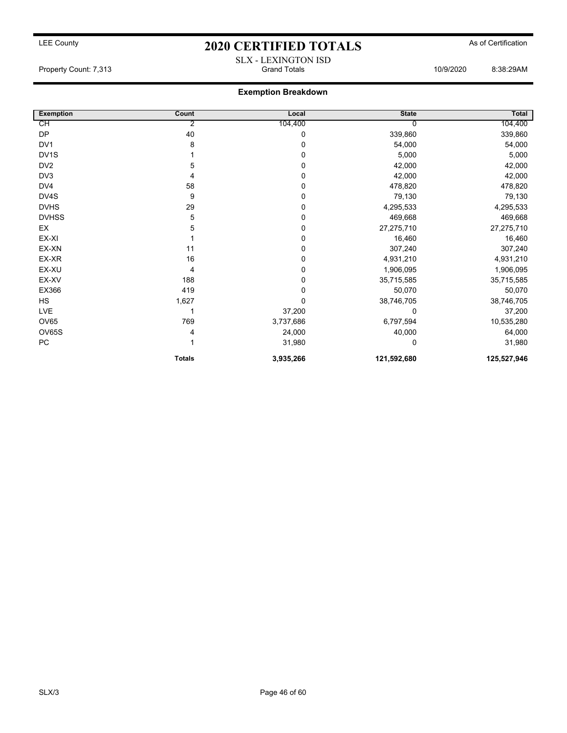LEE County

# 2020 CERTIFIED TOTALS

As of Certification

SLX - LEXINGTON ISD

Property Count: 7,313 | Grand Totals | 10/9/2020 8:38:29AM

## Exemption Breakdown

| Exemption | Count | Local | State | Total |
|---|---|---|---|---|
| CH | 2 | 104,400 | 0 | 104,400 |
| DP | 40 | 0 | 339,860 | 339,860 |
| DV1 | 8 | 0 | 54,000 | 54,000 |
| DV1S | 1 | 0 | 5,000 | 5,000 |
| DV2 | 5 | 0 | 42,000 | 42,000 |
| DV3 | 4 | 0 | 42,000 | 42,000 |
| DV4 | 58 | 0 | 478,820 | 478,820 |
| DV4S | 9 | 0 | 79,130 | 79,130 |
| DVHS | 29 | 0 | 4,295,533 | 4,295,533 |
| DVHSS | 5 | 0 | 469,668 | 469,668 |
| EX | 5 | 0 | 27,275,710 | 27,275,710 |
| EX-XI | 1 | 0 | 16,460 | 16,460 |
| EX-XN | 11 | 0 | 307,240 | 307,240 |
| EX-XR | 16 | 0 | 4,931,210 | 4,931,210 |
| EX-XU | 4 | 0 | 1,906,095 | 1,906,095 |
| EX-XV | 188 | 0 | 35,715,585 | 35,715,585 |
| EX366 | 419 | 0 | 50,070 | 50,070 |
| HS | 1,627 | 0 | 38,746,705 | 38,746,705 |
| LVE | 1 | 37,200 | 0 | 37,200 |
| OV65 | 769 | 3,737,686 | 6,797,594 | 10,535,280 |
| OV65S | 4 | 24,000 | 40,000 | 64,000 |
| PC | 1 | 31,980 | 0 | 31,980 |
| | **Totals** | **3,935,266** | **121,592,680** | **125,527,946** |

SLX/3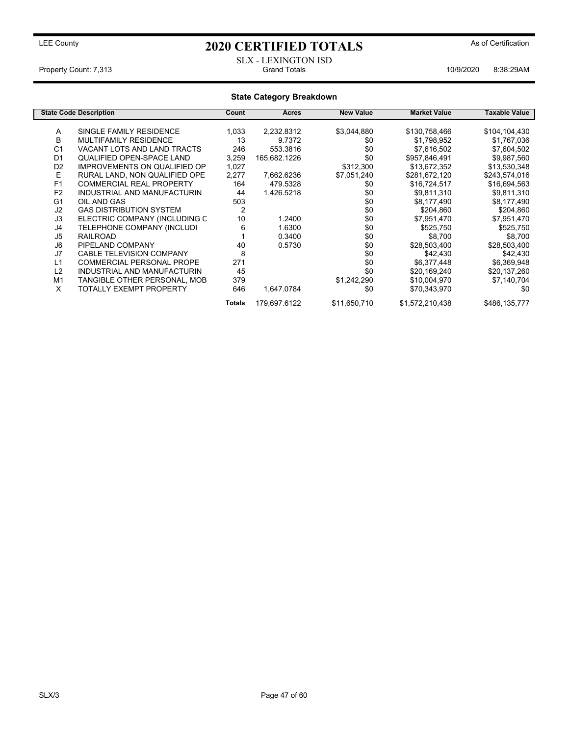LEE County

# 2020 CERTIFIED TOTALS

As of Certification

SLX - LEXINGTON ISD

Property Count: 7,313 | Grand Totals | 10/9/2020 8:38:29AM

## State Category Breakdown

| State Code | Description | Count | Acres | New Value | Market Value | Taxable Value |
|---|---|---|---|---|---|---|
| A | SINGLE FAMILY RESIDENCE | 1,033 | 2,232.8312 | $3,044,880 | $130,758,466 | $104,104,430 |
| B | MULTIFAMILY RESIDENCE | 13 | 9.7372 | $0 | $1,798,952 | $1,767,036 |
| C1 | VACANT LOTS AND LAND TRACTS | 246 | 553.3816 | $0 | $7,616,502 | $7,604,502 |
| D1 | QUALIFIED OPEN-SPACE LAND | 3,259 | 165,682.1226 | $0 | $957,846,491 | $9,987,560 |
| D2 | IMPROVEMENTS ON QUALIFIED OP | 1,027 | | $312,300 | $13,672,352 | $13,530,348 |
| E | RURAL LAND, NON QUALIFIED OPE | 2,277 | 7,662.6236 | $7,051,240 | $281,672,120 | $243,574,016 |
| F1 | COMMERCIAL REAL PROPERTY | 164 | 479.5328 | $0 | $16,724,517 | $16,694,563 |
| F2 | INDUSTRIAL AND MANUFACTURIN | 44 | 1,426.5218 | $0 | $9,811,310 | $9,811,310 |
| G1 | OIL AND GAS | 503 | | $0 | $8,177,490 | $8,177,490 |
| J2 | GAS DISTRIBUTION SYSTEM | 2 | | $0 | $204,860 | $204,860 |
| J3 | ELECTRIC COMPANY (INCLUDING C | 10 | 1.2400 | $0 | $7,951,470 | $7,951,470 |
| J4 | TELEPHONE COMPANY (INCLUDI | 6 | 1.6300 | $0 | $525,750 | $525,750 |
| J5 | RAILROAD | 1 | 0.3400 | $0 | $8,700 | $8,700 |
| J6 | PIPELAND COMPANY | 40 | 0.5730 | $0 | $28,503,400 | $28,503,400 |
| J7 | CABLE TELEVISION COMPANY | 8 | | $0 | $42,430 | $42,430 |
| L1 | COMMERCIAL PERSONAL PROPE | 271 | | $0 | $6,377,448 | $6,369,948 |
| L2 | INDUSTRIAL AND MANUFACTURIN | 45 | | $0 | $20,169,240 | $20,137,260 |
| M1 | TANGIBLE OTHER PERSONAL, MOB | 379 | | $1,242,290 | $10,004,970 | $7,140,704 |
| X | TOTALLY EXEMPT PROPERTY | 646 | 1,647.0784 | $0 | $70,343,970 | $0 |
| | | **Totals** | 179,697.6122 | $11,650,710 | $1,572,210,438 | $486,135,777 |

SLX/3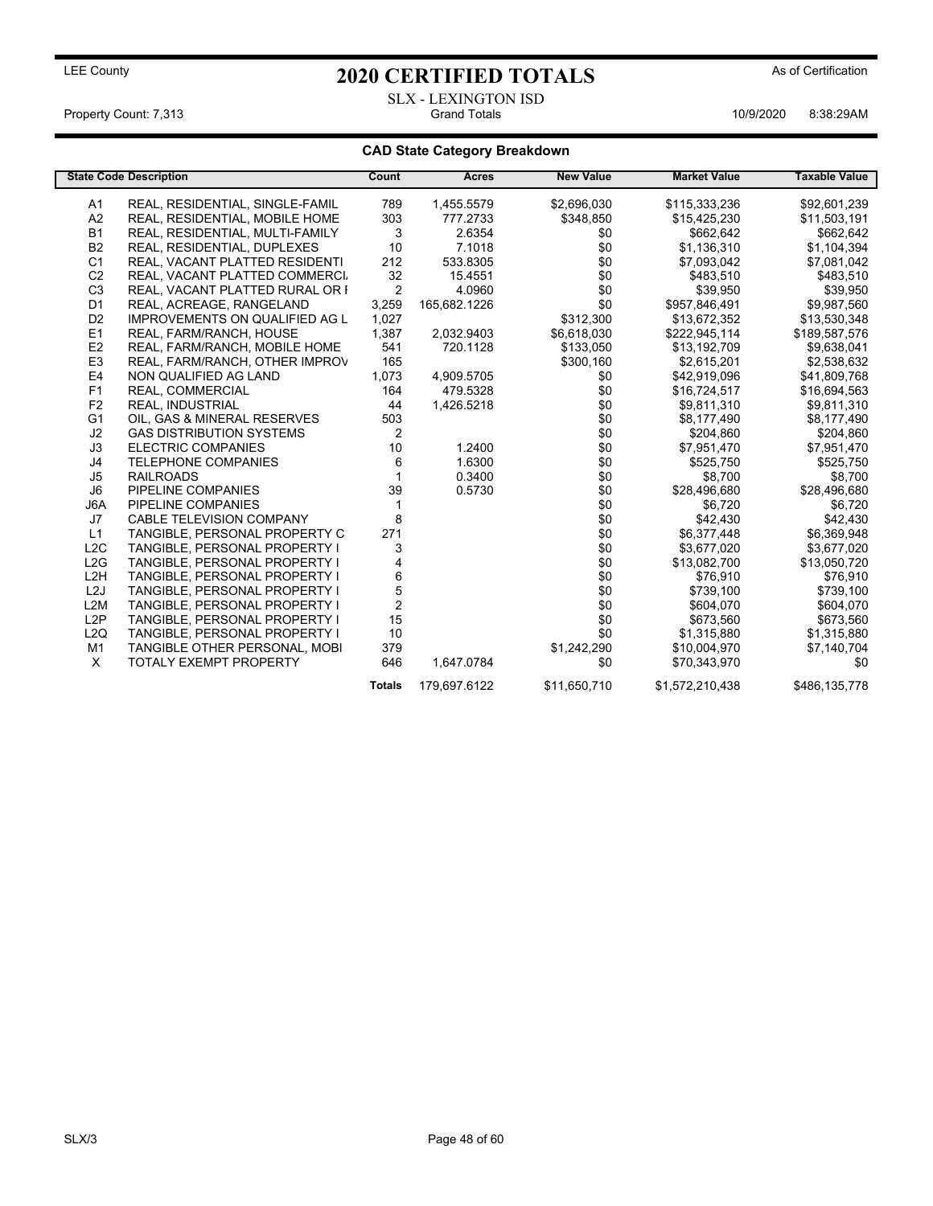LEE County

# 2020 CERTIFIED TOTALS

As of Certification

SLX - LEXINGTON ISD

Property Count: 7,313 | Grand Totals | 10/9/2020 8:38:29AM

## CAD State Category Breakdown

| State Code | Description | Count | Acres | New Value | Market Value | Taxable Value |
|---|---|---|---|---|---|---|
| A1 | REAL, RESIDENTIAL, SINGLE-FAMIL | 789 | 1,455.5579 | $2,696,030 | $115,333,236 | $92,601,239 |
| A2 | REAL, RESIDENTIAL, MOBILE HOME | 303 | 777.2733 | $348,850 | $15,425,230 | $11,503,191 |
| B1 | REAL, RESIDENTIAL, MULTI-FAMILY | 3 | 2.6354 | $0 | $662,642 | $662,642 |
| B2 | REAL, RESIDENTIAL, DUPLEXES | 10 | 7.1018 | $0 | $1,136,310 | $1,104,394 |
| C1 | REAL, VACANT PLATTED RESIDENTI | 212 | 533.8305 | $0 | $7,093,042 | $7,081,042 |
| C2 | REAL, VACANT PLATTED COMMERCI | 32 | 15.4551 | $0 | $483,510 | $483,510 |
| C3 | REAL, VACANT PLATTED RURAL OR I | 2 | 4.0960 | $0 | $39,950 | $39,950 |
| D1 | REAL, ACREAGE, RANGELAND | 3,259 | 165,682.1226 | $0 | $957,846,491 | $9,987,560 |
| D2 | IMPROVEMENTS ON QUALIFIED AG L | 1,027 | | $312,300 | $13,672,352 | $13,530,348 |
| E1 | REAL, FARM/RANCH, HOUSE | 1,387 | 2,032.9403 | $6,618,030 | $222,945,114 | $189,587,576 |
| E2 | REAL, FARM/RANCH, MOBILE HOME | 541 | 720.1128 | $133,050 | $13,192,709 | $9,638,041 |
| E3 | REAL, FARM/RANCH, OTHER IMPROV | 165 | | $300,160 | $2,615,201 | $2,538,632 |
| E4 | NON QUALIFIED AG LAND | 1,073 | 4,909.5705 | $0 | $42,919,096 | $41,809,768 |
| F1 | REAL, COMMERCIAL | 164 | 479.5328 | $0 | $16,724,517 | $16,694,563 |
| F2 | REAL, INDUSTRIAL | 44 | 1,426.5218 | $0 | $9,811,310 | $9,811,310 |
| G1 | OIL, GAS & MINERAL RESERVES | 503 | | $0 | $8,177,490 | $8,177,490 |
| J2 | GAS DISTRIBUTION SYSTEMS | 2 | | $0 | $204,860 | $204,860 |
| J3 | ELECTRIC COMPANIES | 10 | 1.2400 | $0 | $7,951,470 | $7,951,470 |
| J4 | TELEPHONE COMPANIES | 6 | 1.6300 | $0 | $525,750 | $525,750 |
| J5 | RAILROADS | 1 | 0.3400 | $0 | $8,700 | $8,700 |
| J6 | PIPELINE COMPANIES | 39 | 0.5730 | $0 | $28,496,680 | $28,496,680 |
| J6A | PIPELINE COMPANIES | 1 | | $0 | $6,720 | $6,720 |
| J7 | CABLE TELEVISION COMPANY | 8 | | $0 | $42,430 | $42,430 |
| L1 | TANGIBLE, PERSONAL PROPERTY C | 271 | | $0 | $6,377,448 | $6,369,948 |
| L2C | TANGIBLE, PERSONAL PROPERTY I | 3 | | $0 | $3,677,020 | $3,677,020 |
| L2G | TANGIBLE, PERSONAL PROPERTY I | 4 | | $0 | $13,082,700 | $13,050,720 |
| L2H | TANGIBLE, PERSONAL PROPERTY I | 6 | | $0 | $76,910 | $76,910 |
| L2J | TANGIBLE, PERSONAL PROPERTY I | 5 | | $0 | $739,100 | $739,100 |
| L2M | TANGIBLE, PERSONAL PROPERTY I | 2 | | $0 | $604,070 | $604,070 |
| L2P | TANGIBLE, PERSONAL PROPERTY I | 15 | | $0 | $673,560 | $673,560 |
| L2Q | TANGIBLE, PERSONAL PROPERTY I | 10 | | $0 | $1,315,880 | $1,315,880 |
| M1 | TANGIBLE OTHER PERSONAL, MOBI | 379 | | $1,242,290 | $10,004,970 | $7,140,704 |
| X | TOTALY EXEMPT PROPERTY | 646 | 1,647.0784 | $0 | $70,343,970 | $0 |
| | | **Totals** | 179,697.6122 | $11,650,710 | $1,572,210,438 | $486,135,778 |

SLX/3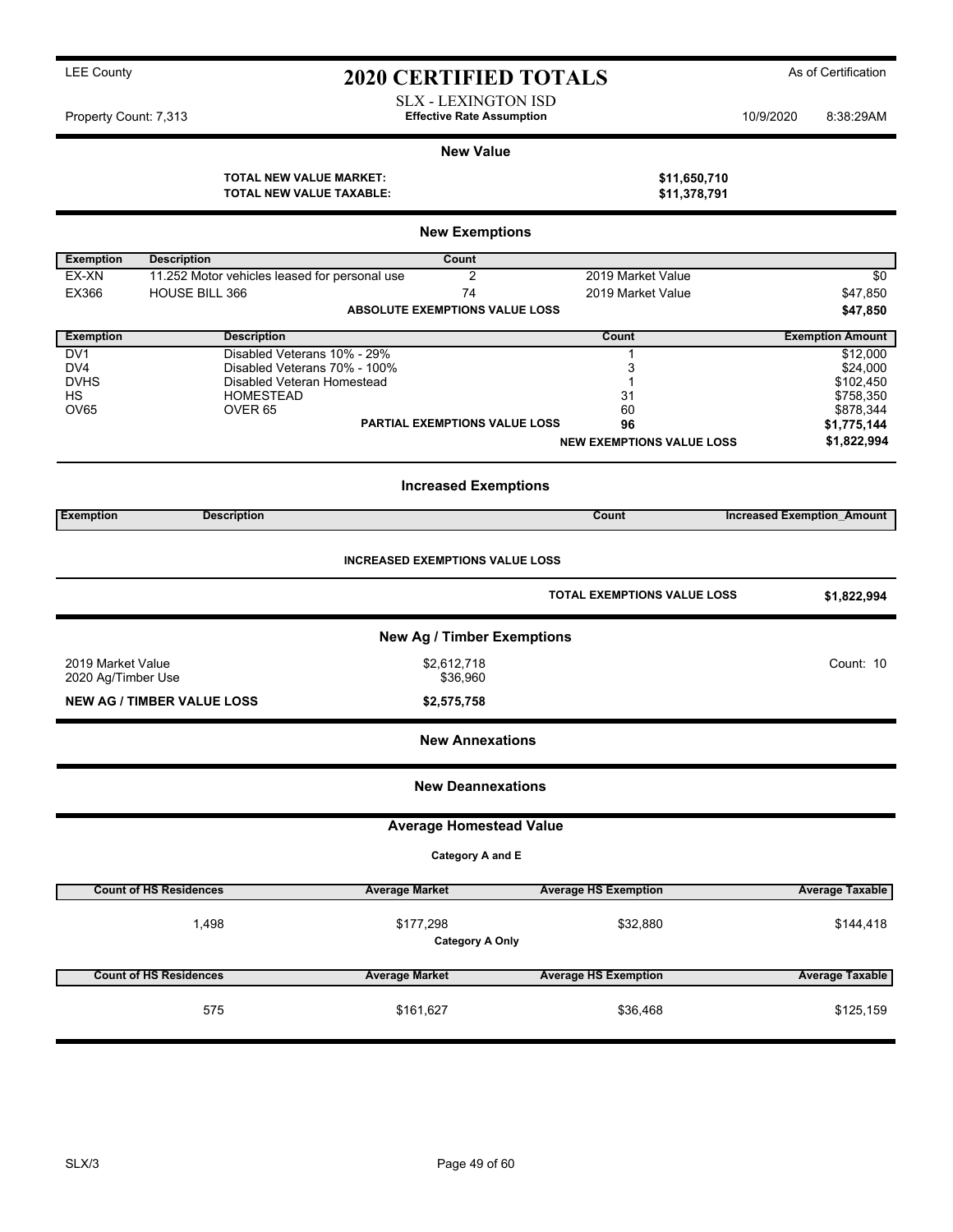LEE County

# 2020 CERTIFIED TOTALS

As of Certification

SLX - LEXINGTON ISD
**Effective Rate Assumption**

Property Count: 7,313 — 10/9/2020 8:38:29AM

## New Value

**TOTAL NEW VALUE MARKET:** **$11,650,710**
**TOTAL NEW VALUE TAXABLE:** **$11,378,791**

## New Exemptions

| Exemption | Description | Count | | |
|---|---|---|---|---|
| EX-XN | 11.252 Motor vehicles leased for personal use | 2 | 2019 Market Value | $0 |
| EX366 | HOUSE BILL 366 | 74 | 2019 Market Value | $47,850 |
| | | **ABSOLUTE EXEMPTIONS VALUE LOSS** | | **$47,850** |

| Exemption | Description | Count | Exemption Amount |
|---|---|---|---|
| DV1 | Disabled Veterans 10% - 29% | 1 | $12,000 |
| DV4 | Disabled Veterans 70% - 100% | 3 | $24,000 |
| DVHS | Disabled Veteran Homestead | 1 | $102,450 |
| HS | HOMESTEAD | 31 | $758,350 |
| OV65 | OVER 65 | 60 | $878,344 |
| | **PARTIAL EXEMPTIONS VALUE LOSS** | **96** | **$1,775,144** |
| | | **NEW EXEMPTIONS VALUE LOSS** | **$1,822,994** |

## Increased Exemptions

| Exemption | Description | Count | Increased Exemption_Amount |
|---|---|---|---|

**INCREASED EXEMPTIONS VALUE LOSS**

**TOTAL EXEMPTIONS VALUE LOSS** **$1,822,994**

## New Ag / Timber Exemptions

| | | |
|---|---|---|
| 2019 Market Value | $2,612,718 | Count: 10 |
| 2020 Ag/Timber Use | $36,960 | |
| **NEW AG / TIMBER VALUE LOSS** | **$2,575,758** | |

## New Annexations

## New Deannexations

## Average Homestead Value

**Category A and E**

| Count of HS Residences | Average Market | Average HS Exemption | Average Taxable |
|---|---|---|---|
| 1,498 | $177,298 | $32,880 | $144,418 |

**Category A Only**

| Count of HS Residences | Average Market | Average HS Exemption | Average Taxable |
|---|---|---|---|
| 575 | $161,627 | $36,468 | $125,159 |

SLX/3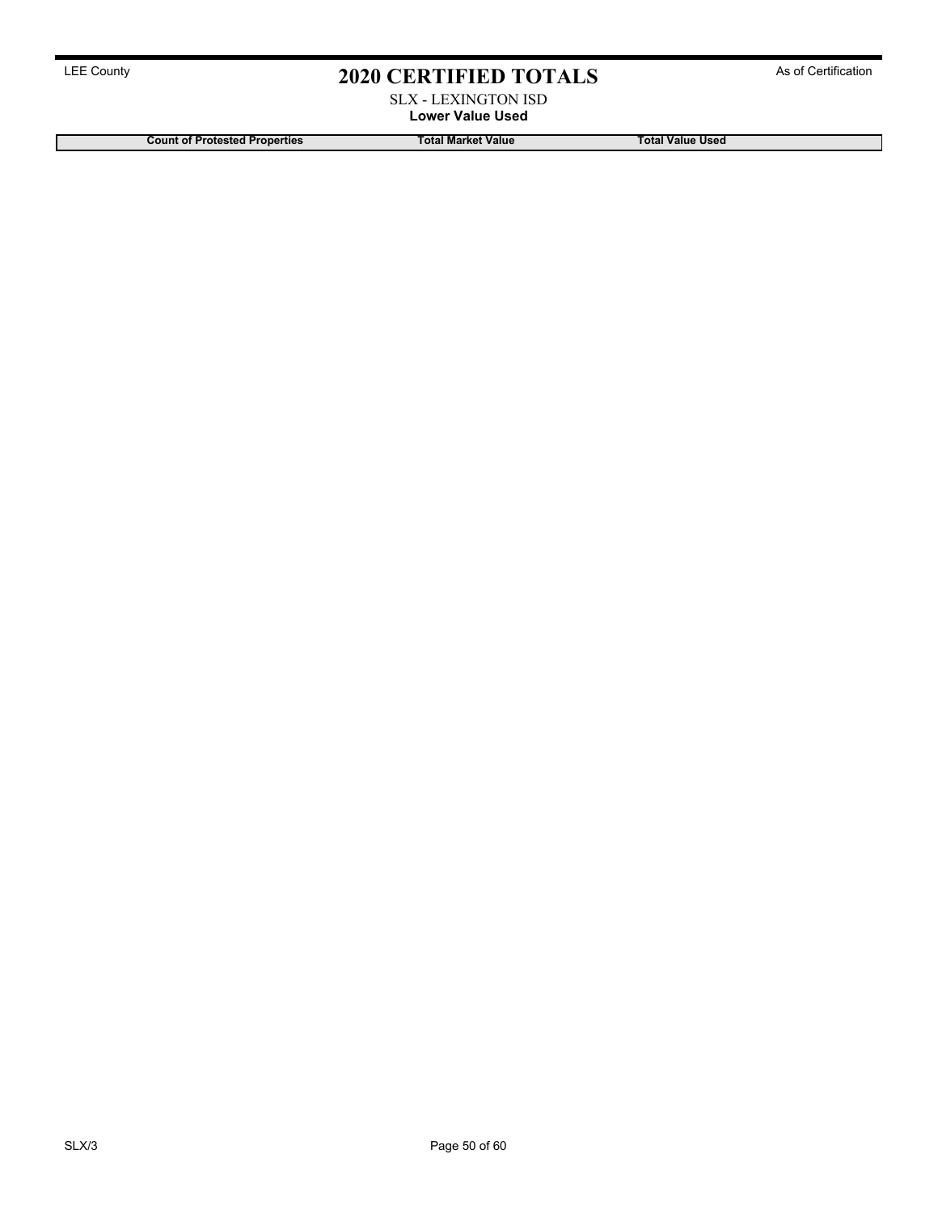# 2020 CERTIFIED TOTALS

LEE County

As of Certification

SLX - LEXINGTON ISD

**Lower Value Used**

| Count of Protested Properties | Total Market Value | Total Value Used |
| --- | --- | --- |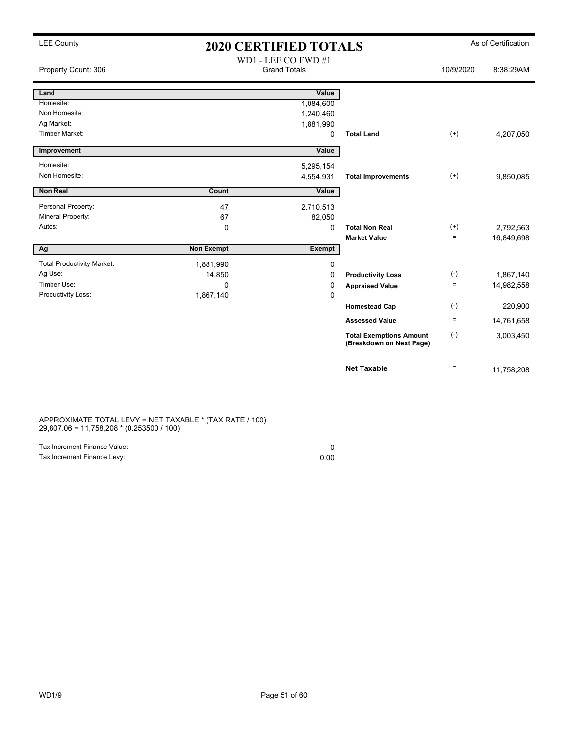LEE County

# 2020 CERTIFIED TOTALS

As of Certification

Property Count: 306

WD1 - LEE CO FWD #1
Grand Totals

10/9/2020 8:38:29AM

| Land | | Value | | | |
|---|---|---|---|---|---|
| Homesite: | | 1,084,600 | | | |
| Non Homesite: | | 1,240,460 | | | |
| Ag Market: | | 1,881,990 | | | |
| Timber Market: | | 0 | **Total Land** | (+) | 4,207,050 |

| Improvement | | Value | | | |
|---|---|---|---|---|---|
| Homesite: | | 5,295,154 | | | |
| Non Homesite: | | 4,554,931 | **Total Improvements** | (+) | 9,850,085 |

| Non Real | Count | Value | | | |
|---|---|---|---|---|---|
| Personal Property: | 47 | 2,710,513 | | | |
| Mineral Property: | 67 | 82,050 | | | |
| Autos: | 0 | 0 | **Total Non Real** | (+) | 2,792,563 |
| | | | **Market Value** | = | 16,849,698 |

| Ag | Non Exempt | Exempt | | | |
|---|---|---|---|---|---|
| Total Productivity Market: | 1,881,990 | 0 | | | |
| Ag Use: | 14,850 | 0 | **Productivity Loss** | (-) | 1,867,140 |
| Timber Use: | 0 | 0 | **Appraised Value** | = | 14,982,558 |
| Productivity Loss: | 1,867,140 | 0 | | | |
| | | | **Homestead Cap** | (-) | 220,900 |
| | | | **Assessed Value** | = | 14,761,658 |
| | | | **Total Exemptions Amount (Breakdown on Next Page)** | (-) | 3,003,450 |
| | | | **Net Taxable** | = | 11,758,208 |

APPROXIMATE TOTAL LEVY = NET TAXABLE * (TAX RATE / 100)
29,807.06 = 11,758,208 * (0.253500 / 100)

| | |
|---|---|
| Tax Increment Finance Value: | 0 |
| Tax Increment Finance Levy: | 0.00 |

WD1/9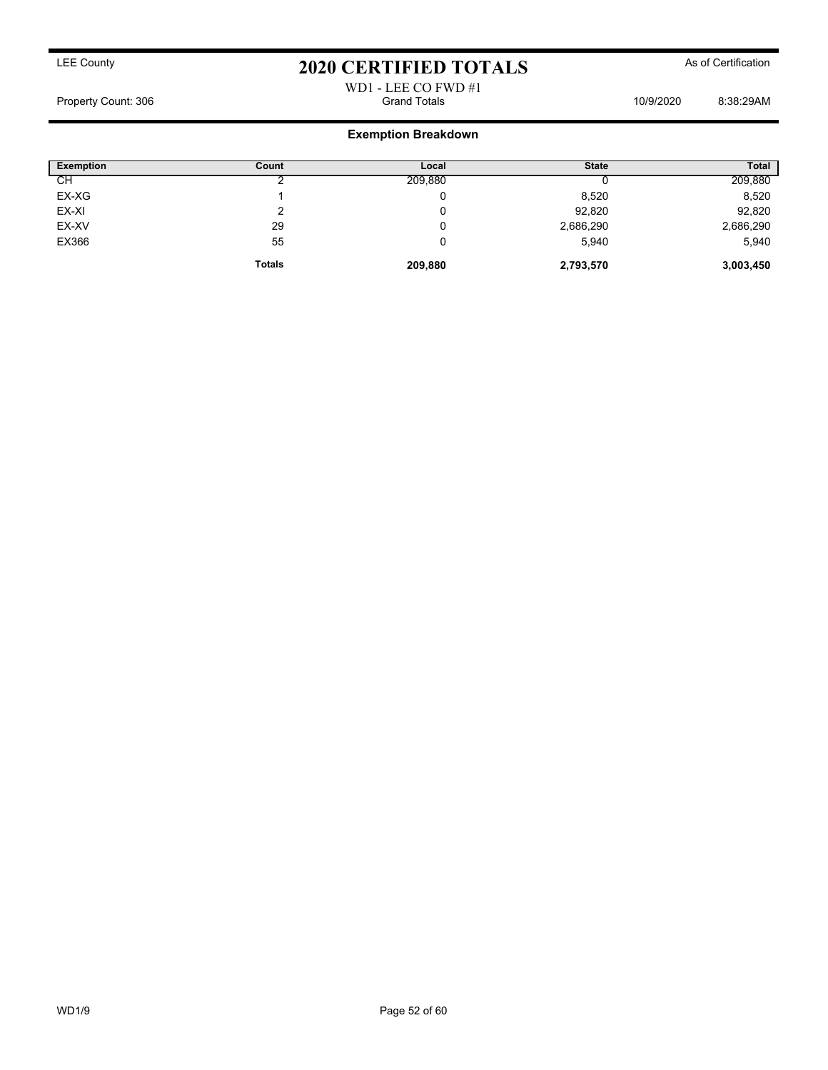LEE County

# 2020 CERTIFIED TOTALS

As of Certification

WD1 - LEE CO FWD #1

Property Count: 306 — Grand Totals — 10/9/2020 8:38:29AM

## Exemption Breakdown

| Exemption | Count | Local | State | Total |
|---|---|---|---|---|
| CH | 2 | 209,880 | 0 | 209,880 |
| EX-XG | 1 | 0 | 8,520 | 8,520 |
| EX-XI | 2 | 0 | 92,820 | 92,820 |
| EX-XV | 29 | 0 | 2,686,290 | 2,686,290 |
| EX366 | 55 | 0 | 5,940 | 5,940 |
| | **Totals** | **209,880** | **2,793,570** | **3,003,450** |

WD1/9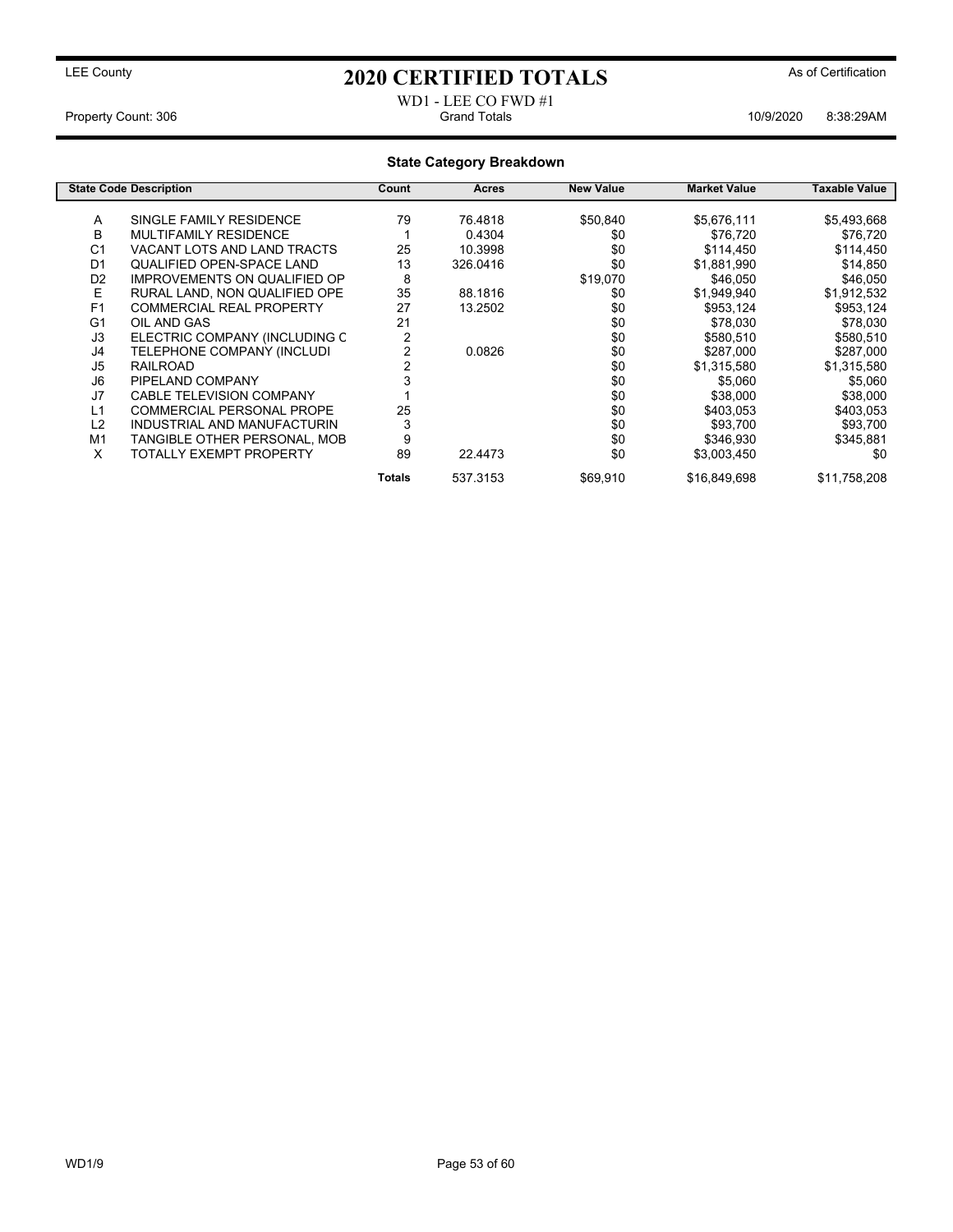LEE County

# 2020 CERTIFIED TOTALS

As of Certification

WD1 - LEE CO FWD #1

Property Count: 306 — Grand Totals — 10/9/2020 8:38:29AM

## State Category Breakdown

| State Code | Description | Count | Acres | New Value | Market Value | Taxable Value |
|---|---|---|---|---|---|---|
| A | SINGLE FAMILY RESIDENCE | 79 | 76.4818 | $50,840 | $5,676,111 | $5,493,668 |
| B | MULTIFAMILY RESIDENCE | 1 | 0.4304 | $0 | $76,720 | $76,720 |
| C1 | VACANT LOTS AND LAND TRACTS | 25 | 10.3998 | $0 | $114,450 | $114,450 |
| D1 | QUALIFIED OPEN-SPACE LAND | 13 | 326.0416 | $0 | $1,881,990 | $14,850 |
| D2 | IMPROVEMENTS ON QUALIFIED OP | 8 | | $19,070 | $46,050 | $46,050 |
| E | RURAL LAND, NON QUALIFIED OPE | 35 | 88.1816 | $0 | $1,949,940 | $1,912,532 |
| F1 | COMMERCIAL REAL PROPERTY | 27 | 13.2502 | $0 | $953,124 | $953,124 |
| G1 | OIL AND GAS | 21 | | $0 | $78,030 | $78,030 |
| J3 | ELECTRIC COMPANY (INCLUDING C | 2 | | $0 | $580,510 | $580,510 |
| J4 | TELEPHONE COMPANY (INCLUDI | 2 | 0.0826 | $0 | $287,000 | $287,000 |
| J5 | RAILROAD | 2 | | $0 | $1,315,580 | $1,315,580 |
| J6 | PIPELAND COMPANY | 3 | | $0 | $5,060 | $5,060 |
| J7 | CABLE TELEVISION COMPANY | 1 | | $0 | $38,000 | $38,000 |
| L1 | COMMERCIAL PERSONAL PROPE | 25 | | $0 | $403,053 | $403,053 |
| L2 | INDUSTRIAL AND MANUFACTURIN | 3 | | $0 | $93,700 | $93,700 |
| M1 | TANGIBLE OTHER PERSONAL, MOB | 9 | | $0 | $346,930 | $345,881 |
| X | TOTALLY EXEMPT PROPERTY | 89 | 22.4473 | $0 | $3,003,450 | $0 |
| | | **Totals** | 537.3153 | $69,910 | $16,849,698 | $11,758,208 |

WD1/9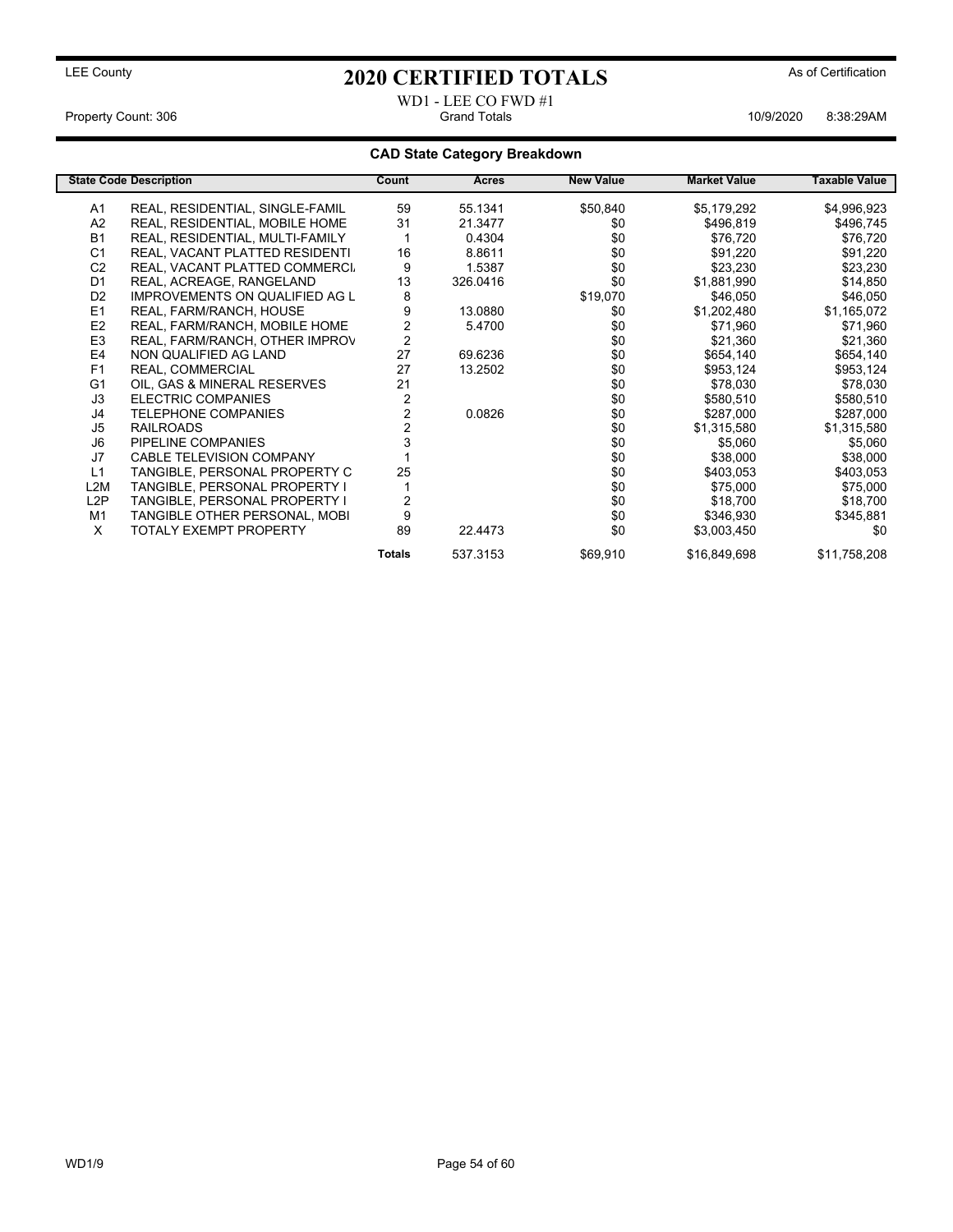LEE County

# 2020 CERTIFIED TOTALS

As of Certification

WD1 - LEE CO FWD #1

Property Count: 306 | Grand Totals | 10/9/2020 8:38:29AM

## CAD State Category Breakdown

| State Code | Description | Count | Acres | New Value | Market Value | Taxable Value |
|---|---|---|---|---|---|---|
| A1 | REAL, RESIDENTIAL, SINGLE-FAMIL | 59 | 55.1341 | $50,840 | $5,179,292 | $4,996,923 |
| A2 | REAL, RESIDENTIAL, MOBILE HOME | 31 | 21.3477 | $0 | $496,819 | $496,745 |
| B1 | REAL, RESIDENTIAL, MULTI-FAMILY | 1 | 0.4304 | $0 | $76,720 | $76,720 |
| C1 | REAL, VACANT PLATTED RESIDENTI | 16 | 8.8611 | $0 | $91,220 | $91,220 |
| C2 | REAL, VACANT PLATTED COMMERCI | 9 | 1.5387 | $0 | $23,230 | $23,230 |
| D1 | REAL, ACREAGE, RANGELAND | 13 | 326.0416 | $0 | $1,881,990 | $14,850 |
| D2 | IMPROVEMENTS ON QUALIFIED AG L | 8 | | $19,070 | $46,050 | $46,050 |
| E1 | REAL, FARM/RANCH, HOUSE | 9 | 13.0880 | $0 | $1,202,480 | $1,165,072 |
| E2 | REAL, FARM/RANCH, MOBILE HOME | 2 | 5.4700 | $0 | $71,960 | $71,960 |
| E3 | REAL, FARM/RANCH, OTHER IMPROV | 2 | | $0 | $21,360 | $21,360 |
| E4 | NON QUALIFIED AG LAND | 27 | 69.6236 | $0 | $654,140 | $654,140 |
| F1 | REAL, COMMERCIAL | 27 | 13.2502 | $0 | $953,124 | $953,124 |
| G1 | OIL, GAS & MINERAL RESERVES | 21 | | $0 | $78,030 | $78,030 |
| J3 | ELECTRIC COMPANIES | 2 | | $0 | $580,510 | $580,510 |
| J4 | TELEPHONE COMPANIES | 2 | 0.0826 | $0 | $287,000 | $287,000 |
| J5 | RAILROADS | 2 | | $0 | $1,315,580 | $1,315,580 |
| J6 | PIPELINE COMPANIES | 3 | | $0 | $5,060 | $5,060 |
| J7 | CABLE TELEVISION COMPANY | 1 | | $0 | $38,000 | $38,000 |
| L1 | TANGIBLE, PERSONAL PROPERTY C | 25 | | $0 | $403,053 | $403,053 |
| L2M | TANGIBLE, PERSONAL PROPERTY I | 1 | | $0 | $75,000 | $75,000 |
| L2P | TANGIBLE, PERSONAL PROPERTY I | 2 | | $0 | $18,700 | $18,700 |
| M1 | TANGIBLE OTHER PERSONAL, MOBI | 9 | | $0 | $346,930 | $345,881 |
| X | TOTALY EXEMPT PROPERTY | 89 | 22.4473 | $0 | $3,003,450 | $0 |
| | | **Totals** | 537.3153 | $69,910 | $16,849,698 | $11,758,208 |

WD1/9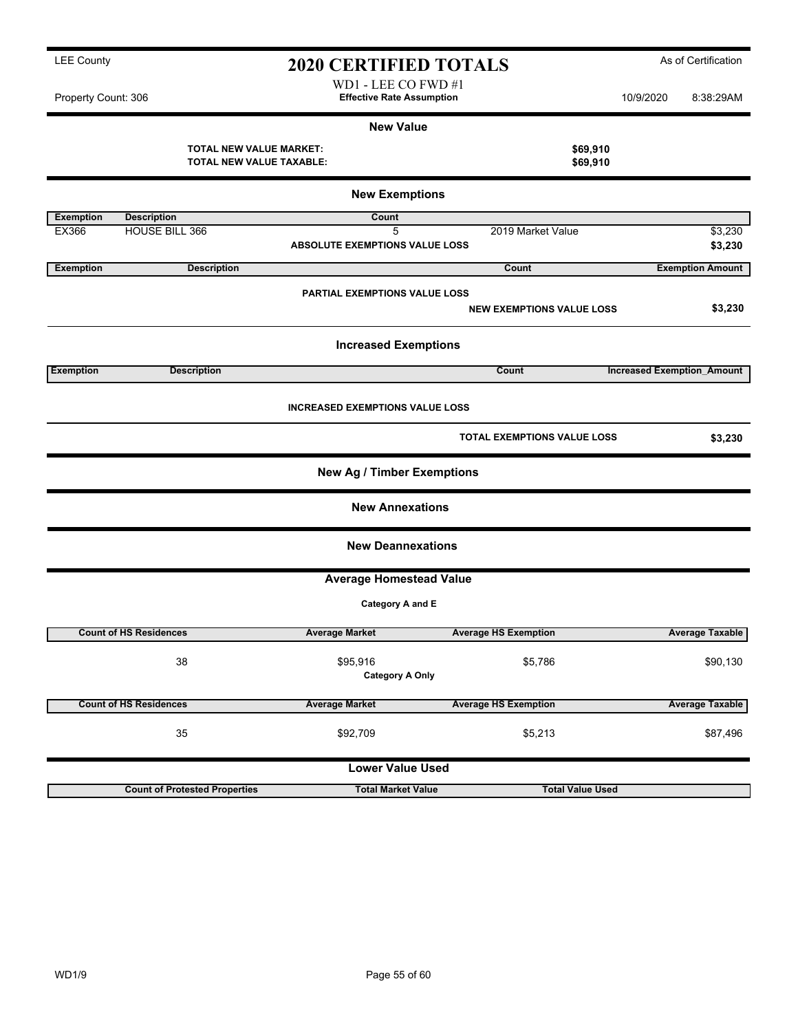LEE County

# 2020 CERTIFIED TOTALS

As of Certification

WD1 - LEE CO FWD #1

Property Count: 306 | **Effective Rate Assumption** | 10/9/2020 8:38:29AM

## New Value

**TOTAL NEW VALUE MARKET:** **$69,910**

**TOTAL NEW VALUE TAXABLE:** **$69,910**

## New Exemptions

| Exemption | Description | Count | | |
|---|---|---|---|---|
| EX366 | HOUSE BILL 366 | 5 | 2019 Market Value | $3,230 |
| | | **ABSOLUTE EXEMPTIONS VALUE LOSS** | | **$3,230** |

| Exemption | Description | Count | Exemption Amount |
|---|---|---|---|
| | **PARTIAL EXEMPTIONS VALUE LOSS** | | |
| | | **NEW EXEMPTIONS VALUE LOSS** | **$3,230** |

## Increased Exemptions

| Exemption | Description | Count | Increased Exemption_Amount |
|---|---|---|---|
| | **INCREASED EXEMPTIONS VALUE LOSS** | | |
| | | **TOTAL EXEMPTIONS VALUE LOSS** | **$3,230** |

## New Ag / Timber Exemptions

## New Annexations

## New Deannexations

## Average Homestead Value

**Category A and E**

| Count of HS Residences | Average Market | Average HS Exemption | Average Taxable |
|---|---|---|---|
| 38 | $95,916 | $5,786 | $90,130 |

**Category A Only**

| Count of HS Residences | Average Market | Average HS Exemption | Average Taxable |
|---|---|---|---|
| 35 | $92,709 | $5,213 | $87,496 |

## Lower Value Used

| Count of Protested Properties | Total Market Value | Total Value Used |
|---|---|---|

WD1/9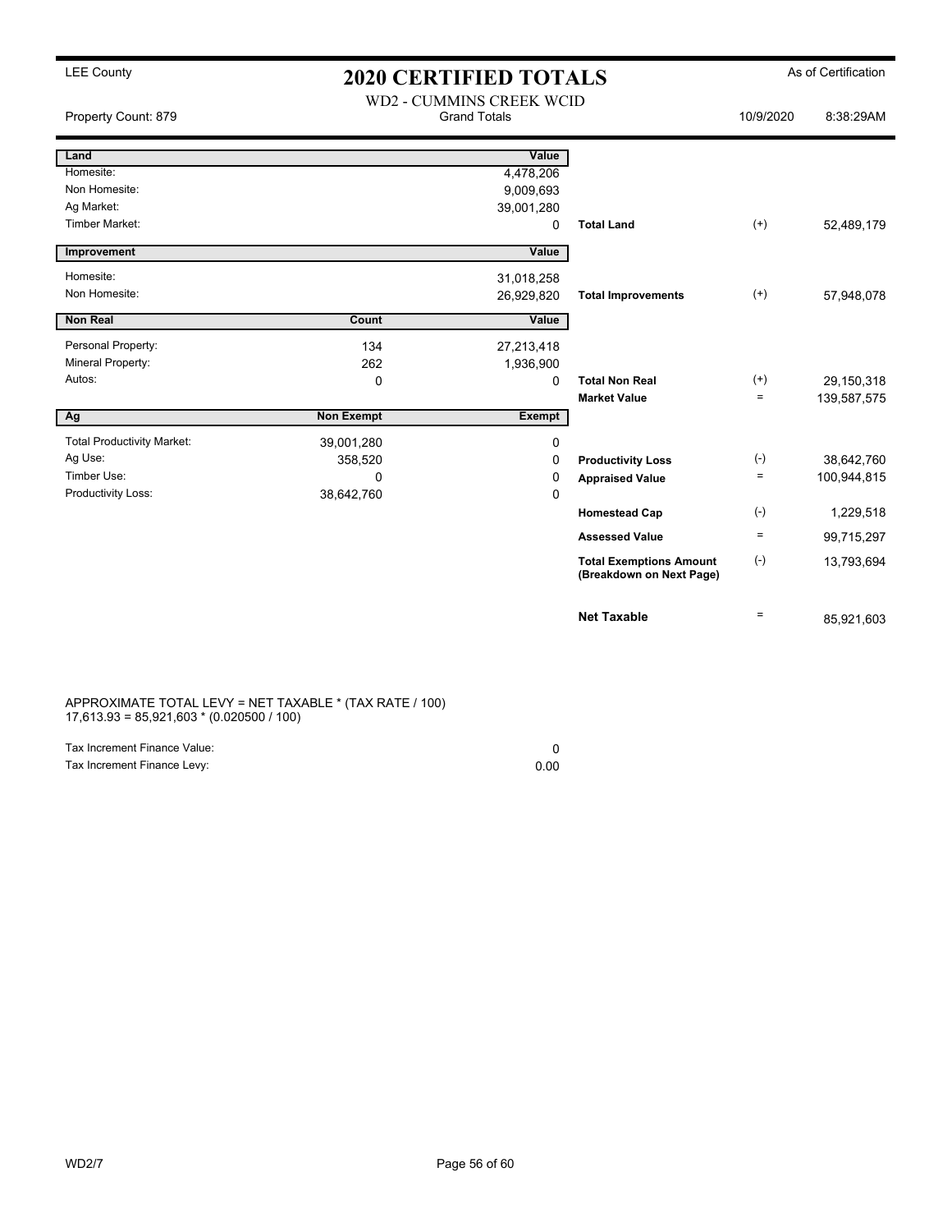LEE County

# 2020 CERTIFIED TOTALS

As of Certification

WD2 - CUMMINS CREEK WCID

Property Count: 879 | Grand Totals | 10/9/2020 8:38:29AM

| Land | | Value | | | |
|---|---|---|---|---|---|
| Homesite: | | 4,478,206 | | | |
| Non Homesite: | | 9,009,693 | | | |
| Ag Market: | | 39,001,280 | | | |
| Timber Market: | | 0 | **Total Land** | (+) | 52,489,179 |

| Improvement | | Value | | | |
|---|---|---|---|---|---|
| Homesite: | | 31,018,258 | | | |
| Non Homesite: | | 26,929,820 | **Total Improvements** | (+) | 57,948,078 |

| Non Real | Count | Value | | | |
|---|---|---|---|---|---|
| Personal Property: | 134 | 27,213,418 | | | |
| Mineral Property: | 262 | 1,936,900 | | | |
| Autos: | 0 | 0 | **Total Non Real** | (+) | 29,150,318 |
| | | | **Market Value** | = | 139,587,575 |

| Ag | Non Exempt | Exempt | | | |
|---|---|---|---|---|---|
| Total Productivity Market: | 39,001,280 | 0 | | | |
| Ag Use: | 358,520 | 0 | **Productivity Loss** | (-) | 38,642,760 |
| Timber Use: | 0 | 0 | **Appraised Value** | = | 100,944,815 |
| Productivity Loss: | 38,642,760 | 0 | | | |
| | | | **Homestead Cap** | (-) | 1,229,518 |
| | | | **Assessed Value** | = | 99,715,297 |
| | | | **Total Exemptions Amount (Breakdown on Next Page)** | (-) | 13,793,694 |
| | | | **Net Taxable** | = | 85,921,603 |

APPROXIMATE TOTAL LEVY = NET TAXABLE * (TAX RATE / 100)
17,613.93 = 85,921,603 * (0.020500 / 100)

| | |
|---|---|
| Tax Increment Finance Value: | 0 |
| Tax Increment Finance Levy: | 0.00 |

WD2/7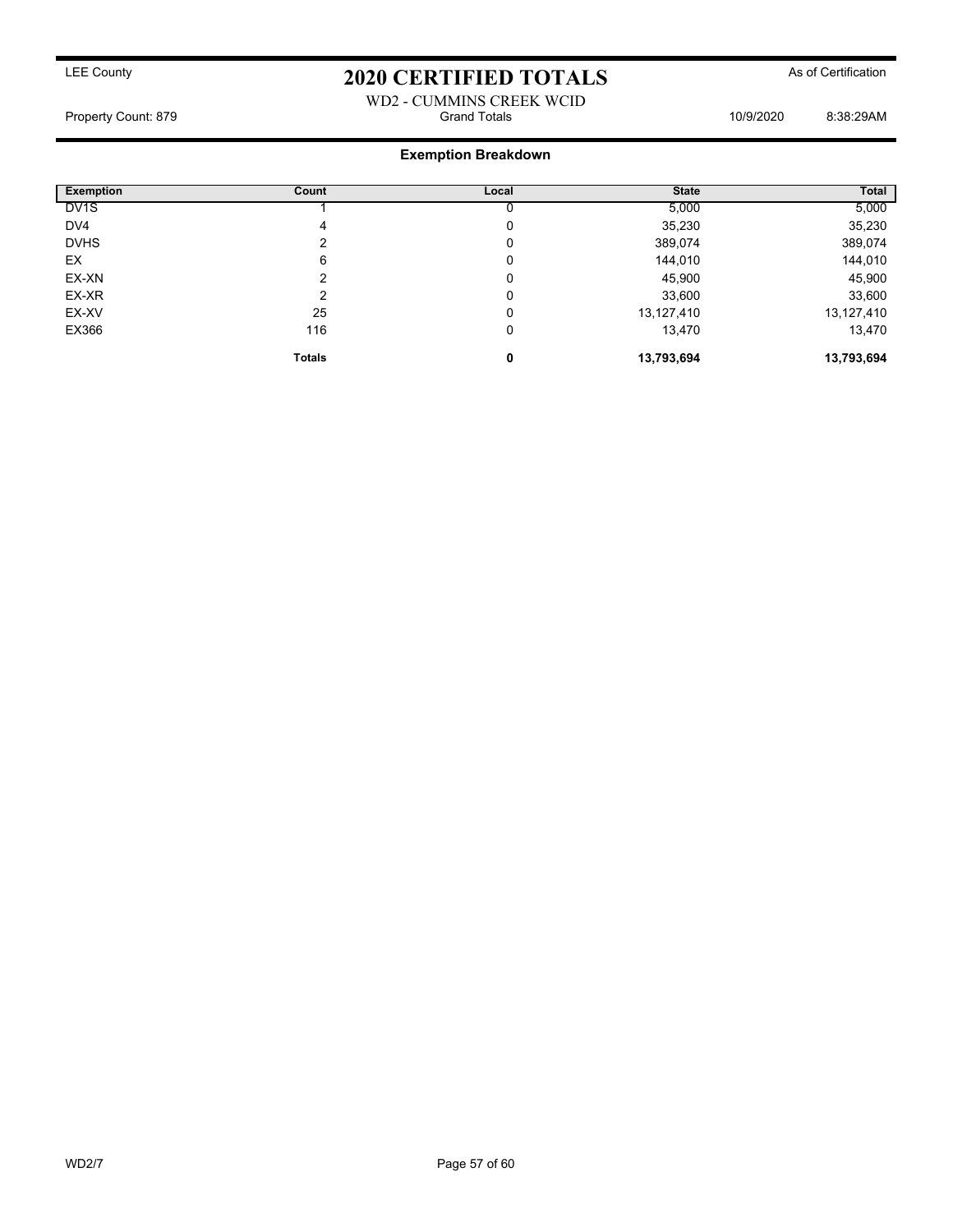# 2020 CERTIFIED TOTALS

LEE County | As of Certification

WD2 - CUMMINS CREEK WCID

Property Count: 879 | Grand Totals | 10/9/2020 | 8:38:29AM

## Exemption Breakdown

| Exemption | Count | Local | State | Total |
|---|---|---|---|---|
| DV1S | 1 | 0 | 5,000 | 5,000 |
| DV4 | 4 | 0 | 35,230 | 35,230 |
| DVHS | 2 | 0 | 389,074 | 389,074 |
| EX | 6 | 0 | 144,010 | 144,010 |
| EX-XN | 2 | 0 | 45,900 | 45,900 |
| EX-XR | 2 | 0 | 33,600 | 33,600 |
| EX-XV | 25 | 0 | 13,127,410 | 13,127,410 |
| EX366 | 116 | 0 | 13,470 | 13,470 |
| | **Totals** | **0** | **13,793,694** | **13,793,694** |

WD2/7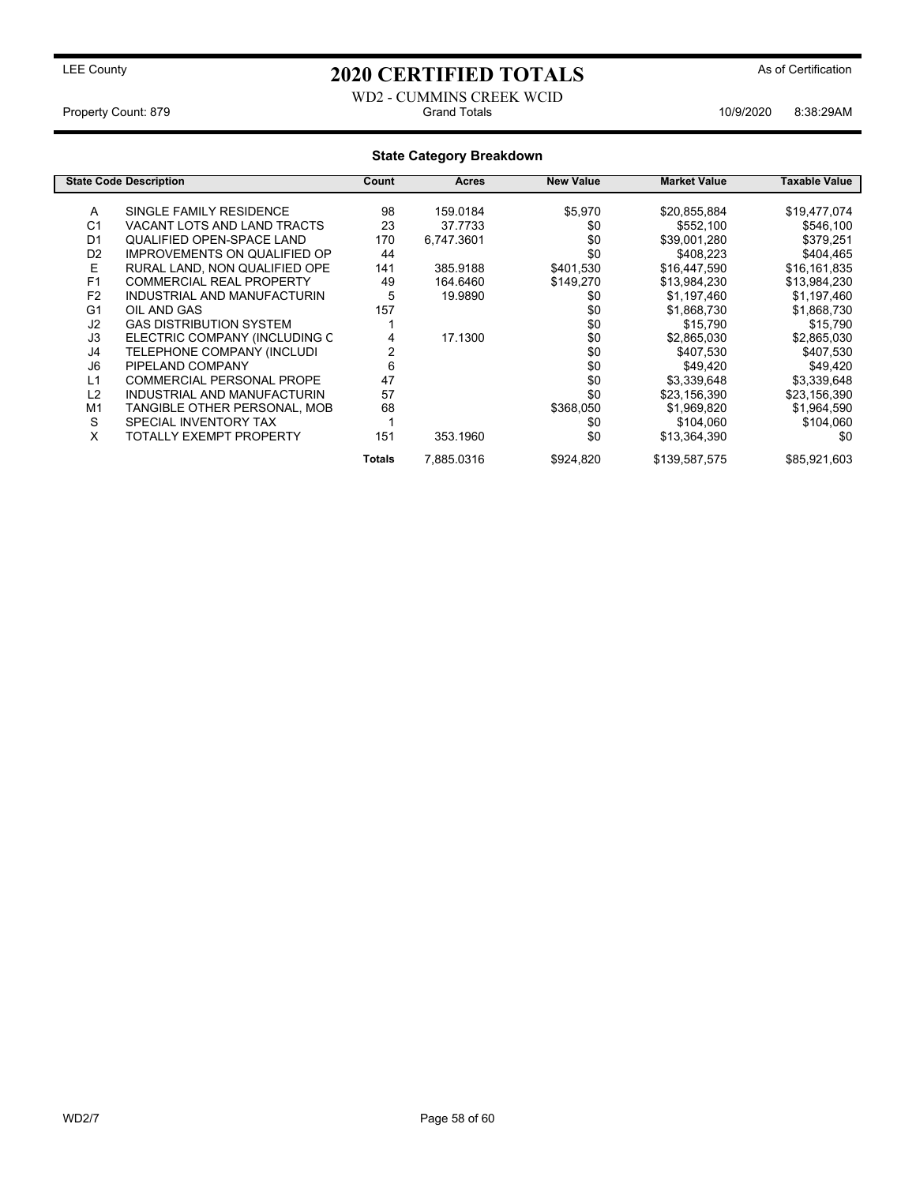LEE County

# 2020 CERTIFIED TOTALS

As of Certification

WD2 - CUMMINS CREEK WCID

Property Count: 879 | Grand Totals | 10/9/2020 8:38:29AM

## State Category Breakdown

| State Code | Description | Count | Acres | New Value | Market Value | Taxable Value |
|---|---|---|---|---|---|---|
| A | SINGLE FAMILY RESIDENCE | 98 | 159.0184 | $5,970 | $20,855,884 | $19,477,074 |
| C1 | VACANT LOTS AND LAND TRACTS | 23 | 37.7733 | $0 | $552,100 | $546,100 |
| D1 | QUALIFIED OPEN-SPACE LAND | 170 | 6,747.3601 | $0 | $39,001,280 | $379,251 |
| D2 | IMPROVEMENTS ON QUALIFIED OP | 44 | | $0 | $408,223 | $404,465 |
| E | RURAL LAND, NON QUALIFIED OPE | 141 | 385.9188 | $401,530 | $16,447,590 | $16,161,835 |
| F1 | COMMERCIAL REAL PROPERTY | 49 | 164.6460 | $149,270 | $13,984,230 | $13,984,230 |
| F2 | INDUSTRIAL AND MANUFACTURIN | 5 | 19.9890 | $0 | $1,197,460 | $1,197,460 |
| G1 | OIL AND GAS | 157 | | $0 | $1,868,730 | $1,868,730 |
| J2 | GAS DISTRIBUTION SYSTEM | 1 | | $0 | $15,790 | $15,790 |
| J3 | ELECTRIC COMPANY (INCLUDING C | 4 | 17.1300 | $0 | $2,865,030 | $2,865,030 |
| J4 | TELEPHONE COMPANY (INCLUDI | 2 | | $0 | $407,530 | $407,530 |
| J6 | PIPELAND COMPANY | 6 | | $0 | $49,420 | $49,420 |
| L1 | COMMERCIAL PERSONAL PROPE | 47 | | $0 | $3,339,648 | $3,339,648 |
| L2 | INDUSTRIAL AND MANUFACTURIN | 57 | | $0 | $23,156,390 | $23,156,390 |
| M1 | TANGIBLE OTHER PERSONAL, MOB | 68 | | $368,050 | $1,969,820 | $1,964,590 |
| S | SPECIAL INVENTORY TAX | 1 | | $0 | $104,060 | $104,060 |
| X | TOTALLY EXEMPT PROPERTY | 151 | 353.1960 | $0 | $13,364,390 | $0 |
| | | **Totals** | 7,885.0316 | $924,820 | $139,587,575 | $85,921,603 |

WD2/7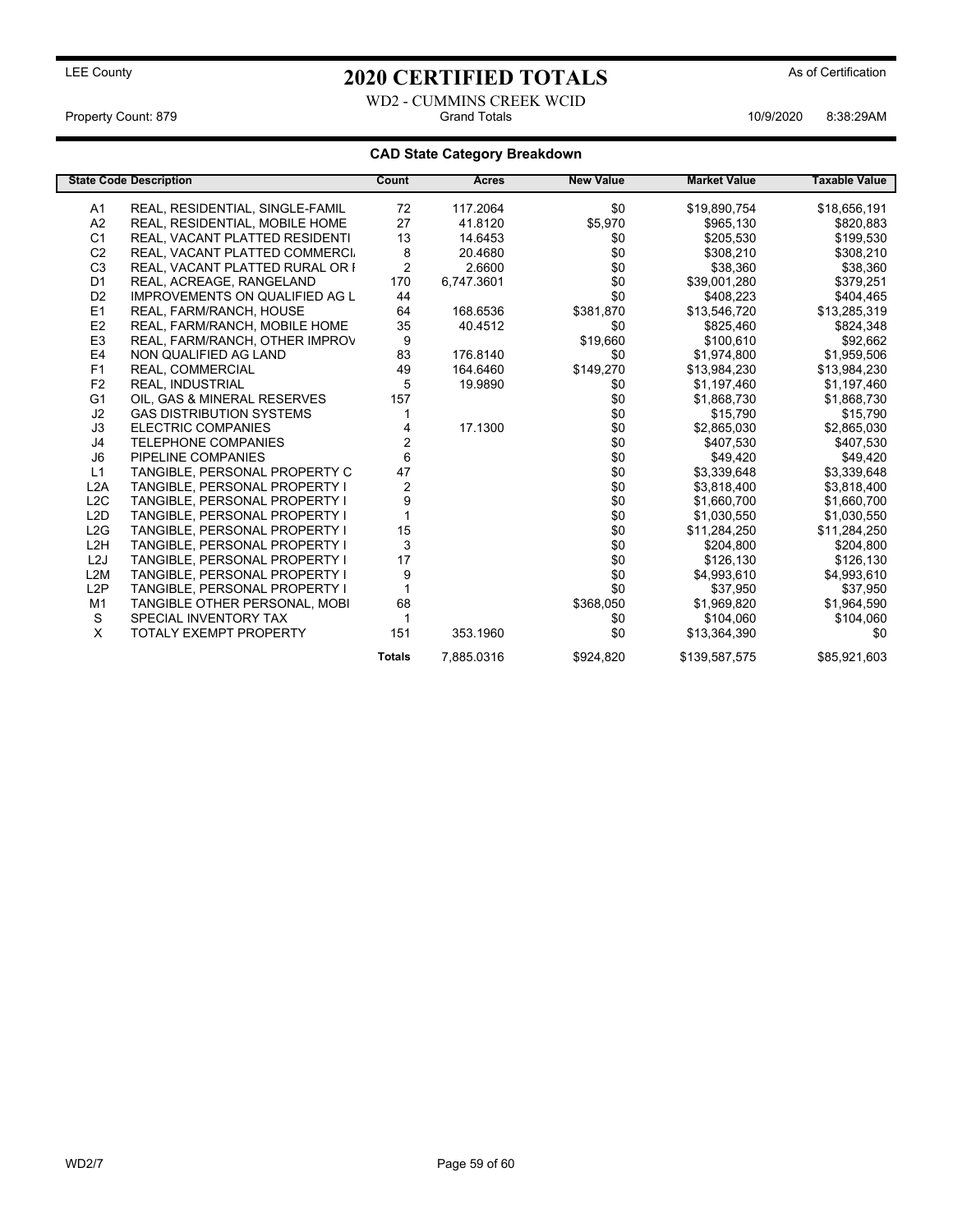LEE County

# 2020 CERTIFIED TOTALS

As of Certification

WD2 - CUMMINS CREEK WCID

Property Count: 879 | Grand Totals | 10/9/2020 8:38:29AM

## CAD State Category Breakdown

| State Code | Description | Count | Acres | New Value | Market Value | Taxable Value |
|---|---|---|---|---|---|---|
| A1 | REAL, RESIDENTIAL, SINGLE-FAMIL | 72 | 117.2064 | $0 | $19,890,754 | $18,656,191 |
| A2 | REAL, RESIDENTIAL, MOBILE HOME | 27 | 41.8120 | $5,970 | $965,130 | $820,883 |
| C1 | REAL, VACANT PLATTED RESIDENTI | 13 | 14.6453 | $0 | $205,530 | $199,530 |
| C2 | REAL, VACANT PLATTED COMMERCI | 8 | 20.4680 | $0 | $308,210 | $308,210 |
| C3 | REAL, VACANT PLATTED RURAL OR I | 2 | 2.6600 | $0 | $38,360 | $38,360 |
| D1 | REAL, ACREAGE, RANGELAND | 170 | 6,747.3601 | $0 | $39,001,280 | $379,251 |
| D2 | IMPROVEMENTS ON QUALIFIED AG L | 44 | | $0 | $408,223 | $404,465 |
| E1 | REAL, FARM/RANCH, HOUSE | 64 | 168.6536 | $381,870 | $13,546,720 | $13,285,319 |
| E2 | REAL, FARM/RANCH, MOBILE HOME | 35 | 40.4512 | $0 | $825,460 | $824,348 |
| E3 | REAL, FARM/RANCH, OTHER IMPROV | 9 | | $19,660 | $100,610 | $92,662 |
| E4 | NON QUALIFIED AG LAND | 83 | 176.8140 | $0 | $1,974,800 | $1,959,506 |
| F1 | REAL, COMMERCIAL | 49 | 164.6460 | $149,270 | $13,984,230 | $13,984,230 |
| F2 | REAL, INDUSTRIAL | 5 | 19.9890 | $0 | $1,197,460 | $1,197,460 |
| G1 | OIL, GAS & MINERAL RESERVES | 157 | | $0 | $1,868,730 | $1,868,730 |
| J2 | GAS DISTRIBUTION SYSTEMS | 1 | | $0 | $15,790 | $15,790 |
| J3 | ELECTRIC COMPANIES | 4 | 17.1300 | $0 | $2,865,030 | $2,865,030 |
| J4 | TELEPHONE COMPANIES | 2 | | $0 | $407,530 | $407,530 |
| J6 | PIPELINE COMPANIES | 6 | | $0 | $49,420 | $49,420 |
| L1 | TANGIBLE, PERSONAL PROPERTY C | 47 | | $0 | $3,339,648 | $3,339,648 |
| L2A | TANGIBLE, PERSONAL PROPERTY I | 2 | | $0 | $3,818,400 | $3,818,400 |
| L2C | TANGIBLE, PERSONAL PROPERTY I | 9 | | $0 | $1,660,700 | $1,660,700 |
| L2D | TANGIBLE, PERSONAL PROPERTY I | 1 | | $0 | $1,030,550 | $1,030,550 |
| L2G | TANGIBLE, PERSONAL PROPERTY I | 15 | | $0 | $11,284,250 | $11,284,250 |
| L2H | TANGIBLE, PERSONAL PROPERTY I | 3 | | $0 | $204,800 | $204,800 |
| L2J | TANGIBLE, PERSONAL PROPERTY I | 17 | | $0 | $126,130 | $126,130 |
| L2M | TANGIBLE, PERSONAL PROPERTY I | 9 | | $0 | $4,993,610 | $4,993,610 |
| L2P | TANGIBLE, PERSONAL PROPERTY I | 1 | | $0 | $37,950 | $37,950 |
| M1 | TANGIBLE OTHER PERSONAL, MOBI | 68 | | $368,050 | $1,969,820 | $1,964,590 |
| S | SPECIAL INVENTORY TAX | 1 | | $0 | $104,060 | $104,060 |
| X | TOTALY EXEMPT PROPERTY | 151 | 353.1960 | $0 | $13,364,390 | $0 |
| | | **Totals** | 7,885.0316 | $924,820 | $139,587,575 | $85,921,603 |

WD2/7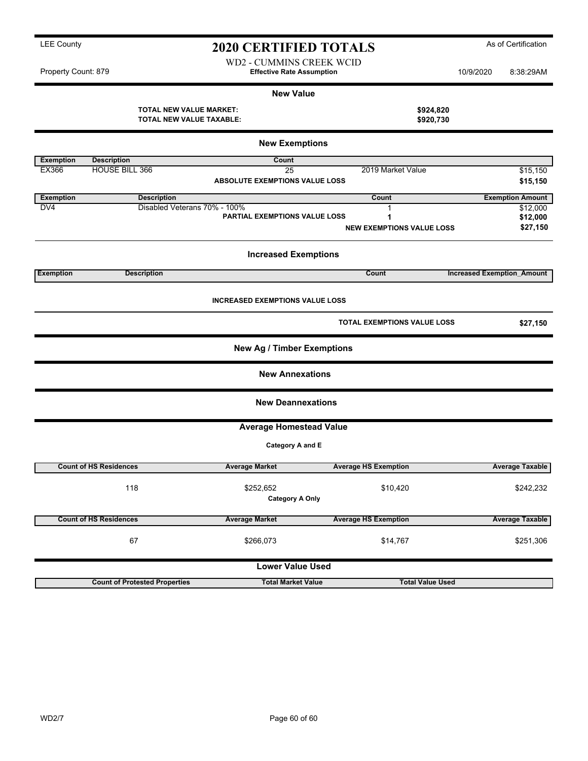LEE County

# 2020 CERTIFIED TOTALS

As of Certification

WD2 - CUMMINS CREEK WCID

Property Count: 879 | **Effective Rate Assumption** | 10/9/2020 8:38:29AM

## New Value

| | |
|---|---|
| **TOTAL NEW VALUE MARKET:** | **$924,820** |
| **TOTAL NEW VALUE TAXABLE:** | **$920,730** |

## New Exemptions

| Exemption | Description | Count | | |
|---|---|---|---|---|
| EX366 | HOUSE BILL 366 | 25 | 2019 Market Value | $15,150 |
| | | **ABSOLUTE EXEMPTIONS VALUE LOSS** | | **$15,150** |

| Exemption | Description | Count | Exemption Amount |
|---|---|---|---|
| DV4 | Disabled Veterans 70% - 100% | 1 | $12,000 |
| | **PARTIAL EXEMPTIONS VALUE LOSS** | **1** | **$12,000** |
| | | **NEW EXEMPTIONS VALUE LOSS** | **$27,150** |

## Increased Exemptions

| Exemption | Description | Count | Increased Exemption_Amount |
|---|---|---|---|

**INCREASED EXEMPTIONS VALUE LOSS**

**TOTAL EXEMPTIONS VALUE LOSS** **$27,150**

## New Ag / Timber Exemptions

## New Annexations

## New Deannexations

## Average Homestead Value

**Category A and E**

| Count of HS Residences | Average Market | Average HS Exemption | Average Taxable |
|---|---|---|---|
| 118 | $252,652 | $10,420 | $242,232 |

**Category A Only**

| Count of HS Residences | Average Market | Average HS Exemption | Average Taxable |
|---|---|---|---|
| 67 | $266,073 | $14,767 | $251,306 |

## Lower Value Used

| Count of Protested Properties | Total Market Value | Total Value Used |
|---|---|---|